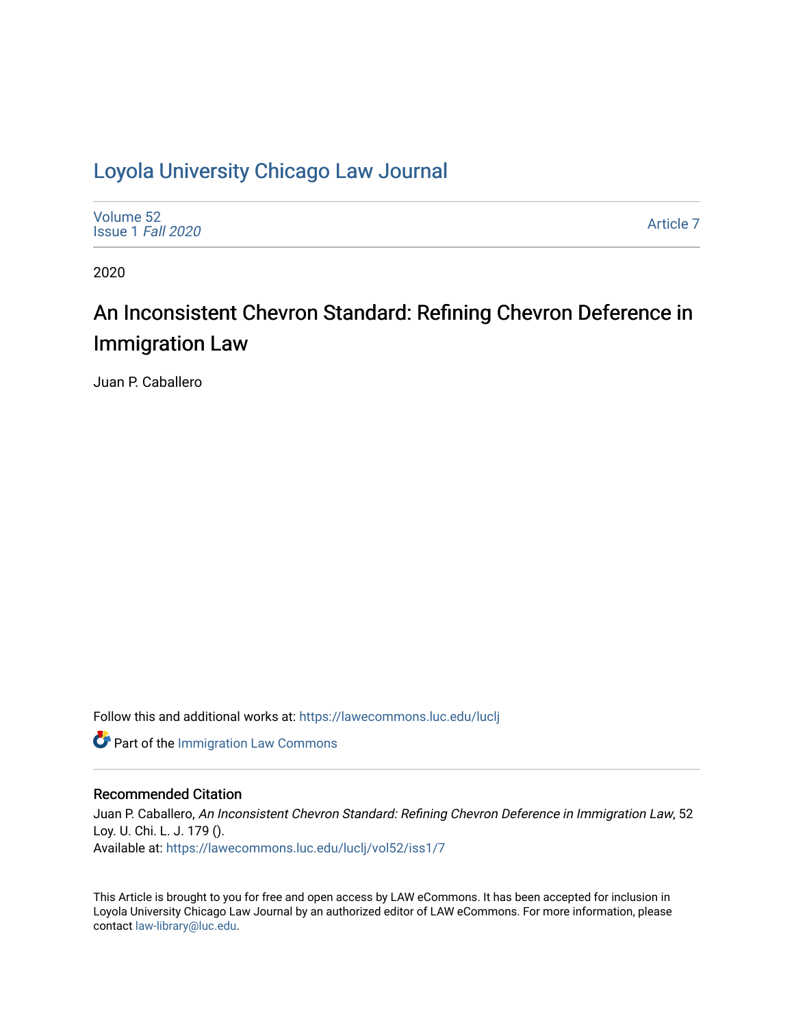# Loyola University Chicago Law Journal

Volume 52
Issue 1 *Fall 2020*

Article 7

2020

## An Inconsistent Chevron Standard: Refining Chevron Deference in Immigration Law

Juan P. Caballero

Follow this and additional works at: https://lawecommons.luc.edu/luclj

Part of the Immigration Law Commons

### Recommended Citation

Juan P. Caballero, *An Inconsistent Chevron Standard: Refining Chevron Deference in Immigration Law*, 52 Loy. U. Chi. L. J. 179 ().
Available at: https://lawecommons.luc.edu/luclj/vol52/iss1/7

This Article is brought to you for free and open access by LAW eCommons. It has been accepted for inclusion in Loyola University Chicago Law Journal by an authorized editor of LAW eCommons. For more information, please contact law-library@luc.edu.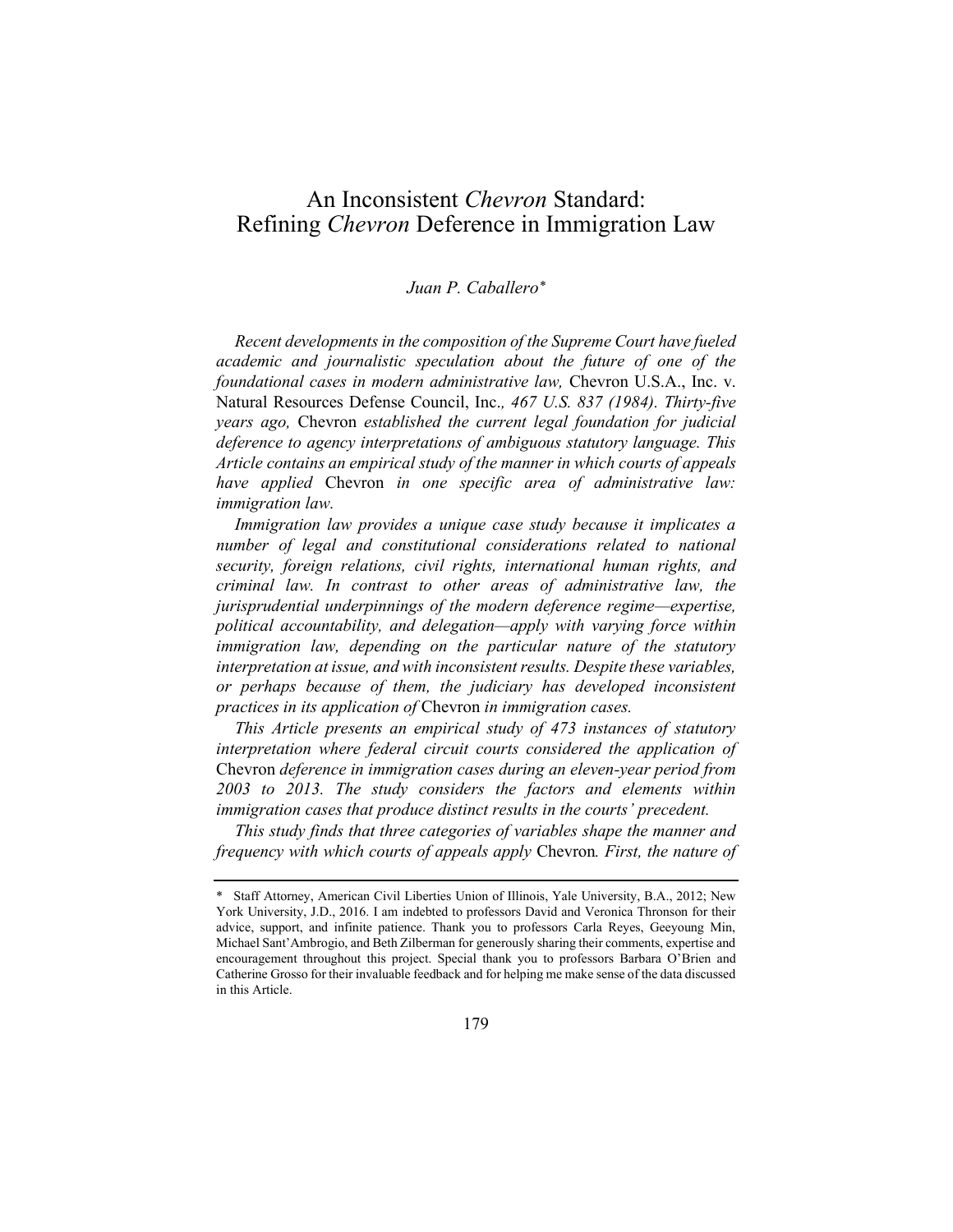# An Inconsistent *Chevron* Standard: Refining *Chevron* Deference in Immigration Law

*Juan P. Caballero*[*]

*Recent developments in the composition of the Supreme Court have fueled academic and journalistic speculation about the future of one of the foundational cases in modern administrative law,* Chevron U.S.A., Inc. v. Natural Resources Defense Council, Inc.*, 467 U.S. 837 (1984). Thirty-five years ago,* Chevron *established the current legal foundation for judicial deference to agency interpretations of ambiguous statutory language. This Article contains an empirical study of the manner in which courts of appeals have applied* Chevron *in one specific area of administrative law: immigration law.*

*Immigration law provides a unique case study because it implicates a number of legal and constitutional considerations related to national security, foreign relations, civil rights, international human rights, and criminal law. In contrast to other areas of administrative law, the jurisprudential underpinnings of the modern deference regime—expertise, political accountability, and delegation—apply with varying force within immigration law, depending on the particular nature of the statutory interpretation at issue, and with inconsistent results. Despite these variables, or perhaps because of them, the judiciary has developed inconsistent practices in its application of* Chevron *in immigration cases.*

*This Article presents an empirical study of 473 instances of statutory interpretation where federal circuit courts considered the application of* Chevron *deference in immigration cases during an eleven-year period from 2003 to 2013. The study considers the factors and elements within immigration cases that produce distinct results in the courts' precedent.*

*This study finds that three categories of variables shape the manner and frequency with which courts of appeals apply* Chevron*. First, the nature of*

---

[*] Staff Attorney, American Civil Liberties Union of Illinois, Yale University, B.A., 2012; New York University, J.D., 2016. I am indebted to professors David and Veronica Thronson for their advice, support, and infinite patience. Thank you to professors Carla Reyes, Geeyoung Min, Michael Sant'Ambrogio, and Beth Zilberman for generously sharing their comments, expertise and encouragement throughout this project. Special thank you to professors Barbara O'Brien and Catherine Grosso for their invaluable feedback and for helping me make sense of the data discussed in this Article.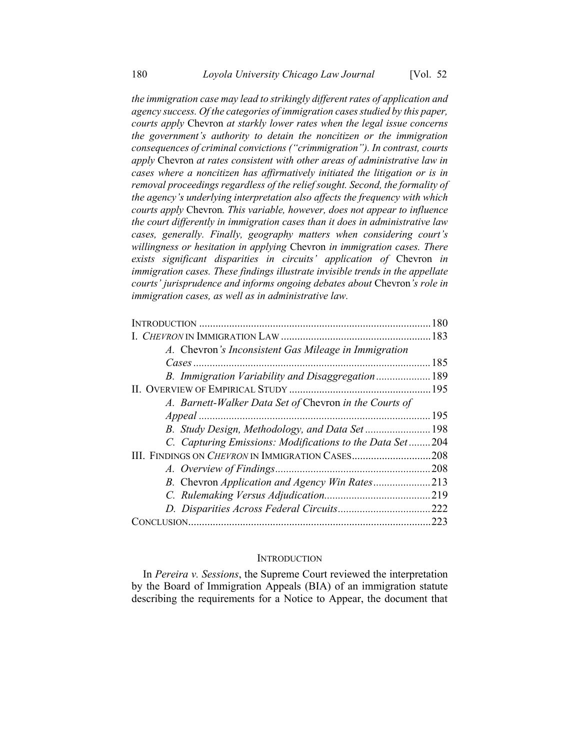*the immigration case may lead to strikingly different rates of application and agency success. Of the categories of immigration cases studied by this paper, courts apply* Chevron *at starkly lower rates when the legal issue concerns the government's authority to detain the noncitizen or the immigration consequences of criminal convictions ("crimmigration"). In contrast, courts apply* Chevron *at rates consistent with other areas of administrative law in cases where a noncitizen has affirmatively initiated the litigation or is in removal proceedings regardless of the relief sought. Second, the formality of the agency's underlying interpretation also affects the frequency with which courts apply* Chevron*. This variable, however, does not appear to influence the court differently in immigration cases than it does in administrative law cases, generally. Finally, geography matters when considering court's willingness or hesitation in applying* Chevron *in immigration cases. There exists significant disparities in circuits' application of* Chevron *in immigration cases. These findings illustrate invisible trends in the appellate courts' jurisprudence and informs ongoing debates about* Chevron*'s role in immigration cases, as well as in administrative law.*

| | |
|---|---|
| INTRODUCTION | 180 |
| I. *CHEVRON* IN IMMIGRATION LAW | 183 |
| *A.* Chevron*'s Inconsistent Gas Mileage in Immigration Cases* | 185 |
| *B. Immigration Variability and Disaggregation* | 189 |
| II. OVERVIEW OF EMPIRICAL STUDY | 195 |
| *A. Barnett-Walker Data Set of* Chevron *in the Courts of Appeal* | 195 |
| *B. Study Design, Methodology, and Data Set* | 198 |
| *C. Capturing Emissions: Modifications to the Data Set* | 204 |
| III. FINDINGS ON *CHEVRON* IN IMMIGRATION CASES | 208 |
| *A. Overview of Findings* | 208 |
| *B.* Chevron *Application and Agency Win Rates* | 213 |
| *C. Rulemaking Versus Adjudication* | 219 |
| *D. Disparities Across Federal Circuits* | 222 |
| CONCLUSION | 223 |

## INTRODUCTION

In *Pereira v. Sessions*, the Supreme Court reviewed the interpretation by the Board of Immigration Appeals (BIA) of an immigration statute describing the requirements for a Notice to Appear, the document that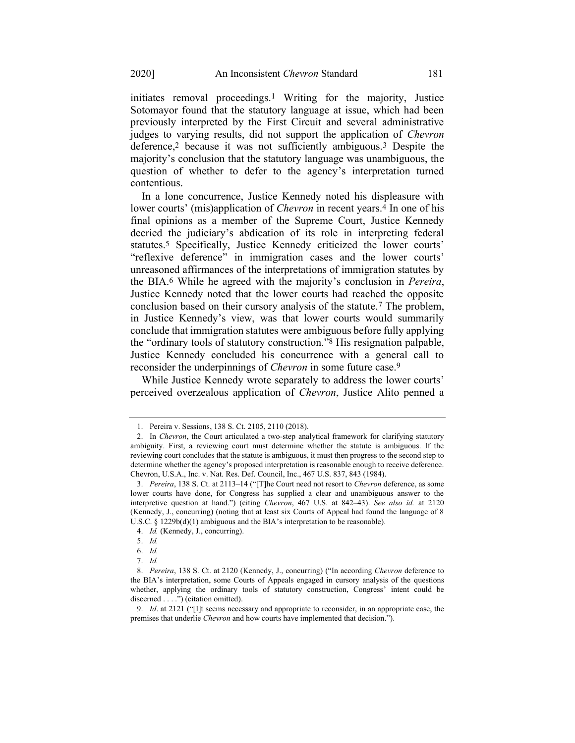initiates removal proceedings.[1] Writing for the majority, Justice Sotomayor found that the statutory language at issue, which had been previously interpreted by the First Circuit and several administrative judges to varying results, did not support the application of *Chevron* deference,[2] because it was not sufficiently ambiguous.[3] Despite the majority's conclusion that the statutory language was unambiguous, the question of whether to defer to the agency's interpretation turned contentious.

In a lone concurrence, Justice Kennedy noted his displeasure with lower courts' (mis)application of *Chevron* in recent years.[4] In one of his final opinions as a member of the Supreme Court, Justice Kennedy decried the judiciary's abdication of its role in interpreting federal statutes.[5] Specifically, Justice Kennedy criticized the lower courts' "reflexive deference" in immigration cases and the lower courts' unreasoned affirmances of the interpretations of immigration statutes by the BIA.[6] While he agreed with the majority's conclusion in *Pereira*, Justice Kennedy noted that the lower courts had reached the opposite conclusion based on their cursory analysis of the statute.[7] The problem, in Justice Kennedy's view, was that lower courts would summarily conclude that immigration statutes were ambiguous before fully applying the "ordinary tools of statutory construction."[8] His resignation palpable, Justice Kennedy concluded his concurrence with a general call to reconsider the underpinnings of *Chevron* in some future case.[9]

While Justice Kennedy wrote separately to address the lower courts' perceived overzealous application of *Chevron*, Justice Alito penned a

---

1. Pereira v. Sessions, 138 S. Ct. 2105, 2110 (2018).

2. In *Chevron*, the Court articulated a two-step analytical framework for clarifying statutory ambiguity. First, a reviewing court must determine whether the statute is ambiguous. If the reviewing court concludes that the statute is ambiguous, it must then progress to the second step to determine whether the agency's proposed interpretation is reasonable enough to receive deference. Chevron, U.S.A., Inc. v. Nat. Res. Def. Council, Inc., 467 U.S. 837, 843 (1984).

3. *Pereira*, 138 S. Ct. at 2113–14 ("[T]he Court need not resort to *Chevron* deference, as some lower courts have done, for Congress has supplied a clear and unambiguous answer to the interpretive question at hand.") (citing *Chevron*, 467 U.S. at 842–43). *See also id.* at 2120 (Kennedy, J., concurring) (noting that at least six Courts of Appeal had found the language of 8 U.S.C. § 1229b(d)(1) ambiguous and the BIA's interpretation to be reasonable).

4. *Id.* (Kennedy, J., concurring).

5. *Id.*

6. *Id.*

7. *Id.*

8. *Pereira*, 138 S. Ct. at 2120 (Kennedy, J., concurring) ("In according *Chevron* deference to the BIA's interpretation, some Courts of Appeals engaged in cursory analysis of the questions whether, applying the ordinary tools of statutory construction, Congress' intent could be discerned . . . .") (citation omitted).

9. *Id*. at 2121 ("[I]t seems necessary and appropriate to reconsider, in an appropriate case, the premises that underlie *Chevron* and how courts have implemented that decision.").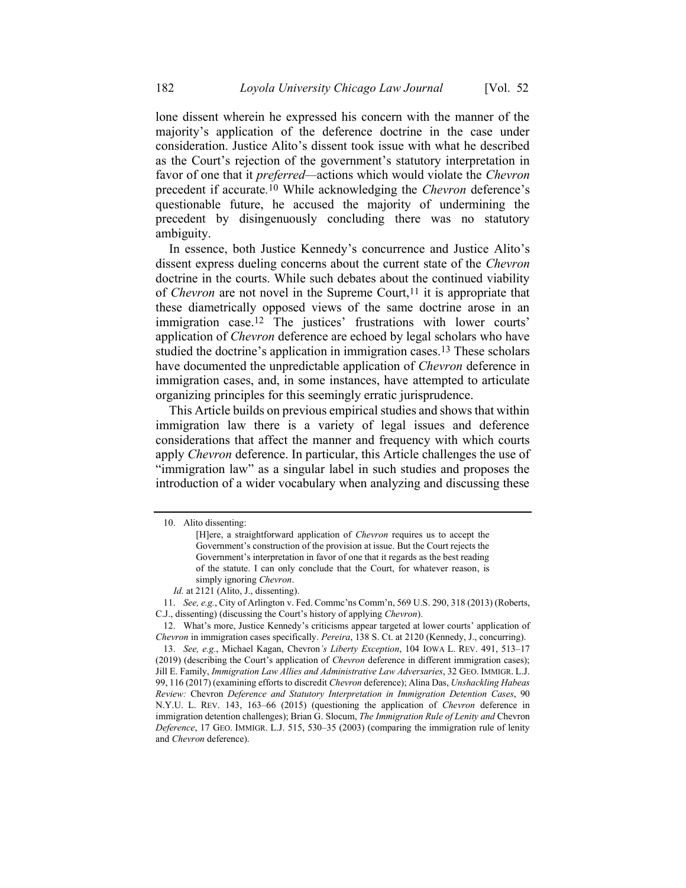lone dissent wherein he expressed his concern with the manner of the majority's application of the deference doctrine in the case under consideration. Justice Alito's dissent took issue with what he described as the Court's rejection of the government's statutory interpretation in favor of one that it *preferred*—actions which would violate the *Chevron* precedent if accurate.[10] While acknowledging the *Chevron* deference's questionable future, he accused the majority of undermining the precedent by disingenuously concluding there was no statutory ambiguity.

In essence, both Justice Kennedy's concurrence and Justice Alito's dissent express dueling concerns about the current state of the *Chevron* doctrine in the courts. While such debates about the continued viability of *Chevron* are not novel in the Supreme Court,[11] it is appropriate that these diametrically opposed views of the same doctrine arose in an immigration case.[12] The justices' frustrations with lower courts' application of *Chevron* deference are echoed by legal scholars who have studied the doctrine's application in immigration cases.[13] These scholars have documented the unpredictable application of *Chevron* deference in immigration cases, and, in some instances, have attempted to articulate organizing principles for this seemingly erratic jurisprudence.

This Article builds on previous empirical studies and shows that within immigration law there is a variety of legal issues and deference considerations that affect the manner and frequency with which courts apply *Chevron* deference. In particular, this Article challenges the use of "immigration law" as a singular label in such studies and proposes the introduction of a wider vocabulary when analyzing and discussing these

---

10. Alito dissenting:

> [H]ere, a straightforward application of *Chevron* requires us to accept the Government's construction of the provision at issue. But the Court rejects the Government's interpretation in favor of one that it regards as the best reading of the statute. I can only conclude that the Court, for whatever reason, is simply ignoring *Chevron*.

*Id.* at 2121 (Alito, J., dissenting).

11. *See, e.g.*, City of Arlington v. Fed. Commc'ns Comm'n, 569 U.S. 290, 318 (2013) (Roberts, C.J., dissenting) (discussing the Court's history of applying *Chevron*).

12. What's more, Justice Kennedy's criticisms appear targeted at lower courts' application of *Chevron* in immigration cases specifically. *Pereira*, 138 S. Ct. at 2120 (Kennedy, J., concurring).

13. *See, e.g.*, Michael Kagan, Chevron*'s Liberty Exception*, 104 IOWA L. REV. 491, 513–17 (2019) (describing the Court's application of *Chevron* deference in different immigration cases); Jill E. Family, *Immigration Law Allies and Administrative Law Adversaries*, 32 GEO. IMMIGR. L.J. 99, 116 (2017) (examining efforts to discredit *Chevron* deference); Alina Das, *Unshackling Habeas Review:* Chevron *Deference and Statutory Interpretation in Immigration Detention Cases*, 90 N.Y.U. L. REV. 143, 163–66 (2015) (questioning the application of *Chevron* deference in immigration detention challenges); Brian G. Slocum, *The Immigration Rule of Lenity and* Chevron *Deference*, 17 GEO. IMMIGR. L.J. 515, 530–35 (2003) (comparing the immigration rule of lenity and *Chevron* deference).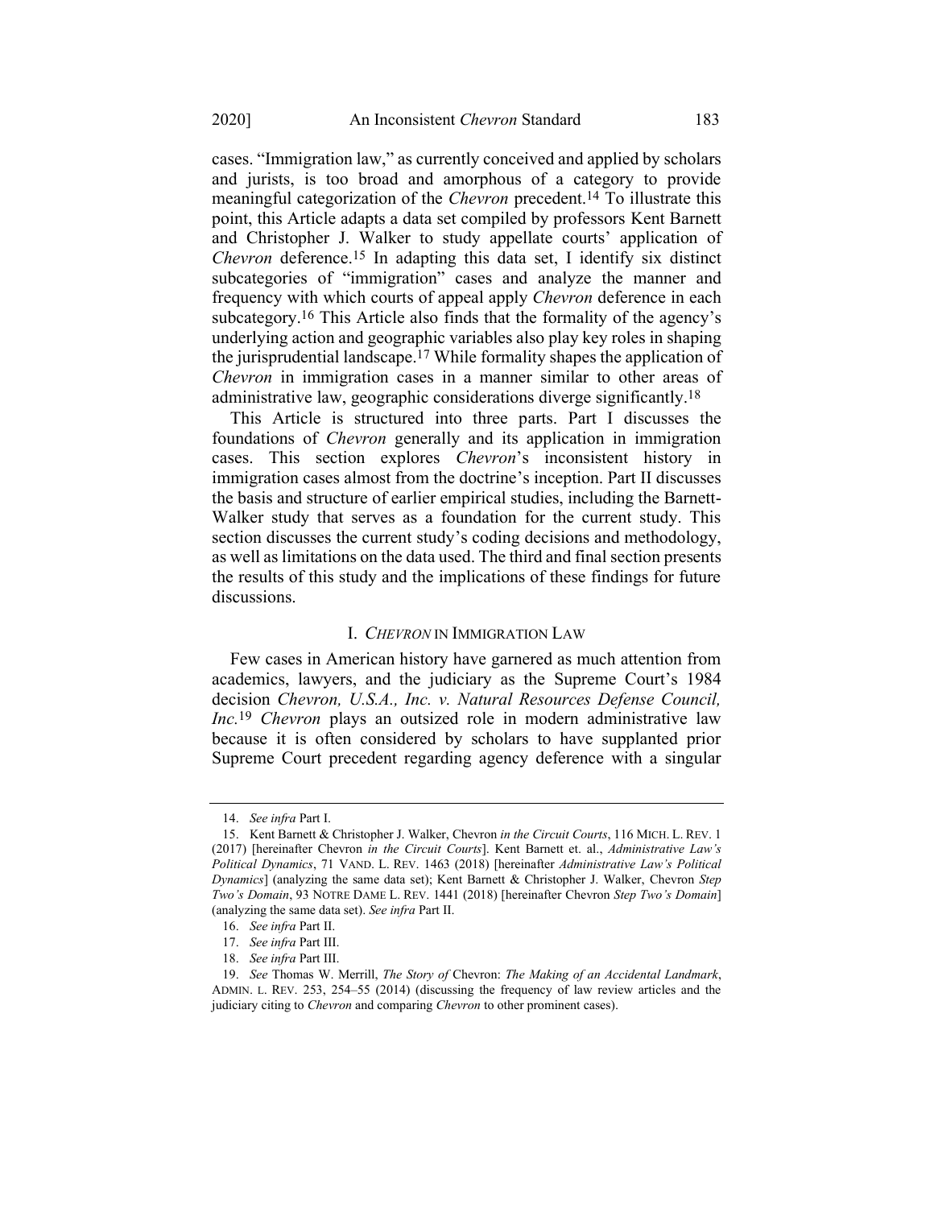cases. "Immigration law," as currently conceived and applied by scholars and jurists, is too broad and amorphous of a category to provide meaningful categorization of the *Chevron* precedent.[14] To illustrate this point, this Article adapts a data set compiled by professors Kent Barnett and Christopher J. Walker to study appellate courts' application of *Chevron* deference.[15] In adapting this data set, I identify six distinct subcategories of "immigration" cases and analyze the manner and frequency with which courts of appeal apply *Chevron* deference in each subcategory.[16] This Article also finds that the formality of the agency's underlying action and geographic variables also play key roles in shaping the jurisprudential landscape.[17] While formality shapes the application of *Chevron* in immigration cases in a manner similar to other areas of administrative law, geographic considerations diverge significantly.[18]

This Article is structured into three parts. Part I discusses the foundations of *Chevron* generally and its application in immigration cases. This section explores *Chevron*'s inconsistent history in immigration cases almost from the doctrine's inception. Part II discusses the basis and structure of earlier empirical studies, including the Barnett-Walker study that serves as a foundation for the current study. This section discusses the current study's coding decisions and methodology, as well as limitations on the data used. The third and final section presents the results of this study and the implications of these findings for future discussions.

## I. *CHEVRON* IN IMMIGRATION LAW

Few cases in American history have garnered as much attention from academics, lawyers, and the judiciary as the Supreme Court's 1984 decision *Chevron, U.S.A., Inc. v. Natural Resources Defense Council, Inc.*[19] *Chevron* plays an outsized role in modern administrative law because it is often considered by scholars to have supplanted prior Supreme Court precedent regarding agency deference with a singular

---

14. *See infra* Part I.

15. Kent Barnett & Christopher J. Walker, Chevron *in the Circuit Courts*, 116 MICH. L. REV. 1 (2017) [hereinafter Chevron *in the Circuit Courts*]. Kent Barnett et. al., *Administrative Law's Political Dynamics*, 71 VAND. L. REV. 1463 (2018) [hereinafter *Administrative Law's Political Dynamics*] (analyzing the same data set); Kent Barnett & Christopher J. Walker, Chevron *Step Two's Domain*, 93 NOTRE DAME L. REV. 1441 (2018) [hereinafter Chevron *Step Two's Domain*] (analyzing the same data set). *See infra* Part II.

16. *See infra* Part II.

17. *See infra* Part III.

18. *See infra* Part III.

19. *See* Thomas W. Merrill, *The Story of* Chevron: *The Making of an Accidental Landmark*, ADMIN. L. REV. 253, 254–55 (2014) (discussing the frequency of law review articles and the judiciary citing to *Chevron* and comparing *Chevron* to other prominent cases).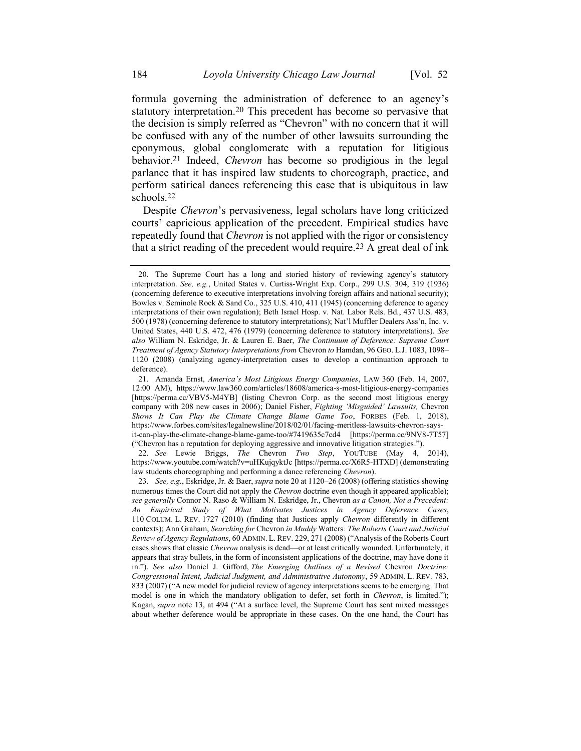formula governing the administration of deference to an agency's statutory interpretation.[20] This precedent has become so pervasive that the decision is simply referred as "Chevron" with no concern that it will be confused with any of the number of other lawsuits surrounding the eponymous, global conglomerate with a reputation for litigious behavior.[21] Indeed, *Chevron* has become so prodigious in the legal parlance that it has inspired law students to choreograph, practice, and perform satirical dances referencing this case that is ubiquitous in law schools.[22]

Despite *Chevron*'s pervasiveness, legal scholars have long criticized courts' capricious application of the precedent. Empirical studies have repeatedly found that *Chevron* is not applied with the rigor or consistency that a strict reading of the precedent would require.[23] A great deal of ink

---

20. The Supreme Court has a long and storied history of reviewing agency's statutory interpretation. *See, e.g.*, United States v. Curtiss-Wright Exp. Corp., 299 U.S. 304, 319 (1936) (concerning deference to executive interpretations involving foreign affairs and national security); Bowles v. Seminole Rock & Sand Co., 325 U.S. 410, 411 (1945) (concerning deference to agency interpretations of their own regulation); Beth Israel Hosp. v. Nat. Labor Rels. Bd., 437 U.S. 483, 500 (1978) (concerning deference to statutory interpretations); Nat'l Muffler Dealers Ass'n, Inc. v. United States, 440 U.S. 472, 476 (1979) (concerning deference to statutory interpretations). *See also* William N. Eskridge, Jr. & Lauren E. Baer, *The Continuum of Deference: Supreme Court Treatment of Agency Statutory Interpretations from* Chevron *to* Hamdan, 96 GEO. L.J. 1083, 1098–1120 (2008) (analyzing agency-interpretation cases to develop a continuation approach to deference).

21. Amanda Ernst, *America's Most Litigious Energy Companies*, LAW 360 (Feb. 14, 2007, 12:00 AM), https://www.law360.com/articles/18608/america-s-most-litigious-energy-companies [https://perma.cc/VBV5-M4YB] (listing Chevron Corp. as the second most litigious energy company with 208 new cases in 2006); Daniel Fisher, *Fighting 'Misguided' Lawsuits,* Chevron *Shows It Can Play the Climate Change Blame Game Too*, FORBES (Feb. 1, 2018), https://www.forbes.com/sites/legalnewsline/2018/02/01/facing-meritless-lawsuits-chevron-says-it-can-play-the-climate-change-blame-game-too/#7419635c7cd4 [https://perma.cc/9NV8-7T57] ("Chevron has a reputation for deploying aggressive and innovative litigation strategies.").

22. *See* Lewie Briggs, *The* Chevron *Two Step*, YOUTUBE (May 4, 2014), https://www.youtube.com/watch?v=uHKujqyktJc [https://perma.cc/X6R5-HTXD] (demonstrating law students choreographing and performing a dance referencing *Chevron*).

23. *See, e.g.*, Eskridge, Jr. & Baer, *supra* note 20 at 1120–26 (2008) (offering statistics showing numerous times the Court did not apply the *Chevron* doctrine even though it appeared applicable); *see generally* Connor N. Raso & William N. Eskridge, Jr., Chevron *as a Canon, Not a Precedent: An Empirical Study of What Motivates Justices in Agency Deference Cases*, 110 COLUM. L. REV. 1727 (2010) (finding that Justices apply *Chevron* differently in different contexts); Ann Graham, *Searching for* Chevron *in Muddy* Watters*: The Roberts Court and Judicial Review of Agency Regulations*, 60 ADMIN. L. REV. 229, 271 (2008) ("Analysis of the Roberts Court cases shows that classic *Chevron* analysis is dead—or at least critically wounded. Unfortunately, it appears that stray bullets, in the form of inconsistent applications of the doctrine, may have done it in."). *See also* Daniel J. Gifford, *The Emerging Outlines of a Revised* Chevron *Doctrine: Congressional Intent, Judicial Judgment, and Administrative Autonomy*, 59 ADMIN. L. REV. 783, 833 (2007) ("A new model for judicial review of agency interpretations seems to be emerging. That model is one in which the mandatory obligation to defer, set forth in *Chevron*, is limited."); Kagan, *supra* note 13, at 494 ("At a surface level, the Supreme Court has sent mixed messages about whether deference would be appropriate in these cases. On the one hand, the Court has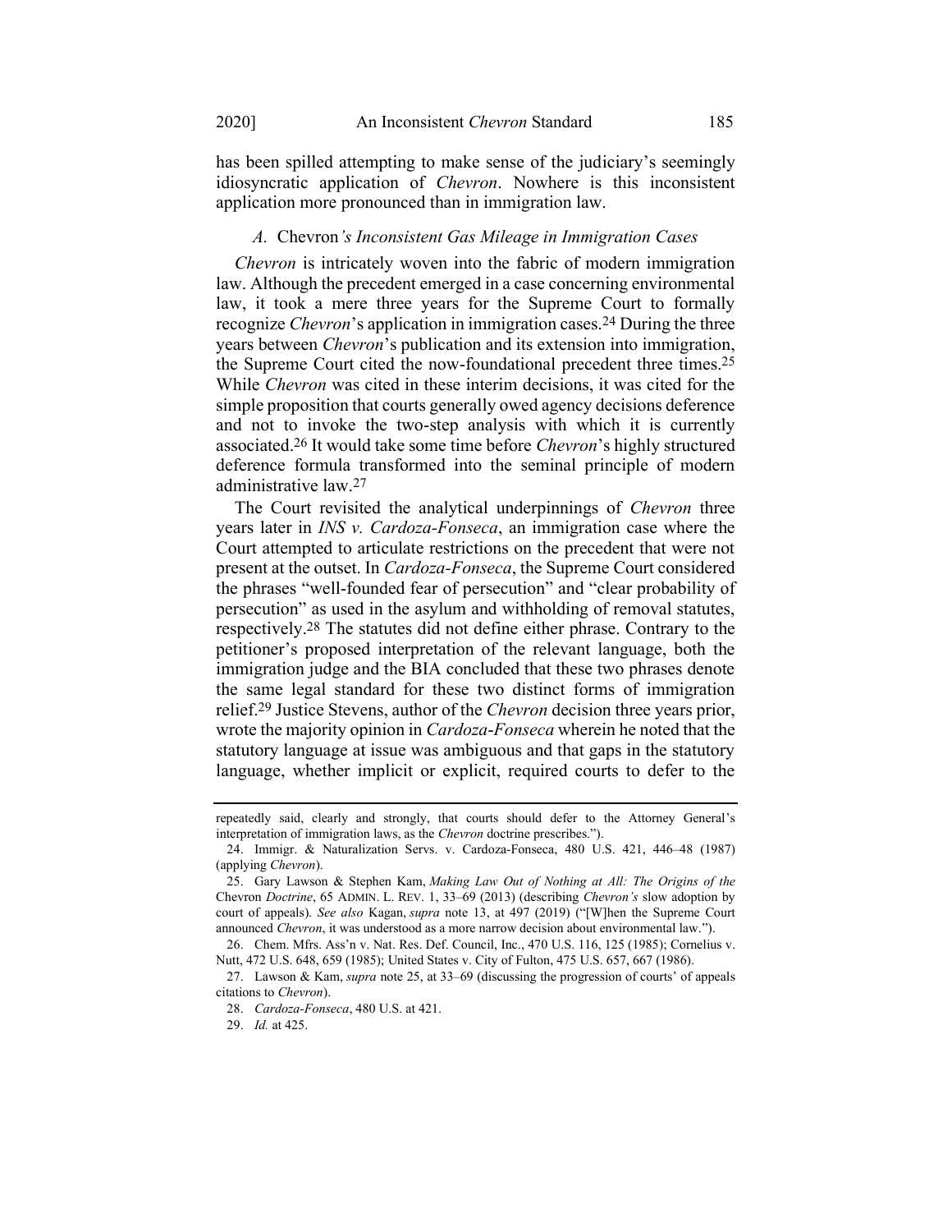has been spilled attempting to make sense of the judiciary's seemingly idiosyncratic application of *Chevron*. Nowhere is this inconsistent application more pronounced than in immigration law.

### *A.* Chevron*'s Inconsistent Gas Mileage in Immigration Cases*

*Chevron* is intricately woven into the fabric of modern immigration law. Although the precedent emerged in a case concerning environmental law, it took a mere three years for the Supreme Court to formally recognize *Chevron*'s application in immigration cases.[24] During the three years between *Chevron*'s publication and its extension into immigration, the Supreme Court cited the now-foundational precedent three times.[25] While *Chevron* was cited in these interim decisions, it was cited for the simple proposition that courts generally owed agency decisions deference and not to invoke the two-step analysis with which it is currently associated.[26] It would take some time before *Chevron*'s highly structured deference formula transformed into the seminal principle of modern administrative law.[27]

The Court revisited the analytical underpinnings of *Chevron* three years later in *INS v. Cardoza-Fonseca*, an immigration case where the Court attempted to articulate restrictions on the precedent that were not present at the outset. In *Cardoza-Fonseca*, the Supreme Court considered the phrases "well-founded fear of persecution" and "clear probability of persecution" as used in the asylum and withholding of removal statutes, respectively.[28] The statutes did not define either phrase. Contrary to the petitioner's proposed interpretation of the relevant language, both the immigration judge and the BIA concluded that these two phrases denote the same legal standard for these two distinct forms of immigration relief.[29] Justice Stevens, author of the *Chevron* decision three years prior, wrote the majority opinion in *Cardoza-Fonseca* wherein he noted that the statutory language at issue was ambiguous and that gaps in the statutory language, whether implicit or explicit, required courts to defer to the

---

repeatedly said, clearly and strongly, that courts should defer to the Attorney General's interpretation of immigration laws, as the *Chevron* doctrine prescribes.").

24. Immigr. & Naturalization Servs. v. Cardoza-Fonseca, 480 U.S. 421, 446–48 (1987) (applying *Chevron*).

25. Gary Lawson & Stephen Kam, *Making Law Out of Nothing at All: The Origins of the* Chevron *Doctrine*, 65 ADMIN. L. REV. 1, 33–69 (2013) (describing *Chevron's* slow adoption by court of appeals). *See also* Kagan, *supra* note 13, at 497 (2019) ("[W]hen the Supreme Court announced *Chevron*, it was understood as a more narrow decision about environmental law.").

26. Chem. Mfrs. Ass'n v. Nat. Res. Def. Council, Inc., 470 U.S. 116, 125 (1985); Cornelius v. Nutt, 472 U.S. 648, 659 (1985); United States v. City of Fulton, 475 U.S. 657, 667 (1986).

27. Lawson & Kam, *supra* note 25, at 33–69 (discussing the progression of courts' of appeals citations to *Chevron*).

28. *Cardoza-Fonseca*, 480 U.S. at 421.

29. *Id.* at 425.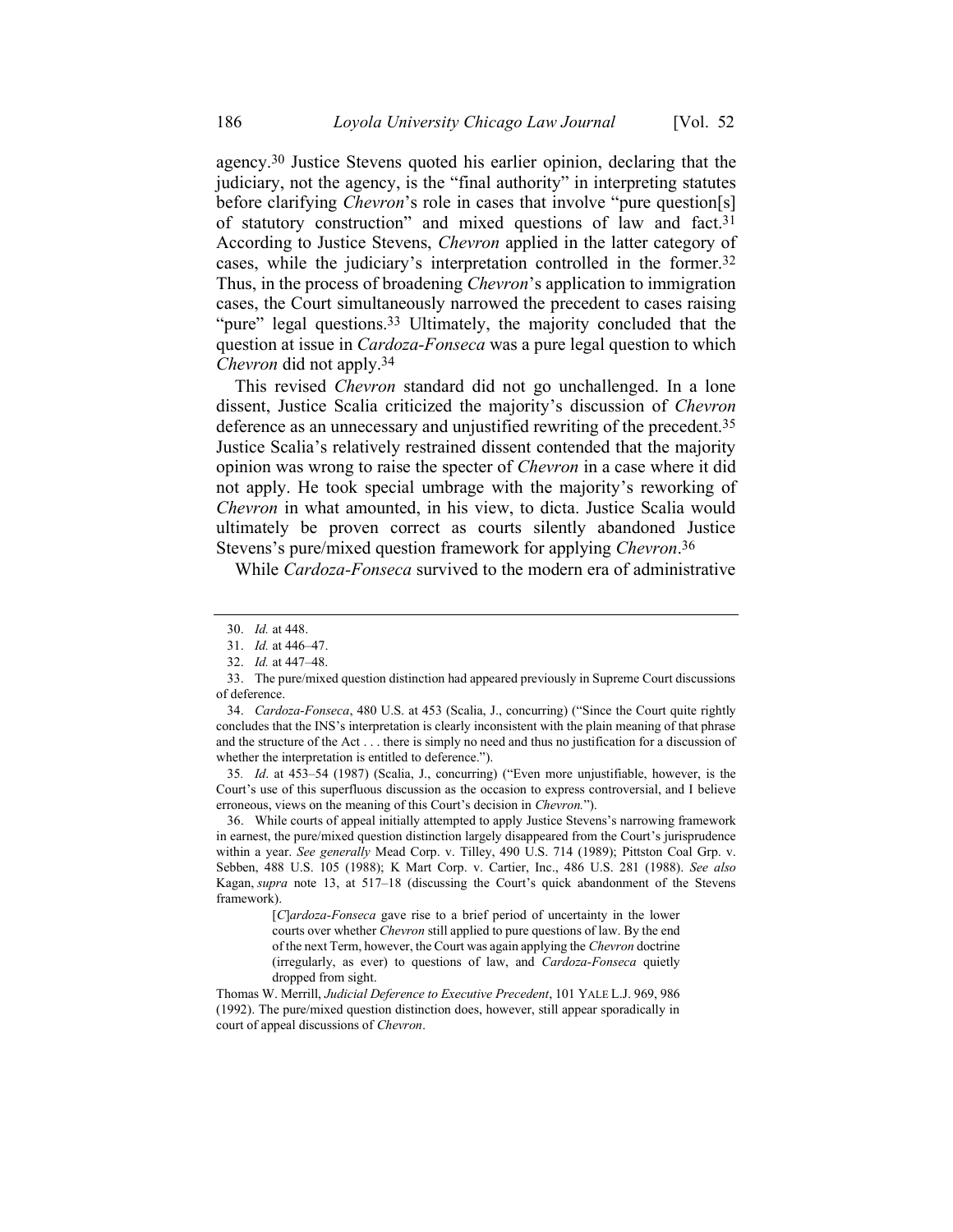agency.[30] Justice Stevens quoted his earlier opinion, declaring that the judiciary, not the agency, is the "final authority" in interpreting statutes before clarifying *Chevron*'s role in cases that involve "pure question[s] of statutory construction" and mixed questions of law and fact.[31] According to Justice Stevens, *Chevron* applied in the latter category of cases, while the judiciary's interpretation controlled in the former.[32] Thus, in the process of broadening *Chevron*'s application to immigration cases, the Court simultaneously narrowed the precedent to cases raising "pure" legal questions.[33] Ultimately, the majority concluded that the question at issue in *Cardoza-Fonseca* was a pure legal question to which *Chevron* did not apply.[34]

This revised *Chevron* standard did not go unchallenged. In a lone dissent, Justice Scalia criticized the majority's discussion of *Chevron* deference as an unnecessary and unjustified rewriting of the precedent.[35] Justice Scalia's relatively restrained dissent contended that the majority opinion was wrong to raise the specter of *Chevron* in a case where it did not apply. He took special umbrage with the majority's reworking of *Chevron* in what amounted, in his view, to dicta. Justice Scalia would ultimately be proven correct as courts silently abandoned Justice Stevens's pure/mixed question framework for applying *Chevron*.[36]

While *Cardoza-Fonseca* survived to the modern era of administrative

---

30. *Id.* at 448.

31. *Id.* at 446–47.

32. *Id.* at 447–48.

33. The pure/mixed question distinction had appeared previously in Supreme Court discussions of deference.

34. *Cardoza-Fonseca*, 480 U.S. at 453 (Scalia, J., concurring) ("Since the Court quite rightly concludes that the INS's interpretation is clearly inconsistent with the plain meaning of that phrase and the structure of the Act . . . there is simply no need and thus no justification for a discussion of whether the interpretation is entitled to deference.").

35. *Id*. at 453–54 (1987) (Scalia, J., concurring) ("Even more unjustifiable, however, is the Court's use of this superfluous discussion as the occasion to express controversial, and I believe erroneous, views on the meaning of this Court's decision in *Chevron.*").

36. While courts of appeal initially attempted to apply Justice Stevens's narrowing framework in earnest, the pure/mixed question distinction largely disappeared from the Court's jurisprudence within a year. *See generally* Mead Corp. v. Tilley, 490 U.S. 714 (1989); Pittston Coal Grp. v. Sebben, 488 U.S. 105 (1988); K Mart Corp. v. Cartier, Inc., 486 U.S. 281 (1988). *See also* Kagan, *supra* note 13, at 517–18 (discussing the Court's quick abandonment of the Stevens framework).

> [*C*]*ardoza-Fonseca* gave rise to a brief period of uncertainty in the lower courts over whether *Chevron* still applied to pure questions of law. By the end of the next Term, however, the Court was again applying the *Chevron* doctrine (irregularly, as ever) to questions of law, and *Cardoza-Fonseca* quietly dropped from sight.

Thomas W. Merrill, *Judicial Deference to Executive Precedent*, 101 YALE L.J. 969, 986 (1992). The pure/mixed question distinction does, however, still appear sporadically in court of appeal discussions of *Chevron*.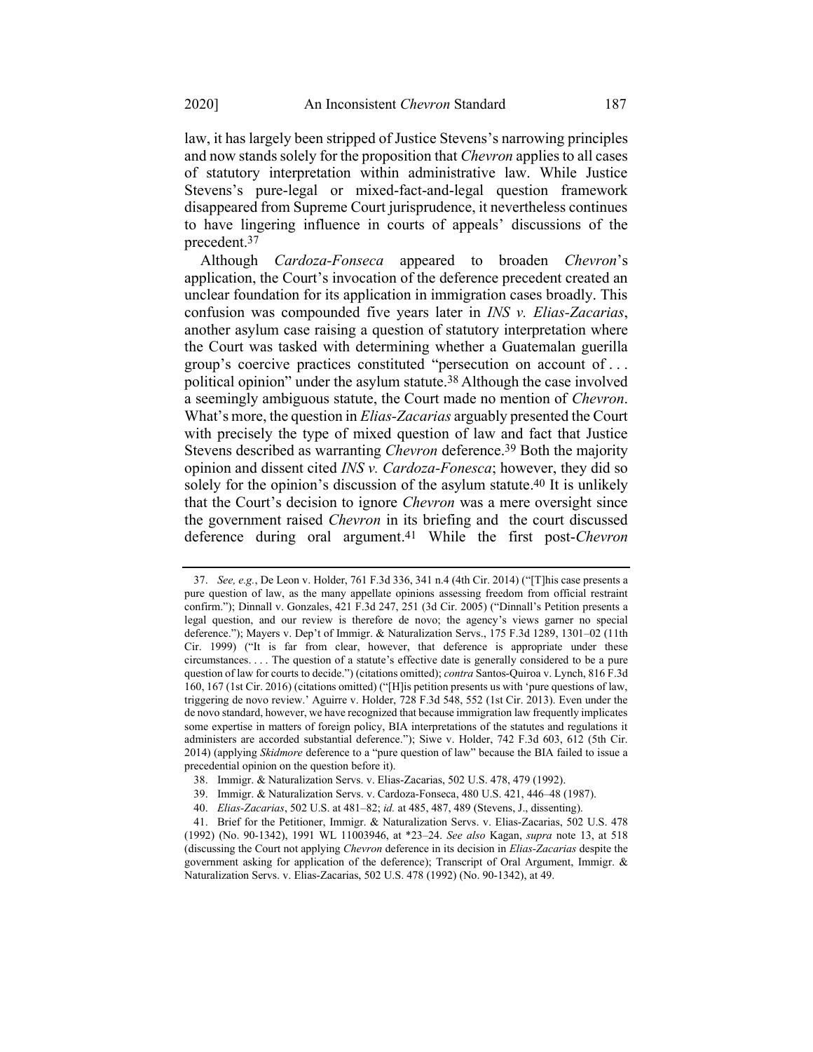law, it has largely been stripped of Justice Stevens's narrowing principles and now stands solely for the proposition that *Chevron* applies to all cases of statutory interpretation within administrative law. While Justice Stevens's pure-legal or mixed-fact-and-legal question framework disappeared from Supreme Court jurisprudence, it nevertheless continues to have lingering influence in courts of appeals' discussions of the precedent.[37]

Although *Cardoza-Fonseca* appeared to broaden *Chevron*'s application, the Court's invocation of the deference precedent created an unclear foundation for its application in immigration cases broadly. This confusion was compounded five years later in *INS v. Elias-Zacarias*, another asylum case raising a question of statutory interpretation where the Court was tasked with determining whether a Guatemalan guerilla group's coercive practices constituted "persecution on account of . . . political opinion" under the asylum statute.[38] Although the case involved a seemingly ambiguous statute, the Court made no mention of *Chevron*. What's more, the question in *Elias-Zacarias* arguably presented the Court with precisely the type of mixed question of law and fact that Justice Stevens described as warranting *Chevron* deference.[39] Both the majority opinion and dissent cited *INS v. Cardoza-Fonesca*; however, they did so solely for the opinion's discussion of the asylum statute.[40] It is unlikely that the Court's decision to ignore *Chevron* was a mere oversight since the government raised *Chevron* in its briefing and the court discussed deference during oral argument.[41] While the first post-*Chevron*

---

37. *See, e.g.*, De Leon v. Holder, 761 F.3d 336, 341 n.4 (4th Cir. 2014) ("[T]his case presents a pure question of law, as the many appellate opinions assessing freedom from official restraint confirm."); Dinnall v. Gonzales, 421 F.3d 247, 251 (3d Cir. 2005) ("Dinnall's Petition presents a legal question, and our review is therefore de novo; the agency's views garner no special deference."); Mayers v. Dep't of Immigr. & Naturalization Servs., 175 F.3d 1289, 1301–02 (11th Cir. 1999) ("It is far from clear, however, that deference is appropriate under these circumstances. . . . The question of a statute's effective date is generally considered to be a pure question of law for courts to decide.") (citations omitted); *contra* Santos-Quiroa v. Lynch, 816 F.3d 160, 167 (1st Cir. 2016) (citations omitted) ("[H]is petition presents us with 'pure questions of law, triggering de novo review.' Aguirre v. Holder, 728 F.3d 548, 552 (1st Cir. 2013). Even under the de novo standard, however, we have recognized that because immigration law frequently implicates some expertise in matters of foreign policy, BIA interpretations of the statutes and regulations it administers are accorded substantial deference."); Siwe v. Holder, 742 F.3d 603, 612 (5th Cir. 2014) (applying *Skidmore* deference to a "pure question of law" because the BIA failed to issue a precedential opinion on the question before it).

38. Immigr. & Naturalization Servs. v. Elias-Zacarias, 502 U.S. 478, 479 (1992).

39. Immigr. & Naturalization Servs. v. Cardoza-Fonseca, 480 U.S. 421, 446–48 (1987).

40. *Elias-Zacarias*, 502 U.S. at 481–82; *id.* at 485, 487, 489 (Stevens, J., dissenting).

41. Brief for the Petitioner, Immigr. & Naturalization Servs. v. Elias-Zacarias, 502 U.S. 478 (1992) (No. 90-1342), 1991 WL 11003946, at *23–24. *See also* Kagan, *supra* note 13, at 518 (discussing the Court not applying *Chevron* deference in its decision in *Elias-Zacarias* despite the government asking for application of the deference); Transcript of Oral Argument, Immigr. & Naturalization Servs. v. Elias-Zacarias, 502 U.S. 478 (1992) (No. 90-1342), at 49.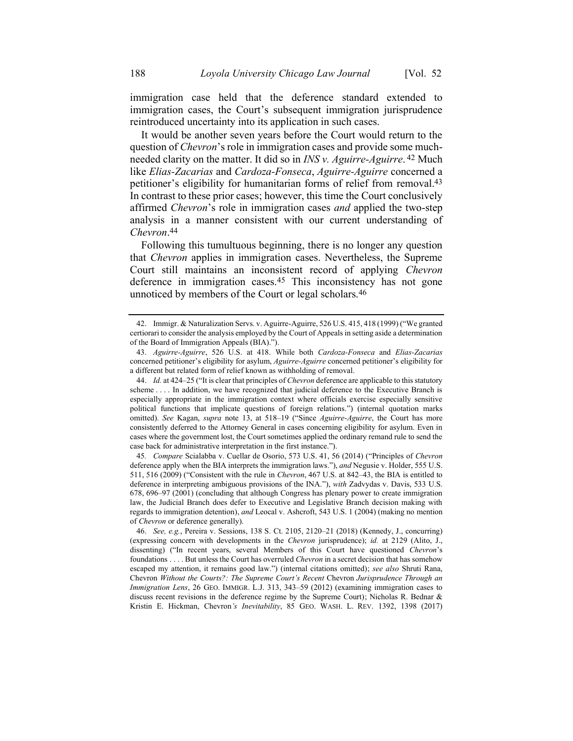immigration case held that the deference standard extended to immigration cases, the Court's subsequent immigration jurisprudence reintroduced uncertainty into its application in such cases.

It would be another seven years before the Court would return to the question of *Chevron*'s role in immigration cases and provide some much-needed clarity on the matter. It did so in *INS v. Aguirre-Aguirre*.[42] Much like *Elias-Zacarias* and *Cardoza-Fonseca*, *Aguirre-Aguirre* concerned a petitioner's eligibility for humanitarian forms of relief from removal.[43] In contrast to these prior cases; however, this time the Court conclusively affirmed *Chevron*'s role in immigration cases *and* applied the two-step analysis in a manner consistent with our current understanding of *Chevron*.[44]

Following this tumultuous beginning, there is no longer any question that *Chevron* applies in immigration cases. Nevertheless, the Supreme Court still maintains an inconsistent record of applying *Chevron* deference in immigration cases.[45] This inconsistency has not gone unnoticed by members of the Court or legal scholars.[46]

---

42. Immigr. & Naturalization Servs. v. Aguirre-Aguirre, 526 U.S. 415, 418 (1999) ("We granted certiorari to consider the analysis employed by the Court of Appeals in setting aside a determination of the Board of Immigration Appeals (BIA).").

43. *Aguirre-Aguirre*, 526 U.S. at 418. While both *Cardoza-Fonseca* and *Elias-Zacarias* concerned petitioner's eligibility for asylum, *Aguirre-Aguirre* concerned petitioner's eligibility for a different but related form of relief known as withholding of removal.

44. *Id.* at 424–25 ("It is clear that principles of *Chevron* deference are applicable to this statutory scheme . . . . In addition, we have recognized that judicial deference to the Executive Branch is especially appropriate in the immigration context where officials exercise especially sensitive political functions that implicate questions of foreign relations.") (internal quotation marks omitted). *See* Kagan, *supra* note 13, at 518–19 ("Since *Aguirre-Aguirre*, the Court has more consistently deferred to the Attorney General in cases concerning eligibility for asylum. Even in cases where the government lost, the Court sometimes applied the ordinary remand rule to send the case back for administrative interpretation in the first instance.").

45. *Compare* Scialabba v. Cuellar de Osorio, 573 U.S. 41, 56 (2014) ("Principles of *Chevron* deference apply when the BIA interprets the immigration laws."), *and* Negusie v. Holder, 555 U.S. 511, 516 (2009) ("Consistent with the rule in *Chevron*, 467 U.S. at 842–43, the BIA is entitled to deference in interpreting ambiguous provisions of the INA."), *with* Zadvydas v. Davis, 533 U.S. 678, 696–97 (2001) (concluding that although Congress has plenary power to create immigration law, the Judicial Branch does defer to Executive and Legislative Branch decision making with regards to immigration detention), *and* Leocal v. Ashcroft, 543 U.S. 1 (2004) (making no mention of *Chevron* or deference generally).

46. *See, e.g.*, Pereira v. Sessions, 138 S. Ct. 2105, 2120–21 (2018) (Kennedy, J., concurring) (expressing concern with developments in the *Chevron* jurisprudence); *id.* at 2129 (Alito, J., dissenting) ("In recent years, several Members of this Court have questioned *Chevron*'s foundations . . . . But unless the Court has overruled *Chevron* in a secret decision that has somehow escaped my attention, it remains good law.") (internal citations omitted); *see also* Shruti Rana, Chevron *Without the Courts?: The Supreme Court's Recent* Chevron *Jurisprudence Through an Immigration Lens*, 26 GEO. IMMIGR. L.J. 313, 343–59 (2012) (examining immigration cases to discuss recent revisions in the deference regime by the Supreme Court); Nicholas R. Bednar & Kristin E. Hickman, Chevron*'s Inevitability*, 85 GEO. WASH. L. REV. 1392, 1398 (2017)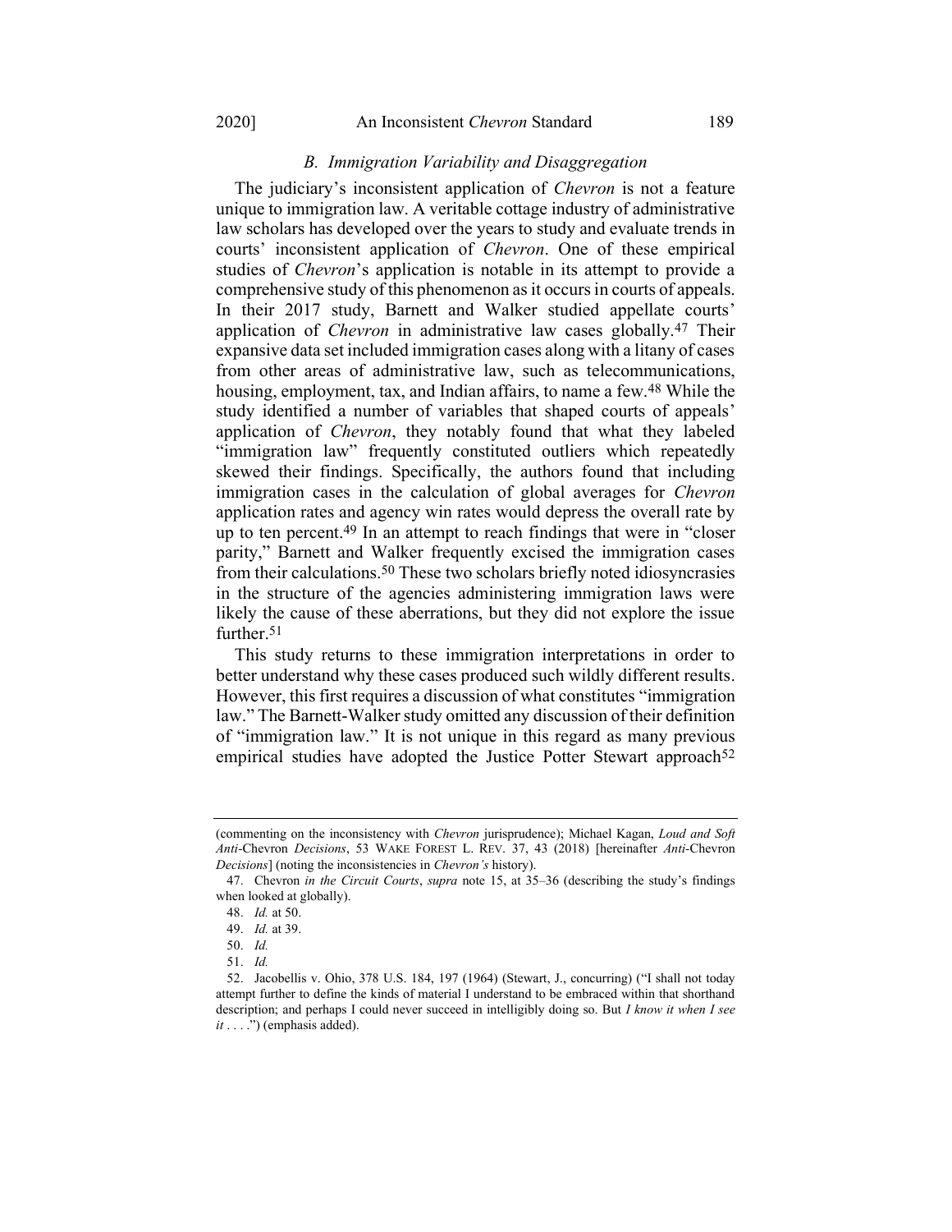### *B. Immigration Variability and Disaggregation*

The judiciary's inconsistent application of *Chevron* is not a feature unique to immigration law. A veritable cottage industry of administrative law scholars has developed over the years to study and evaluate trends in courts' inconsistent application of *Chevron*. One of these empirical studies of *Chevron*'s application is notable in its attempt to provide a comprehensive study of this phenomenon as it occurs in courts of appeals. In their 2017 study, Barnett and Walker studied appellate courts' application of *Chevron* in administrative law cases globally.[47] Their expansive data set included immigration cases along with a litany of cases from other areas of administrative law, such as telecommunications, housing, employment, tax, and Indian affairs, to name a few.[48] While the study identified a number of variables that shaped courts of appeals' application of *Chevron*, they notably found that what they labeled "immigration law" frequently constituted outliers which repeatedly skewed their findings. Specifically, the authors found that including immigration cases in the calculation of global averages for *Chevron* application rates and agency win rates would depress the overall rate by up to ten percent.[49] In an attempt to reach findings that were in "closer parity," Barnett and Walker frequently excised the immigration cases from their calculations.[50] These two scholars briefly noted idiosyncrasies in the structure of the agencies administering immigration laws were likely the cause of these aberrations, but they did not explore the issue further.[51]

This study returns to these immigration interpretations in order to better understand why these cases produced such wildly different results. However, this first requires a discussion of what constitutes "immigration law." The Barnett-Walker study omitted any discussion of their definition of "immigration law." It is not unique in this regard as many previous empirical studies have adopted the Justice Potter Stewart approach[52]

---

(commenting on the inconsistency with *Chevron* jurisprudence); Michael Kagan, *Loud and Soft Anti-*Chevron *Decisions*, 53 WAKE FOREST L. REV. 37, 43 (2018) [hereinafter *Anti-*Chevron *Decisions*] (noting the inconsistencies in *Chevron's* history).

47. Chevron *in the Circuit Courts*, *supra* note 15, at 35–36 (describing the study's findings when looked at globally).

48. *Id.* at 50.

49. *Id.* at 39.

50. *Id.*

51. *Id.*

52. Jacobellis v. Ohio, 378 U.S. 184, 197 (1964) (Stewart, J., concurring) ("I shall not today attempt further to define the kinds of material I understand to be embraced within that shorthand description; and perhaps I could never succeed in intelligibly doing so. But *I know it when I see it* . . . .") (emphasis added).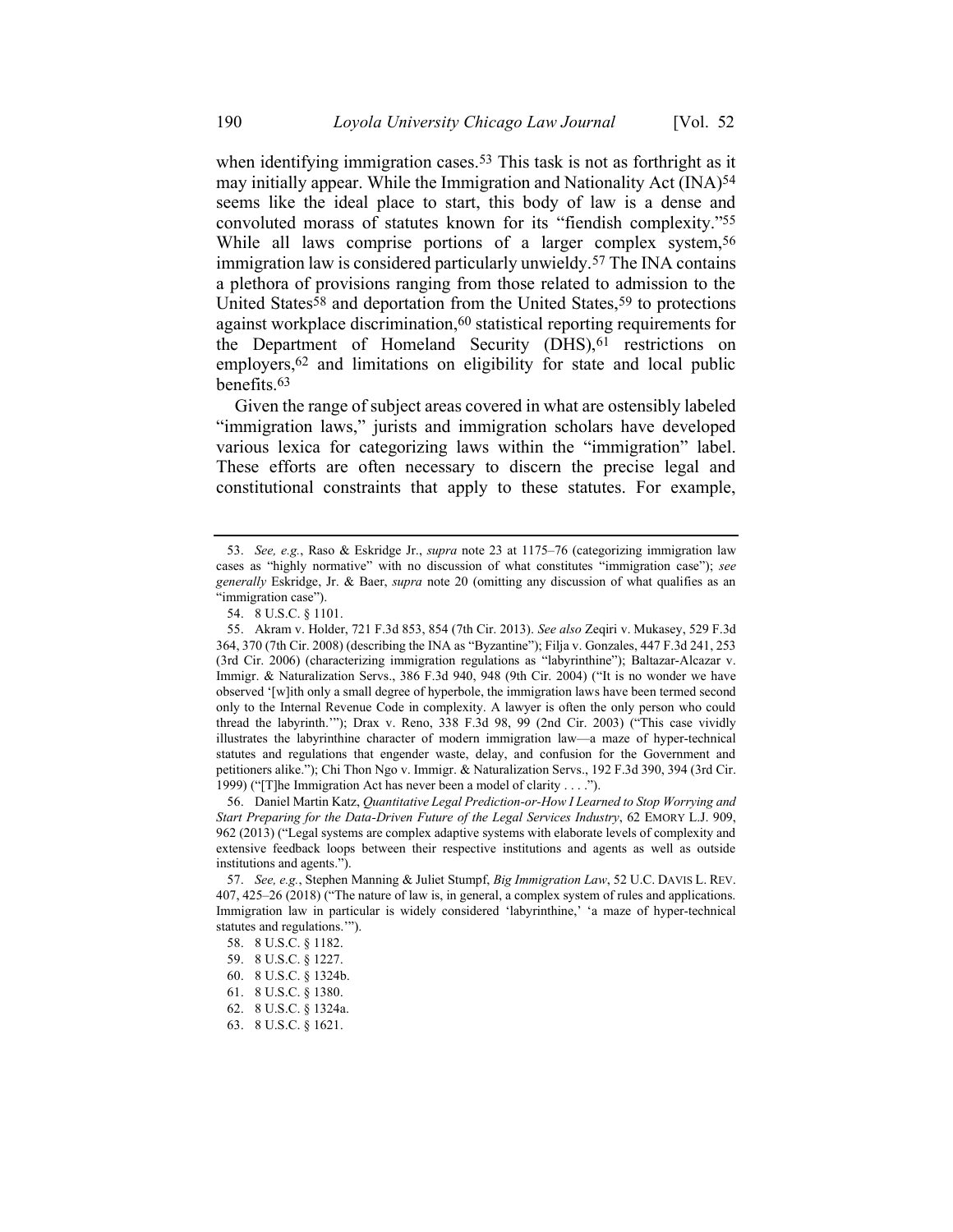when identifying immigration cases.[53] This task is not as forthright as it may initially appear. While the Immigration and Nationality Act (INA)[54] seems like the ideal place to start, this body of law is a dense and convoluted morass of statutes known for its "fiendish complexity."[55] While all laws comprise portions of a larger complex system,[56] immigration law is considered particularly unwieldy.[57] The INA contains a plethora of provisions ranging from those related to admission to the United States[58] and deportation from the United States,[59] to protections against workplace discrimination,[60] statistical reporting requirements for the Department of Homeland Security (DHS),[61] restrictions on employers,[62] and limitations on eligibility for state and local public benefits.[63]

Given the range of subject areas covered in what are ostensibly labeled "immigration laws," jurists and immigration scholars have developed various lexica for categorizing laws within the "immigration" label. These efforts are often necessary to discern the precise legal and constitutional constraints that apply to these statutes. For example,

---

53. *See, e.g.*, Raso & Eskridge Jr., *supra* note 23 at 1175–76 (categorizing immigration law cases as "highly normative" with no discussion of what constitutes "immigration case"); *see generally* Eskridge, Jr. & Baer, *supra* note 20 (omitting any discussion of what qualifies as an "immigration case").

54. 8 U.S.C. § 1101.

55. Akram v. Holder, 721 F.3d 853, 854 (7th Cir. 2013). *See also* Zeqiri v. Mukasey, 529 F.3d 364, 370 (7th Cir. 2008) (describing the INA as "Byzantine"); Filja v. Gonzales, 447 F.3d 241, 253 (3rd Cir. 2006) (characterizing immigration regulations as "labyrinthine"); Baltazar-Alcazar v. Immigr. & Naturalization Servs., 386 F.3d 940, 948 (9th Cir. 2004) ("It is no wonder we have observed '[w]ith only a small degree of hyperbole, the immigration laws have been termed second only to the Internal Revenue Code in complexity. A lawyer is often the only person who could thread the labyrinth.'"); Drax v. Reno, 338 F.3d 98, 99 (2nd Cir. 2003) ("This case vividly illustrates the labyrinthine character of modern immigration law—a maze of hyper-technical statutes and regulations that engender waste, delay, and confusion for the Government and petitioners alike."); Chi Thon Ngo v. Immigr. & Naturalization Servs., 192 F.3d 390, 394 (3rd Cir. 1999) ("[T]he Immigration Act has never been a model of clarity . . . .").

56. Daniel Martin Katz, *Quantitative Legal Prediction-or-How I Learned to Stop Worrying and Start Preparing for the Data-Driven Future of the Legal Services Industry*, 62 EMORY L.J. 909, 962 (2013) ("Legal systems are complex adaptive systems with elaborate levels of complexity and extensive feedback loops between their respective institutions and agents as well as outside institutions and agents.").

57. *See, e.g.*, Stephen Manning & Juliet Stumpf, *Big Immigration Law*, 52 U.C. DAVIS L. REV. 407, 425–26 (2018) ("The nature of law is, in general, a complex system of rules and applications. Immigration law in particular is widely considered 'labyrinthine,' 'a maze of hyper-technical statutes and regulations.'").

58. 8 U.S.C. § 1182.

59. 8 U.S.C. § 1227.

60. 8 U.S.C. § 1324b.

61. 8 U.S.C. § 1380.

62. 8 U.S.C. § 1324a.

63. 8 U.S.C. § 1621.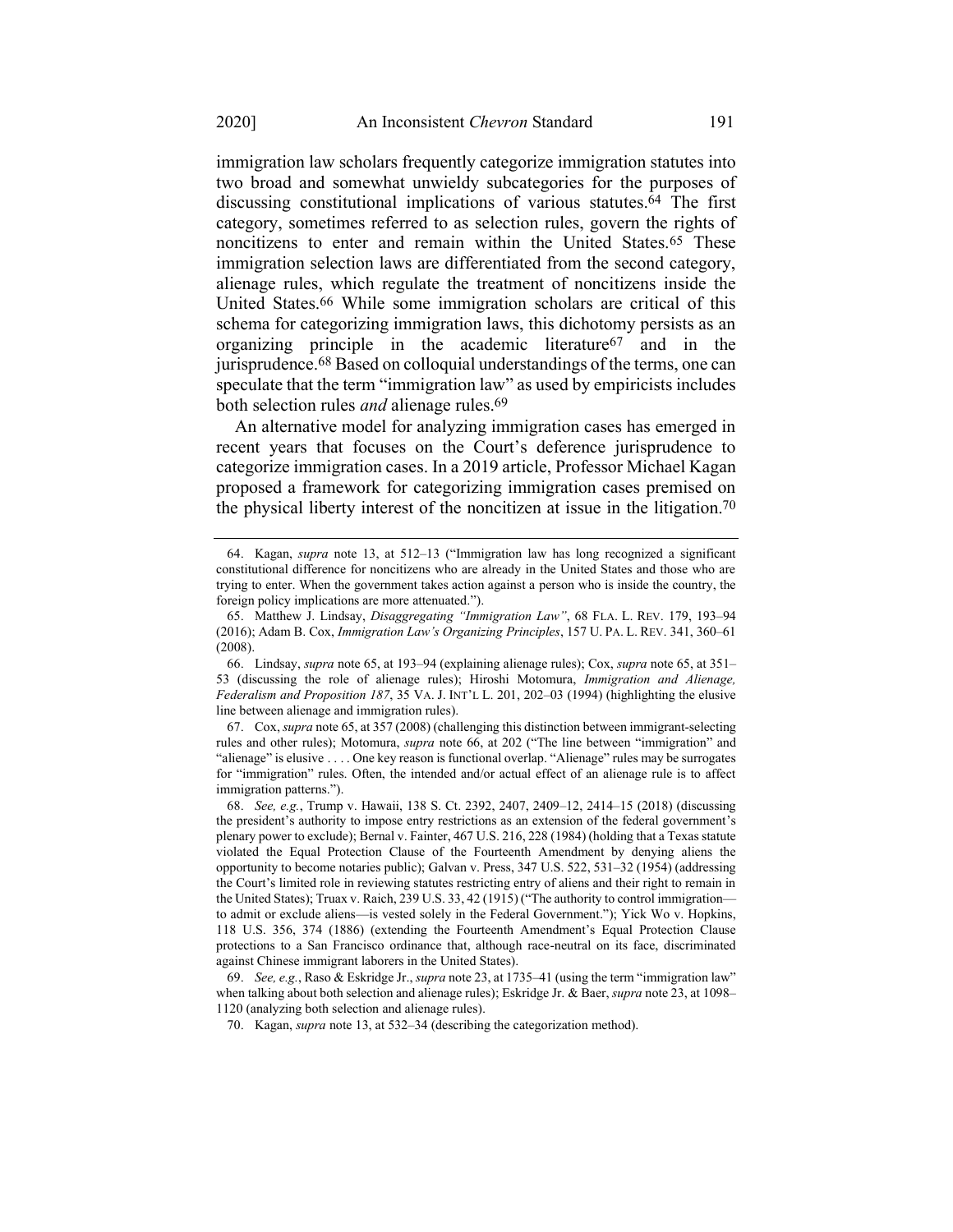immigration law scholars frequently categorize immigration statutes into two broad and somewhat unwieldy subcategories for the purposes of discussing constitutional implications of various statutes.[64] The first category, sometimes referred to as selection rules, govern the rights of noncitizens to enter and remain within the United States.[65] These immigration selection laws are differentiated from the second category, alienage rules, which regulate the treatment of noncitizens inside the United States.[66] While some immigration scholars are critical of this schema for categorizing immigration laws, this dichotomy persists as an organizing principle in the academic literature[67] and in the jurisprudence.[68] Based on colloquial understandings of the terms, one can speculate that the term "immigration law" as used by empiricists includes both selection rules *and* alienage rules.[69]

An alternative model for analyzing immigration cases has emerged in recent years that focuses on the Court's deference jurisprudence to categorize immigration cases. In a 2019 article, Professor Michael Kagan proposed a framework for categorizing immigration cases premised on the physical liberty interest of the noncitizen at issue in the litigation.[70]

---

64. Kagan, *supra* note 13, at 512–13 ("Immigration law has long recognized a significant constitutional difference for noncitizens who are already in the United States and those who are trying to enter. When the government takes action against a person who is inside the country, the foreign policy implications are more attenuated.").

65. Matthew J. Lindsay, *Disaggregating "Immigration Law"*, 68 FLA. L. REV. 179, 193–94 (2016); Adam B. Cox, *Immigration Law's Organizing Principles*, 157 U. PA. L. REV. 341, 360–61 (2008).

66. Lindsay, *supra* note 65, at 193–94 (explaining alienage rules); Cox, *supra* note 65, at 351–53 (discussing the role of alienage rules); Hiroshi Motomura, *Immigration and Alienage, Federalism and Proposition 187*, 35 VA. J. INT'L L. 201, 202–03 (1994) (highlighting the elusive line between alienage and immigration rules).

67. Cox, *supra* note 65, at 357 (2008) (challenging this distinction between immigrant-selecting rules and other rules); Motomura, *supra* note 66, at 202 ("The line between "immigration" and "alienage" is elusive . . . . One key reason is functional overlap. "Alienage" rules may be surrogates for "immigration" rules. Often, the intended and/or actual effect of an alienage rule is to affect immigration patterns.").

68. *See, e.g.*, Trump v. Hawaii, 138 S. Ct. 2392, 2407, 2409–12, 2414–15 (2018) (discussing the president's authority to impose entry restrictions as an extension of the federal government's plenary power to exclude); Bernal v. Fainter, 467 U.S. 216, 228 (1984) (holding that a Texas statute violated the Equal Protection Clause of the Fourteenth Amendment by denying aliens the opportunity to become notaries public); Galvan v. Press, 347 U.S. 522, 531–32 (1954) (addressing the Court's limited role in reviewing statutes restricting entry of aliens and their right to remain in the United States); Truax v. Raich, 239 U.S. 33, 42 (1915) ("The authority to control immigration—to admit or exclude aliens—is vested solely in the Federal Government."); Yick Wo v. Hopkins, 118 U.S. 356, 374 (1886) (extending the Fourteenth Amendment's Equal Protection Clause protections to a San Francisco ordinance that, although race-neutral on its face, discriminated against Chinese immigrant laborers in the United States).

69. *See, e.g.*, Raso & Eskridge Jr., *supra* note 23, at 1735–41 (using the term "immigration law" when talking about both selection and alienage rules); Eskridge Jr. & Baer, *supra* note 23, at 1098–1120 (analyzing both selection and alienage rules).

70. Kagan, *supra* note 13, at 532–34 (describing the categorization method).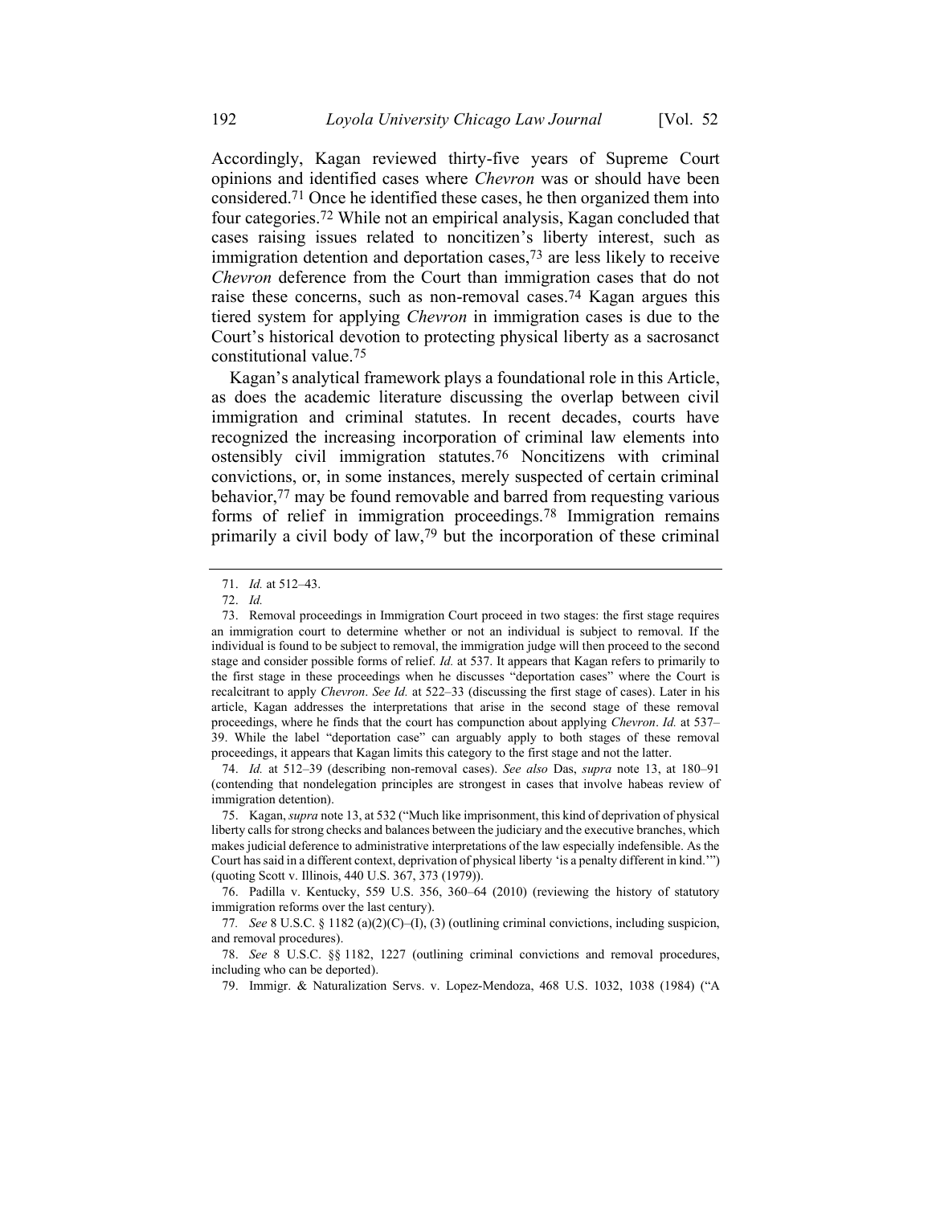Accordingly, Kagan reviewed thirty-five years of Supreme Court opinions and identified cases where *Chevron* was or should have been considered.[71] Once he identified these cases, he then organized them into four categories.[72] While not an empirical analysis, Kagan concluded that cases raising issues related to noncitizen's liberty interest, such as immigration detention and deportation cases,[73] are less likely to receive *Chevron* deference from the Court than immigration cases that do not raise these concerns, such as non-removal cases.[74] Kagan argues this tiered system for applying *Chevron* in immigration cases is due to the Court's historical devotion to protecting physical liberty as a sacrosanct constitutional value.[75]

Kagan's analytical framework plays a foundational role in this Article, as does the academic literature discussing the overlap between civil immigration and criminal statutes. In recent decades, courts have recognized the increasing incorporation of criminal law elements into ostensibly civil immigration statutes.[76] Noncitizens with criminal convictions, or, in some instances, merely suspected of certain criminal behavior,[77] may be found removable and barred from requesting various forms of relief in immigration proceedings.[78] Immigration remains primarily a civil body of law,[79] but the incorporation of these criminal

---

71. *Id.* at 512–43.

72. *Id.*

73. Removal proceedings in Immigration Court proceed in two stages: the first stage requires an immigration court to determine whether or not an individual is subject to removal. If the individual is found to be subject to removal, the immigration judge will then proceed to the second stage and consider possible forms of relief. *Id.* at 537. It appears that Kagan refers to primarily to the first stage in these proceedings when he discusses "deportation cases" where the Court is recalcitrant to apply *Chevron*. *See Id.* at 522–33 (discussing the first stage of cases). Later in his article, Kagan addresses the interpretations that arise in the second stage of these removal proceedings, where he finds that the court has compunction about applying *Chevron*. *Id.* at 537–39. While the label "deportation case" can arguably apply to both stages of these removal proceedings, it appears that Kagan limits this category to the first stage and not the latter.

74. *Id.* at 512–39 (describing non-removal cases). *See also* Das, *supra* note 13, at 180–91 (contending that nondelegation principles are strongest in cases that involve habeas review of immigration detention).

75. Kagan, *supra* note 13, at 532 ("Much like imprisonment, this kind of deprivation of physical liberty calls for strong checks and balances between the judiciary and the executive branches, which makes judicial deference to administrative interpretations of the law especially indefensible. As the Court has said in a different context, deprivation of physical liberty 'is a penalty different in kind.'") (quoting Scott v. Illinois, 440 U.S. 367, 373 (1979)).

76. Padilla v. Kentucky, 559 U.S. 356, 360–64 (2010) (reviewing the history of statutory immigration reforms over the last century).

77. *See* 8 U.S.C. § 1182 (a)(2)(C)–(I), (3) (outlining criminal convictions, including suspicion, and removal procedures).

78. *See* 8 U.S.C. §§ 1182, 1227 (outlining criminal convictions and removal procedures, including who can be deported).

79. Immigr. & Naturalization Servs. v. Lopez-Mendoza, 468 U.S. 1032, 1038 (1984) ("A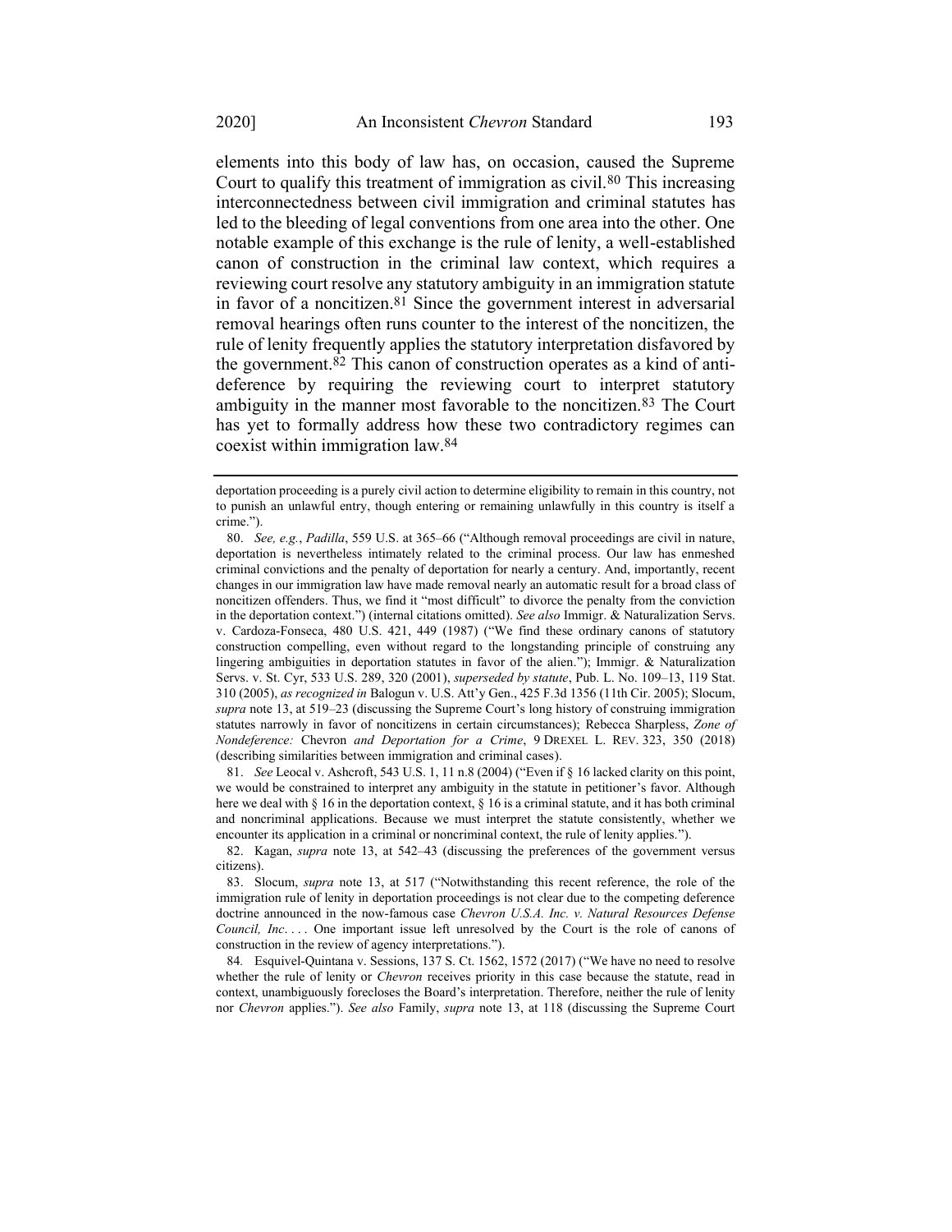elements into this body of law has, on occasion, caused the Supreme Court to qualify this treatment of immigration as civil.[80] This increasing interconnectedness between civil immigration and criminal statutes has led to the bleeding of legal conventions from one area into the other. One notable example of this exchange is the rule of lenity, a well-established canon of construction in the criminal law context, which requires a reviewing court resolve any statutory ambiguity in an immigration statute in favor of a noncitizen.[81] Since the government interest in adversarial removal hearings often runs counter to the interest of the noncitizen, the rule of lenity frequently applies the statutory interpretation disfavored by the government.[82] This canon of construction operates as a kind of anti-deference by requiring the reviewing court to interpret statutory ambiguity in the manner most favorable to the noncitizen.[83] The Court has yet to formally address how these two contradictory regimes can coexist within immigration law.[84]

---

deportation proceeding is a purely civil action to determine eligibility to remain in this country, not to punish an unlawful entry, though entering or remaining unlawfully in this country is itself a crime.").

80. *See, e.g.*, *Padilla*, 559 U.S. at 365–66 ("Although removal proceedings are civil in nature, deportation is nevertheless intimately related to the criminal process. Our law has enmeshed criminal convictions and the penalty of deportation for nearly a century. And, importantly, recent changes in our immigration law have made removal nearly an automatic result for a broad class of noncitizen offenders. Thus, we find it "most difficult" to divorce the penalty from the conviction in the deportation context.") (internal citations omitted). *See also* Immigr. & Naturalization Servs. v. Cardoza-Fonseca, 480 U.S. 421, 449 (1987) ("We find these ordinary canons of statutory construction compelling, even without regard to the longstanding principle of construing any lingering ambiguities in deportation statutes in favor of the alien."); Immigr. & Naturalization Servs. v. St. Cyr, 533 U.S. 289, 320 (2001), *superseded by statute*, Pub. L. No. 109–13, 119 Stat. 310 (2005), *as recognized in* Balogun v. U.S. Att'y Gen., 425 F.3d 1356 (11th Cir. 2005); Slocum, *supra* note 13, at 519–23 (discussing the Supreme Court's long history of construing immigration statutes narrowly in favor of noncitizens in certain circumstances); Rebecca Sharpless, *Zone of Nondeference:* Chevron *and Deportation for a Crime*, 9 DREXEL L. REV. 323, 350 (2018) (describing similarities between immigration and criminal cases).

81. *See* Leocal v. Ashcroft, 543 U.S. 1, 11 n.8 (2004) ("Even if § 16 lacked clarity on this point, we would be constrained to interpret any ambiguity in the statute in petitioner's favor. Although here we deal with § 16 in the deportation context, § 16 is a criminal statute, and it has both criminal and noncriminal applications. Because we must interpret the statute consistently, whether we encounter its application in a criminal or noncriminal context, the rule of lenity applies.").

82. Kagan, *supra* note 13, at 542–43 (discussing the preferences of the government versus citizens).

83. Slocum, *supra* note 13, at 517 ("Notwithstanding this recent reference, the role of the immigration rule of lenity in deportation proceedings is not clear due to the competing deference doctrine announced in the now-famous case *Chevron U.S.A. Inc. v. Natural Resources Defense Council, Inc.* . . . One important issue left unresolved by the Court is the role of canons of construction in the review of agency interpretations.").

84. Esquivel-Quintana v. Sessions, 137 S. Ct. 1562, 1572 (2017) ("We have no need to resolve whether the rule of lenity or *Chevron* receives priority in this case because the statute, read in context, unambiguously forecloses the Board's interpretation. Therefore, neither the rule of lenity nor *Chevron* applies."). *See also* Family, *supra* note 13, at 118 (discussing the Supreme Court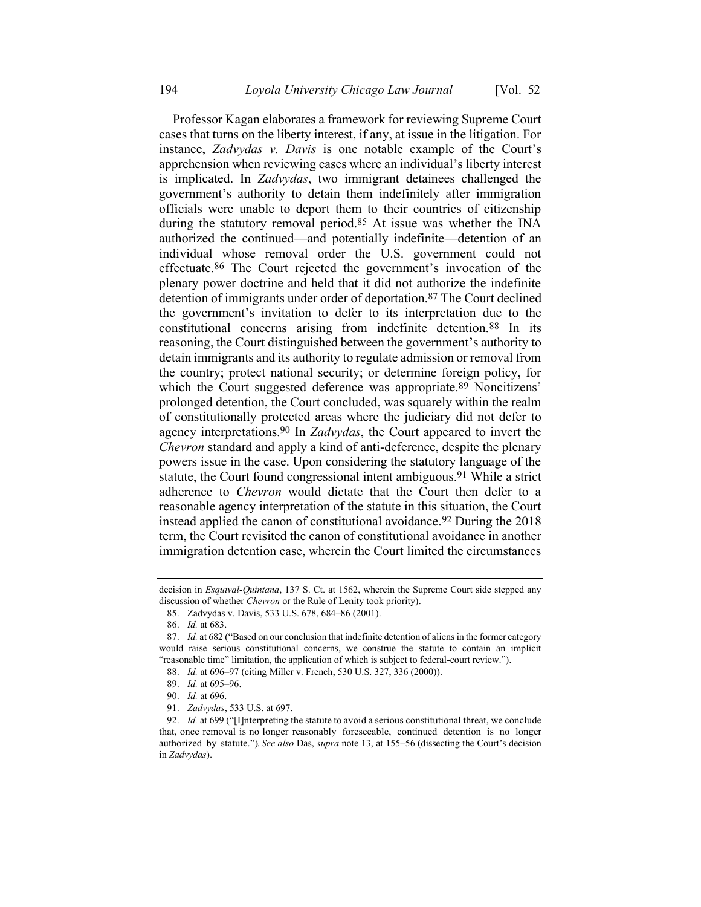Professor Kagan elaborates a framework for reviewing Supreme Court cases that turns on the liberty interest, if any, at issue in the litigation. For instance, *Zadvydas v. Davis* is one notable example of the Court's apprehension when reviewing cases where an individual's liberty interest is implicated. In *Zadvydas*, two immigrant detainees challenged the government's authority to detain them indefinitely after immigration officials were unable to deport them to their countries of citizenship during the statutory removal period.[85] At issue was whether the INA authorized the continued—and potentially indefinite—detention of an individual whose removal order the U.S. government could not effectuate.[86] The Court rejected the government's invocation of the plenary power doctrine and held that it did not authorize the indefinite detention of immigrants under order of deportation.[87] The Court declined the government's invitation to defer to its interpretation due to the constitutional concerns arising from indefinite detention.[88] In its reasoning, the Court distinguished between the government's authority to detain immigrants and its authority to regulate admission or removal from the country; protect national security; or determine foreign policy, for which the Court suggested deference was appropriate.[89] Noncitizens' prolonged detention, the Court concluded, was squarely within the realm of constitutionally protected areas where the judiciary did not defer to agency interpretations.[90] In *Zadvydas*, the Court appeared to invert the *Chevron* standard and apply a kind of anti-deference, despite the plenary powers issue in the case. Upon considering the statutory language of the statute, the Court found congressional intent ambiguous.[91] While a strict adherence to *Chevron* would dictate that the Court then defer to a reasonable agency interpretation of the statute in this situation, the Court instead applied the canon of constitutional avoidance.[92] During the 2018 term, the Court revisited the canon of constitutional avoidance in another immigration detention case, wherein the Court limited the circumstances

---

decision in *Esquival-Quintana*, 137 S. Ct. at 1562, wherein the Supreme Court side stepped any discussion of whether *Chevron* or the Rule of Lenity took priority).

85. Zadvydas v. Davis, 533 U.S. 678, 684–86 (2001).

86. *Id.* at 683.

87. *Id.* at 682 ("Based on our conclusion that indefinite detention of aliens in the former category would raise serious constitutional concerns, we construe the statute to contain an implicit "reasonable time" limitation, the application of which is subject to federal-court review.").

88. *Id.* at 696–97 (citing Miller v. French, 530 U.S. 327, 336 (2000)).

89. *Id.* at 695–96.

90. *Id.* at 696.

91. *Zadvydas*, 533 U.S. at 697.

92. *Id.* at 699 ("[I]nterpreting the statute to avoid a serious constitutional threat, we conclude that, once removal is no longer reasonably foreseeable, continued detention is no longer authorized by statute."). *See also* Das, *supra* note 13, at 155–56 (dissecting the Court's decision in *Zadvydas*).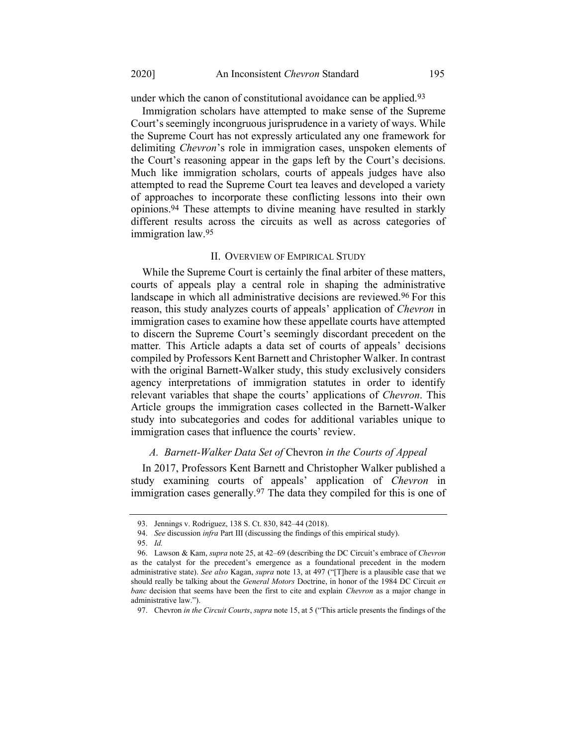under which the canon of constitutional avoidance can be applied.[93]

Immigration scholars have attempted to make sense of the Supreme Court's seemingly incongruous jurisprudence in a variety of ways. While the Supreme Court has not expressly articulated any one framework for delimiting *Chevron*'s role in immigration cases, unspoken elements of the Court's reasoning appear in the gaps left by the Court's decisions. Much like immigration scholars, courts of appeals judges have also attempted to read the Supreme Court tea leaves and developed a variety of approaches to incorporate these conflicting lessons into their own opinions.[94] These attempts to divine meaning have resulted in starkly different results across the circuits as well as across categories of immigration law.[95]

## II. Overview of Empirical Study

While the Supreme Court is certainly the final arbiter of these matters, courts of appeals play a central role in shaping the administrative landscape in which all administrative decisions are reviewed.[96] For this reason, this study analyzes courts of appeals' application of *Chevron* in immigration cases to examine how these appellate courts have attempted to discern the Supreme Court's seemingly discordant precedent on the matter. This Article adapts a data set of courts of appeals' decisions compiled by Professors Kent Barnett and Christopher Walker. In contrast with the original Barnett-Walker study, this study exclusively considers agency interpretations of immigration statutes in order to identify relevant variables that shape the courts' applications of *Chevron*. This Article groups the immigration cases collected in the Barnett-Walker study into subcategories and codes for additional variables unique to immigration cases that influence the courts' review.

### *A. Barnett-Walker Data Set of* Chevron *in the Courts of Appeal*

In 2017, Professors Kent Barnett and Christopher Walker published a study examining courts of appeals' application of *Chevron* in immigration cases generally.[97] The data they compiled for this is one of

---

93. Jennings v. Rodriguez, 138 S. Ct. 830, 842–44 (2018).

94. *See* discussion *infra* Part III (discussing the findings of this empirical study).

95. *Id.*

96. Lawson & Kam, *supra* note 25, at 42–69 (describing the DC Circuit's embrace of *Chevron* as the catalyst for the precedent's emergence as a foundational precedent in the modern administrative state). *See also* Kagan, *supra* note 13, at 497 ("[T]here is a plausible case that we should really be talking about the *General Motors* Doctrine, in honor of the 1984 DC Circuit *en banc* decision that seems have been the first to cite and explain *Chevron* as a major change in administrative law.").

97. Chevron *in the Circuit Courts*, *supra* note 15, at 5 ("This article presents the findings of the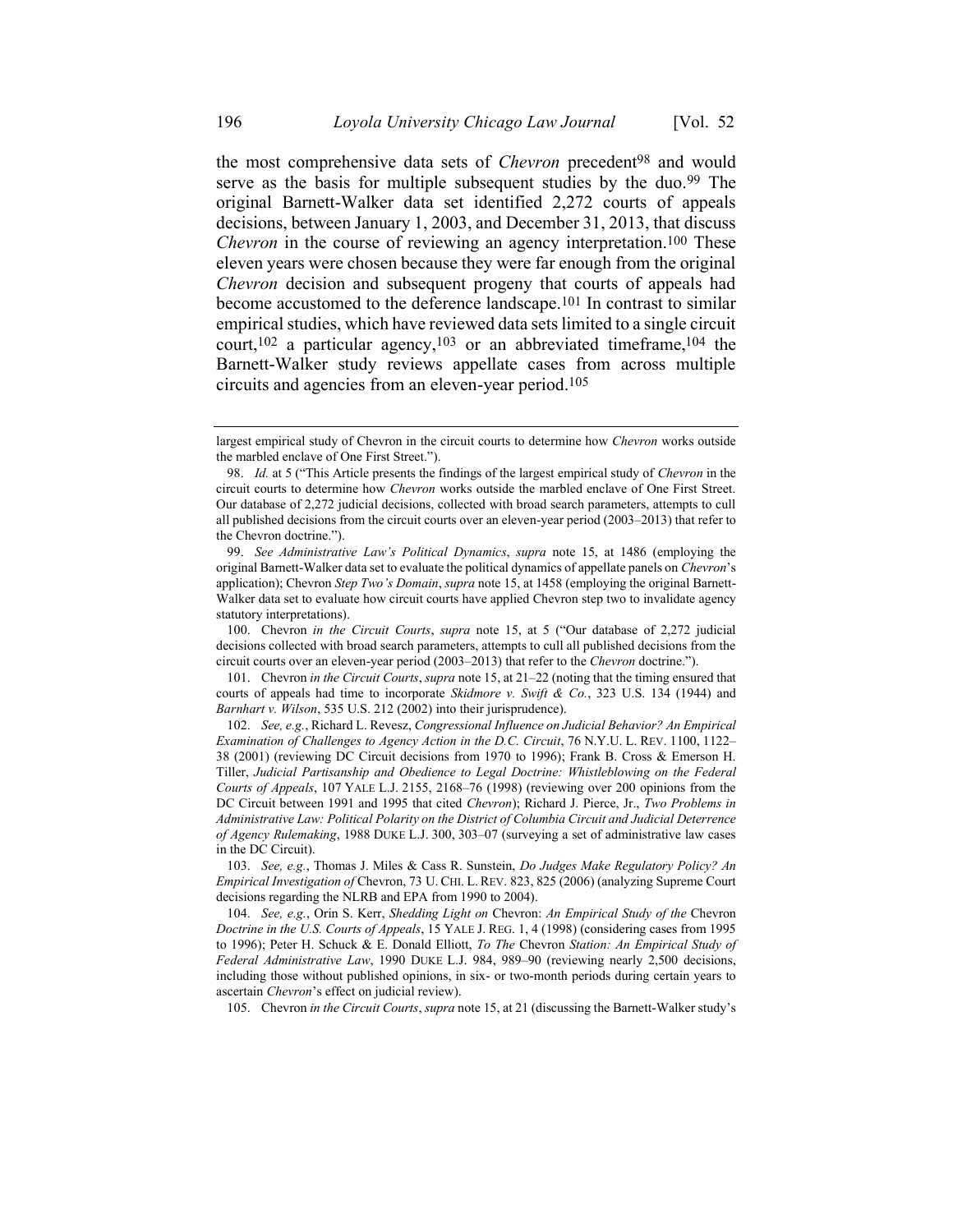the most comprehensive data sets of *Chevron* precedent[98] and would serve as the basis for multiple subsequent studies by the duo.[99] The original Barnett-Walker data set identified 2,272 courts of appeals decisions, between January 1, 2003, and December 31, 2013, that discuss *Chevron* in the course of reviewing an agency interpretation.[100] These eleven years were chosen because they were far enough from the original *Chevron* decision and subsequent progeny that courts of appeals had become accustomed to the deference landscape.[101] In contrast to similar empirical studies, which have reviewed data sets limited to a single circuit court,[102] a particular agency,[103] or an abbreviated timeframe,[104] the Barnett-Walker study reviews appellate cases from across multiple circuits and agencies from an eleven-year period.[105]

---

largest empirical study of Chevron in the circuit courts to determine how *Chevron* works outside the marbled enclave of One First Street.").

98. *Id.* at 5 ("This Article presents the findings of the largest empirical study of *Chevron* in the circuit courts to determine how *Chevron* works outside the marbled enclave of One First Street. Our database of 2,272 judicial decisions, collected with broad search parameters, attempts to cull all published decisions from the circuit courts over an eleven-year period (2003–2013) that refer to the Chevron doctrine.").

99. *See Administrative Law's Political Dynamics*, *supra* note 15, at 1486 (employing the original Barnett-Walker data set to evaluate the political dynamics of appellate panels on *Chevron*'s application); Chevron *Step Two's Domain*, *supra* note 15, at 1458 (employing the original Barnett-Walker data set to evaluate how circuit courts have applied Chevron step two to invalidate agency statutory interpretations).

100. Chevron *in the Circuit Courts*, *supra* note 15, at 5 ("Our database of 2,272 judicial decisions collected with broad search parameters, attempts to cull all published decisions from the circuit courts over an eleven-year period (2003–2013) that refer to the *Chevron* doctrine.").

101. Chevron *in the Circuit Courts*, *supra* note 15, at 21–22 (noting that the timing ensured that courts of appeals had time to incorporate *Skidmore v. Swift & Co.*, 323 U.S. 134 (1944) and *Barnhart v. Wilson*, 535 U.S. 212 (2002) into their jurisprudence).

102. *See, e.g.*, Richard L. Revesz, *Congressional Influence on Judicial Behavior? An Empirical Examination of Challenges to Agency Action in the D.C. Circuit*, 76 N.Y.U. L. REV. 1100, 1122–38 (2001) (reviewing DC Circuit decisions from 1970 to 1996); Frank B. Cross & Emerson H. Tiller, *Judicial Partisanship and Obedience to Legal Doctrine: Whistleblowing on the Federal Courts of Appeals*, 107 YALE L.J. 2155, 2168–76 (1998) (reviewing over 200 opinions from the DC Circuit between 1991 and 1995 that cited *Chevron*); Richard J. Pierce, Jr., *Two Problems in Administrative Law: Political Polarity on the District of Columbia Circuit and Judicial Deterrence of Agency Rulemaking*, 1988 DUKE L.J. 300, 303–07 (surveying a set of administrative law cases in the DC Circuit).

103. *See, e.g.*, Thomas J. Miles & Cass R. Sunstein, *Do Judges Make Regulatory Policy? An Empirical Investigation of* Chevron, 73 U. CHI. L. REV. 823, 825 (2006) (analyzing Supreme Court decisions regarding the NLRB and EPA from 1990 to 2004).

104. *See, e.g.*, Orin S. Kerr, *Shedding Light on* Chevron: *An Empirical Study of the* Chevron *Doctrine in the U.S. Courts of Appeals*, 15 YALE J. REG. 1, 4 (1998) (considering cases from 1995 to 1996); Peter H. Schuck & E. Donald Elliott, *To The* Chevron *Station: An Empirical Study of Federal Administrative Law*, 1990 DUKE L.J. 984, 989–90 (reviewing nearly 2,500 decisions, including those without published opinions, in six- or two-month periods during certain years to ascertain *Chevron*'s effect on judicial review).

105. Chevron *in the Circuit Courts*, *supra* note 15, at 21 (discussing the Barnett-Walker study's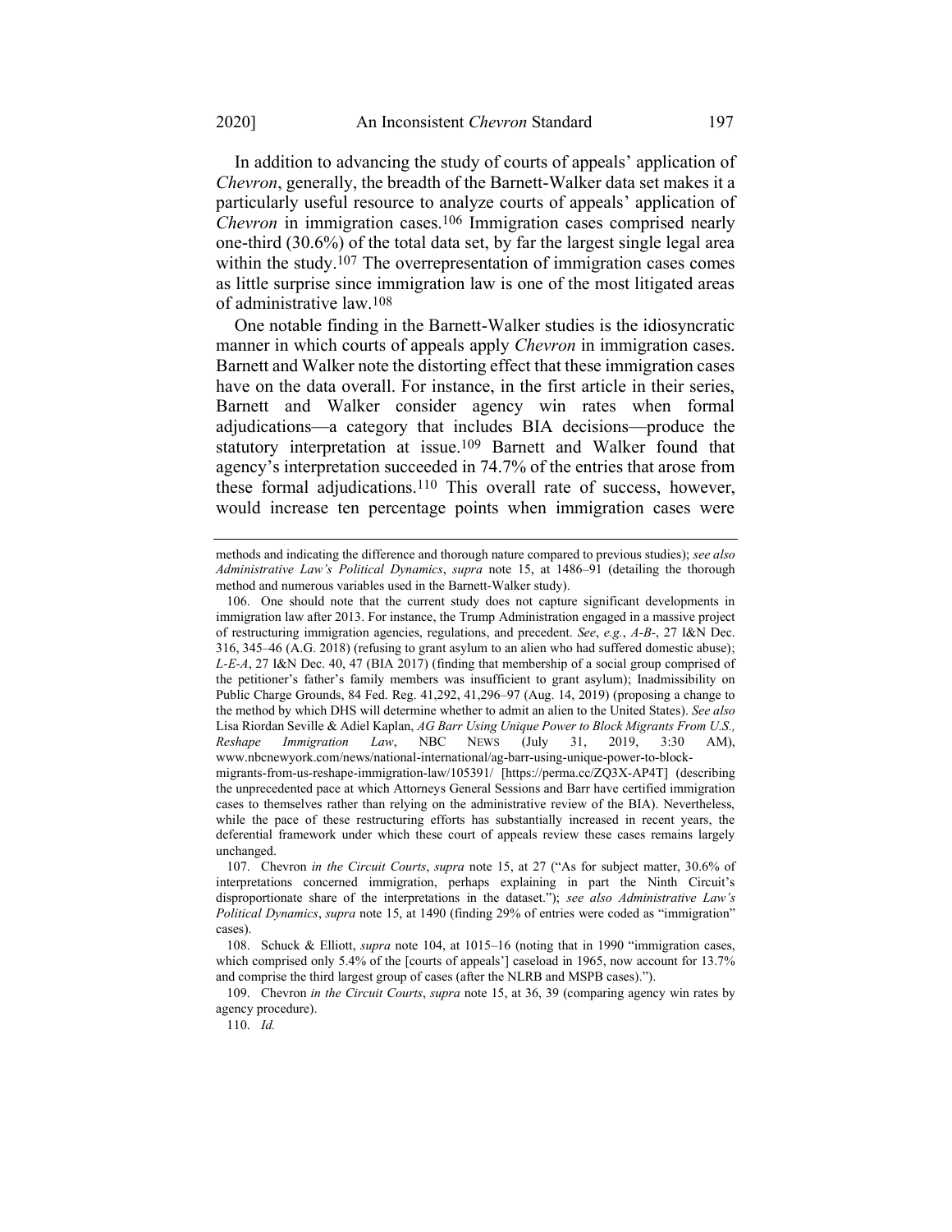In addition to advancing the study of courts of appeals' application of *Chevron*, generally, the breadth of the Barnett-Walker data set makes it a particularly useful resource to analyze courts of appeals' application of *Chevron* in immigration cases.[106] Immigration cases comprised nearly one-third (30.6%) of the total data set, by far the largest single legal area within the study.[107] The overrepresentation of immigration cases comes as little surprise since immigration law is one of the most litigated areas of administrative law.[108]

One notable finding in the Barnett-Walker studies is the idiosyncratic manner in which courts of appeals apply *Chevron* in immigration cases. Barnett and Walker note the distorting effect that these immigration cases have on the data overall. For instance, in the first article in their series, Barnett and Walker consider agency win rates when formal adjudications—a category that includes BIA decisions—produce the statutory interpretation at issue.[109] Barnett and Walker found that agency's interpretation succeeded in 74.7% of the entries that arose from these formal adjudications.[110] This overall rate of success, however, would increase ten percentage points when immigration cases were

---

methods and indicating the difference and thorough nature compared to previous studies); *see also Administrative Law's Political Dynamics*, *supra* note 15, at 1486–91 (detailing the thorough method and numerous variables used in the Barnett-Walker study).

106. One should note that the current study does not capture significant developments in immigration law after 2013. For instance, the Trump Administration engaged in a massive project of restructuring immigration agencies, regulations, and precedent. *See*, *e.g.*, *A-B-*, 27 I&N Dec. 316, 345–46 (A.G. 2018) (refusing to grant asylum to an alien who had suffered domestic abuse); *L-E-A*, 27 I&N Dec. 40, 47 (BIA 2017) (finding that membership of a social group comprised of the petitioner's father's family members was insufficient to grant asylum); Inadmissibility on Public Charge Grounds, 84 Fed. Reg. 41,292, 41,296–97 (Aug. 14, 2019) (proposing a change to the method by which DHS will determine whether to admit an alien to the United States). *See also* Lisa Riordan Seville & Adiel Kaplan, *AG Barr Using Unique Power to Block Migrants From U.S., Reshape Immigration Law*, NBC NEWS (July 31, 2019, 3:30 AM), www.nbcnewyork.com/news/national-international/ag-barr-using-unique-power-to-block-migrants-from-us-reshape-immigration-law/105391/ [https://perma.cc/ZQ3X-AP4T] (describing the unprecedented pace at which Attorneys General Sessions and Barr have certified immigration cases to themselves rather than relying on the administrative review of the BIA). Nevertheless, while the pace of these restructuring efforts has substantially increased in recent years, the deferential framework under which these court of appeals review these cases remains largely unchanged.

107. Chevron *in the Circuit Courts*, *supra* note 15, at 27 ("As for subject matter, 30.6% of interpretations concerned immigration, perhaps explaining in part the Ninth Circuit's disproportionate share of the interpretations in the dataset."); *see also Administrative Law's Political Dynamics*, *supra* note 15, at 1490 (finding 29% of entries were coded as "immigration" cases).

108. Schuck & Elliott, *supra* note 104, at 1015–16 (noting that in 1990 "immigration cases, which comprised only 5.4% of the [courts of appeals'] caseload in 1965, now account for 13.7% and comprise the third largest group of cases (after the NLRB and MSPB cases).").

109. Chevron *in the Circuit Courts*, *supra* note 15, at 36, 39 (comparing agency win rates by agency procedure).

110. *Id.*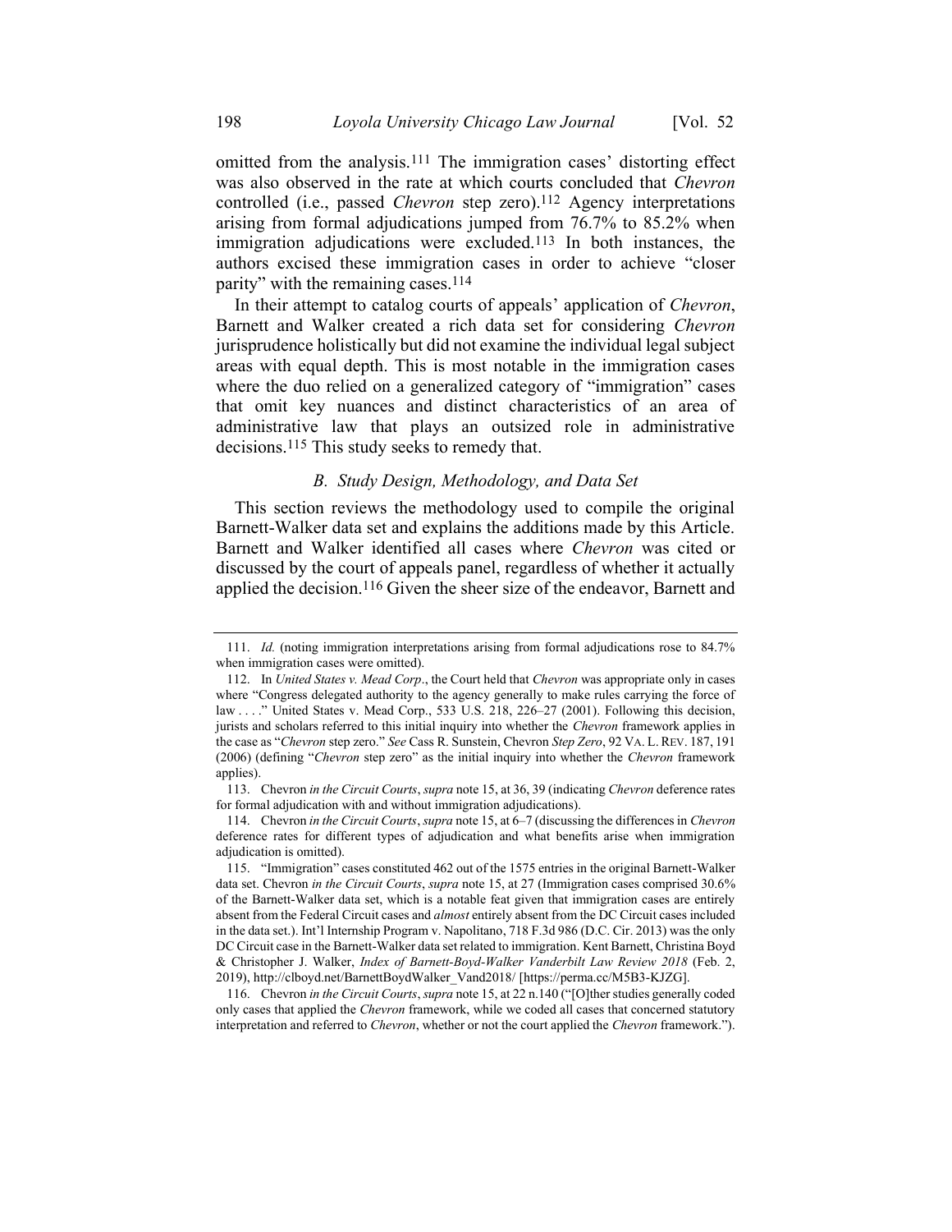omitted from the analysis.[111] The immigration cases' distorting effect was also observed in the rate at which courts concluded that *Chevron* controlled (i.e., passed *Chevron* step zero).[112] Agency interpretations arising from formal adjudications jumped from 76.7% to 85.2% when immigration adjudications were excluded.[113] In both instances, the authors excised these immigration cases in order to achieve "closer parity" with the remaining cases.[114]

In their attempt to catalog courts of appeals' application of *Chevron*, Barnett and Walker created a rich data set for considering *Chevron* jurisprudence holistically but did not examine the individual legal subject areas with equal depth. This is most notable in the immigration cases where the duo relied on a generalized category of "immigration" cases that omit key nuances and distinct characteristics of an area of administrative law that plays an outsized role in administrative decisions.[115] This study seeks to remedy that.

### *B. Study Design, Methodology, and Data Set*

This section reviews the methodology used to compile the original Barnett-Walker data set and explains the additions made by this Article. Barnett and Walker identified all cases where *Chevron* was cited or discussed by the court of appeals panel, regardless of whether it actually applied the decision.[116] Given the sheer size of the endeavor, Barnett and

---

111. *Id.* (noting immigration interpretations arising from formal adjudications rose to 84.7% when immigration cases were omitted).

112. In *United States v. Mead Corp*., the Court held that *Chevron* was appropriate only in cases where "Congress delegated authority to the agency generally to make rules carrying the force of law . . . ." United States v. Mead Corp., 533 U.S. 218, 226–27 (2001). Following this decision, jurists and scholars referred to this initial inquiry into whether the *Chevron* framework applies in the case as "*Chevron* step zero." *See* Cass R. Sunstein, Chevron *Step Zero*, 92 VA. L. REV. 187, 191 (2006) (defining "*Chevron* step zero" as the initial inquiry into whether the *Chevron* framework applies).

113. Chevron *in the Circuit Courts*, *supra* note 15, at 36, 39 (indicating *Chevron* deference rates for formal adjudication with and without immigration adjudications).

114. Chevron *in the Circuit Courts*, *supra* note 15, at 6–7 (discussing the differences in *Chevron* deference rates for different types of adjudication and what benefits arise when immigration adjudication is omitted).

115. "Immigration" cases constituted 462 out of the 1575 entries in the original Barnett-Walker data set. Chevron *in the Circuit Courts*, *supra* note 15, at 27 (Immigration cases comprised 30.6% of the Barnett-Walker data set, which is a notable feat given that immigration cases are entirely absent from the Federal Circuit cases and *almost* entirely absent from the DC Circuit cases included in the data set.). Int'l Internship Program v. Napolitano, 718 F.3d 986 (D.C. Cir. 2013) was the only DC Circuit case in the Barnett-Walker data set related to immigration. Kent Barnett, Christina Boyd & Christopher J. Walker, *Index of Barnett-Boyd-Walker Vanderbilt Law Review 2018* (Feb. 2, 2019), http://clboyd.net/BarnettBoydWalker_Vand2018/ [https://perma.cc/M5B3-KJZG].

116. Chevron *in the Circuit Courts*, *supra* note 15, at 22 n.140 ("[O]ther studies generally coded only cases that applied the *Chevron* framework, while we coded all cases that concerned statutory interpretation and referred to *Chevron*, whether or not the court applied the *Chevron* framework.").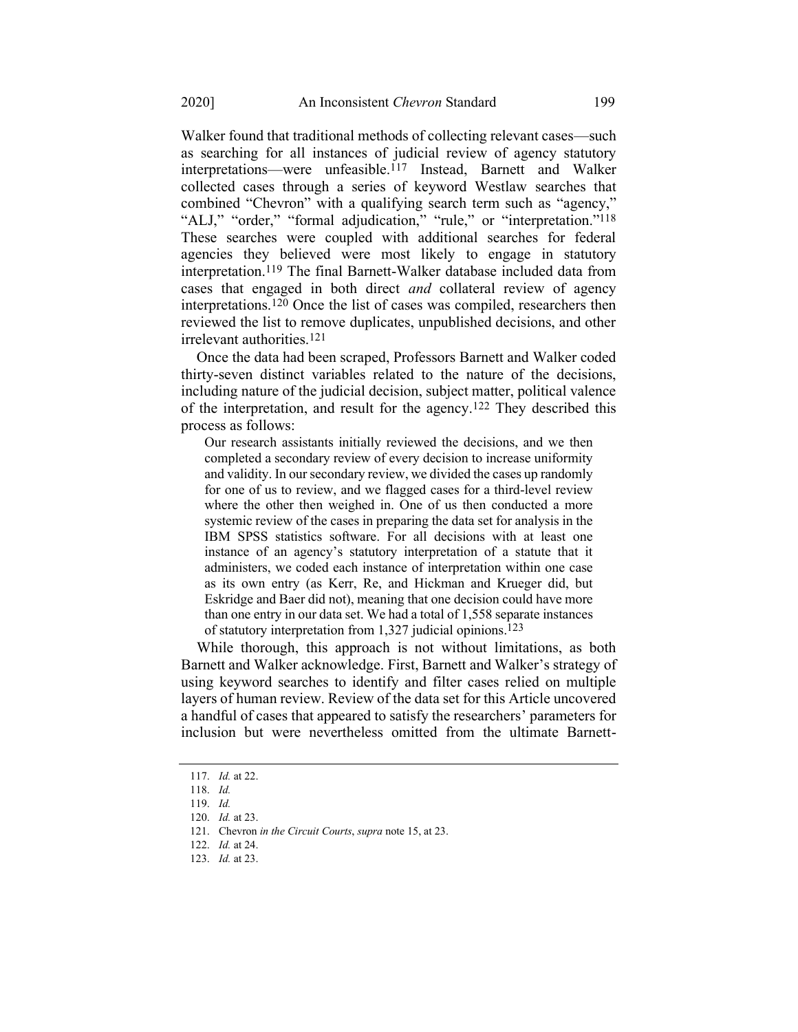Walker found that traditional methods of collecting relevant cases—such as searching for all instances of judicial review of agency statutory interpretations—were unfeasible.[117] Instead, Barnett and Walker collected cases through a series of keyword Westlaw searches that combined "Chevron" with a qualifying search term such as "agency," "ALJ," "order," "formal adjudication," "rule," or "interpretation."[118] These searches were coupled with additional searches for federal agencies they believed were most likely to engage in statutory interpretation.[119] The final Barnett-Walker database included data from cases that engaged in both direct *and* collateral review of agency interpretations.[120] Once the list of cases was compiled, researchers then reviewed the list to remove duplicates, unpublished decisions, and other irrelevant authorities.[121]

Once the data had been scraped, Professors Barnett and Walker coded thirty-seven distinct variables related to the nature of the decisions, including nature of the judicial decision, subject matter, political valence of the interpretation, and result for the agency.[122] They described this process as follows:

> Our research assistants initially reviewed the decisions, and we then completed a secondary review of every decision to increase uniformity and validity. In our secondary review, we divided the cases up randomly for one of us to review, and we flagged cases for a third-level review where the other then weighed in. One of us then conducted a more systemic review of the cases in preparing the data set for analysis in the IBM SPSS statistics software. For all decisions with at least one instance of an agency's statutory interpretation of a statute that it administers, we coded each instance of interpretation within one case as its own entry (as Kerr, Re, and Hickman and Krueger did, but Eskridge and Baer did not), meaning that one decision could have more than one entry in our data set. We had a total of 1,558 separate instances of statutory interpretation from 1,327 judicial opinions.[123]

While thorough, this approach is not without limitations, as both Barnett and Walker acknowledge. First, Barnett and Walker's strategy of using keyword searches to identify and filter cases relied on multiple layers of human review. Review of the data set for this Article uncovered a handful of cases that appeared to satisfy the researchers' parameters for inclusion but were nevertheless omitted from the ultimate Barnett-

---

117. *Id.* at 22.

118. *Id.*

119. *Id.*

120. *Id.* at 23.

121. Chevron *in the Circuit Courts*, *supra* note 15, at 23.

122. *Id.* at 24.

123. *Id.* at 23.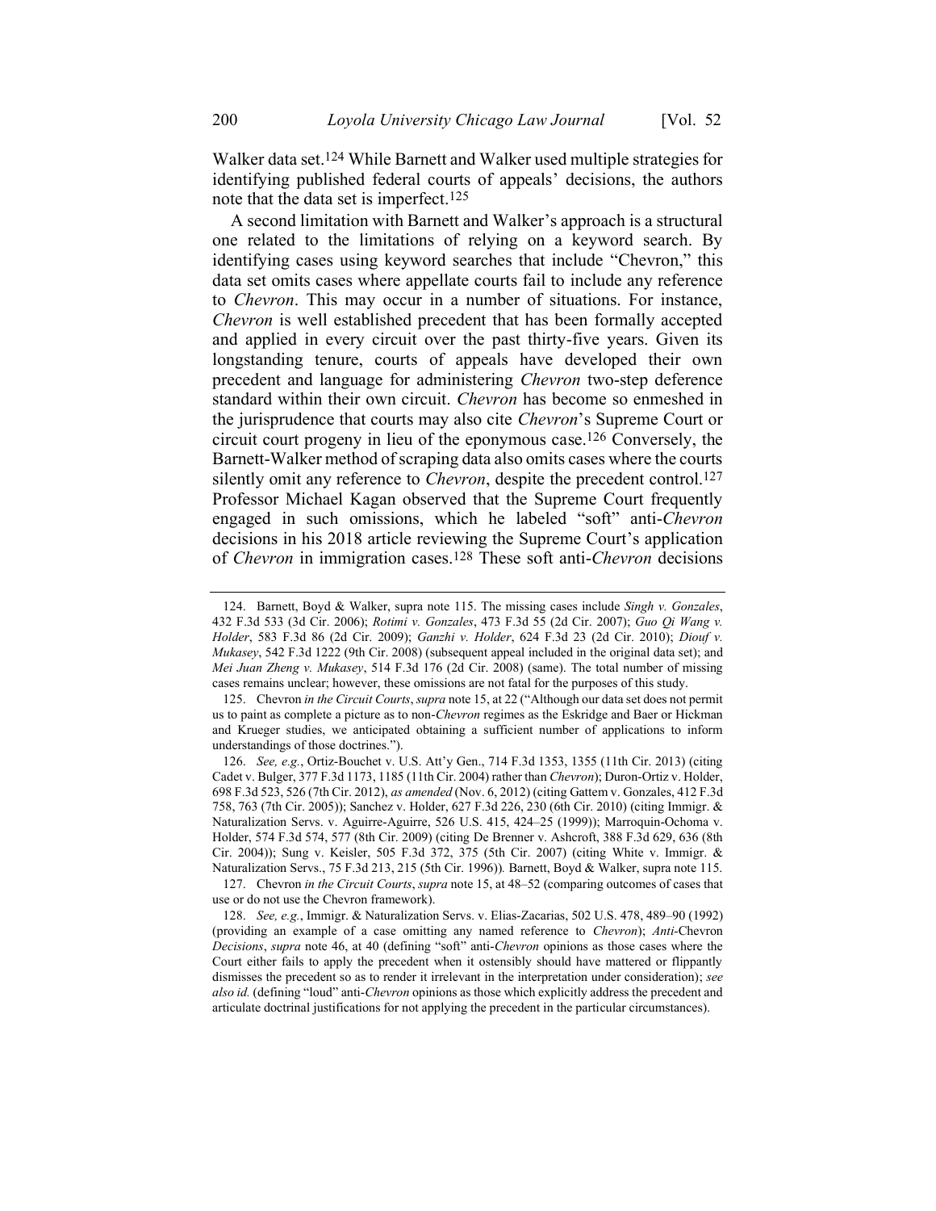Walker data set.[124] While Barnett and Walker used multiple strategies for identifying published federal courts of appeals' decisions, the authors note that the data set is imperfect.[125]

A second limitation with Barnett and Walker's approach is a structural one related to the limitations of relying on a keyword search. By identifying cases using keyword searches that include "Chevron," this data set omits cases where appellate courts fail to include any reference to *Chevron*. This may occur in a number of situations. For instance, *Chevron* is well established precedent that has been formally accepted and applied in every circuit over the past thirty-five years. Given its longstanding tenure, courts of appeals have developed their own precedent and language for administering *Chevron* two-step deference standard within their own circuit. *Chevron* has become so enmeshed in the jurisprudence that courts may also cite *Chevron*'s Supreme Court or circuit court progeny in lieu of the eponymous case.[126] Conversely, the Barnett-Walker method of scraping data also omits cases where the courts silently omit any reference to *Chevron*, despite the precedent control.[127] Professor Michael Kagan observed that the Supreme Court frequently engaged in such omissions, which he labeled "soft" anti-*Chevron* decisions in his 2018 article reviewing the Supreme Court's application of *Chevron* in immigration cases.[128] These soft anti-*Chevron* decisions

---

124. Barnett, Boyd & Walker, supra note 115. The missing cases include *Singh v. Gonzales*, 432 F.3d 533 (3d Cir. 2006); *Rotimi v. Gonzales*, 473 F.3d 55 (2d Cir. 2007); *Guo Qi Wang v. Holder*, 583 F.3d 86 (2d Cir. 2009); *Ganzhi v. Holder*, 624 F.3d 23 (2d Cir. 2010); *Diouf v. Mukasey*, 542 F.3d 1222 (9th Cir. 2008) (subsequent appeal included in the original data set); and *Mei Juan Zheng v. Mukasey*, 514 F.3d 176 (2d Cir. 2008) (same). The total number of missing cases remains unclear; however, these omissions are not fatal for the purposes of this study.

125. Chevron *in the Circuit Courts*, *supra* note 15, at 22 ("Although our data set does not permit us to paint as complete a picture as to non-*Chevron* regimes as the Eskridge and Baer or Hickman and Krueger studies, we anticipated obtaining a sufficient number of applications to inform understandings of those doctrines.").

126. *See, e.g.*, Ortiz-Bouchet v. U.S. Att'y Gen., 714 F.3d 1353, 1355 (11th Cir. 2013) (citing Cadet v. Bulger, 377 F.3d 1173, 1185 (11th Cir. 2004) rather than *Chevron*); Duron-Ortiz v. Holder, 698 F.3d 523, 526 (7th Cir. 2012), *as amended* (Nov. 6, 2012) (citing Gattem v. Gonzales, 412 F.3d 758, 763 (7th Cir. 2005)); Sanchez v. Holder, 627 F.3d 226, 230 (6th Cir. 2010) (citing Immigr. & Naturalization Servs. v. Aguirre-Aguirre, 526 U.S. 415, 424–25 (1999)); Marroquin-Ochoma v. Holder, 574 F.3d 574, 577 (8th Cir. 2009) (citing De Brenner v. Ashcroft, 388 F.3d 629, 636 (8th Cir. 2004)); Sung v. Keisler, 505 F.3d 372, 375 (5th Cir. 2007) (citing White v. Immigr. & Naturalization Servs., 75 F.3d 213, 215 (5th Cir. 1996)). Barnett, Boyd & Walker, supra note 115.

127. Chevron *in the Circuit Courts*, *supra* note 15, at 48–52 (comparing outcomes of cases that use or do not use the Chevron framework).

128. *See, e.g.*, Immigr. & Naturalization Servs. v. Elias-Zacarias, 502 U.S. 478, 489–90 (1992) (providing an example of a case omitting any named reference to *Chevron*); *Anti-*Chevron *Decisions*, *supra* note 46, at 40 (defining "soft" anti-*Chevron* opinions as those cases where the Court either fails to apply the precedent when it ostensibly should have mattered or flippantly dismisses the precedent so as to render it irrelevant in the interpretation under consideration); *see also id.* (defining "loud" anti-*Chevron* opinions as those which explicitly address the precedent and articulate doctrinal justifications for not applying the precedent in the particular circumstances).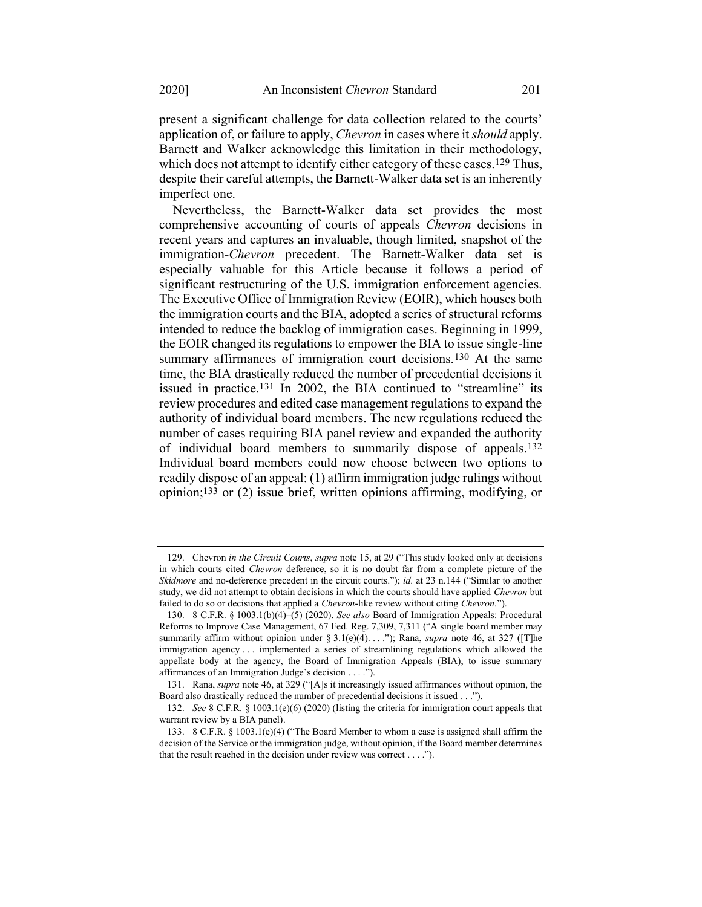present a significant challenge for data collection related to the courts' application of, or failure to apply, *Chevron* in cases where it *should* apply. Barnett and Walker acknowledge this limitation in their methodology, which does not attempt to identify either category of these cases.[129] Thus, despite their careful attempts, the Barnett-Walker data set is an inherently imperfect one.

Nevertheless, the Barnett-Walker data set provides the most comprehensive accounting of courts of appeals *Chevron* decisions in recent years and captures an invaluable, though limited, snapshot of the immigration-*Chevron* precedent. The Barnett-Walker data set is especially valuable for this Article because it follows a period of significant restructuring of the U.S. immigration enforcement agencies. The Executive Office of Immigration Review (EOIR), which houses both the immigration courts and the BIA, adopted a series of structural reforms intended to reduce the backlog of immigration cases. Beginning in 1999, the EOIR changed its regulations to empower the BIA to issue single-line summary affirmances of immigration court decisions.[130] At the same time, the BIA drastically reduced the number of precedential decisions it issued in practice.[131] In 2002, the BIA continued to "streamline" its review procedures and edited case management regulations to expand the authority of individual board members. The new regulations reduced the number of cases requiring BIA panel review and expanded the authority of individual board members to summarily dispose of appeals.[132] Individual board members could now choose between two options to readily dispose of an appeal: (1) affirm immigration judge rulings without opinion;[133] or (2) issue brief, written opinions affirming, modifying, or

---

129. Chevron *in the Circuit Courts*, *supra* note 15, at 29 ("This study looked only at decisions in which courts cited *Chevron* deference, so it is no doubt far from a complete picture of the *Skidmore* and no-deference precedent in the circuit courts."); *id.* at 23 n.144 ("Similar to another study, we did not attempt to obtain decisions in which the courts should have applied *Chevron* but failed to do so or decisions that applied a *Chevron*-like review without citing *Chevron.*").

130. 8 C.F.R. § 1003.1(b)(4)–(5) (2020). *See also* Board of Immigration Appeals: Procedural Reforms to Improve Case Management, 67 Fed. Reg. 7,309, 7,311 ("A single board member may summarily affirm without opinion under § 3.1(e)(4). . . ."); Rana, *supra* note 46, at 327 ([T]he immigration agency . . . implemented a series of streamlining regulations which allowed the appellate body at the agency, the Board of Immigration Appeals (BIA), to issue summary affirmances of an Immigration Judge's decision . . . .").

131. Rana, *supra* note 46, at 329 ("[A]s it increasingly issued affirmances without opinion, the Board also drastically reduced the number of precedential decisions it issued . . .").

132. *See* 8 C.F.R. § 1003.1(e)(6) (2020) (listing the criteria for immigration court appeals that warrant review by a BIA panel).

133. 8 C.F.R. § 1003.1(e)(4) ("The Board Member to whom a case is assigned shall affirm the decision of the Service or the immigration judge, without opinion, if the Board member determines that the result reached in the decision under review was correct . . . .").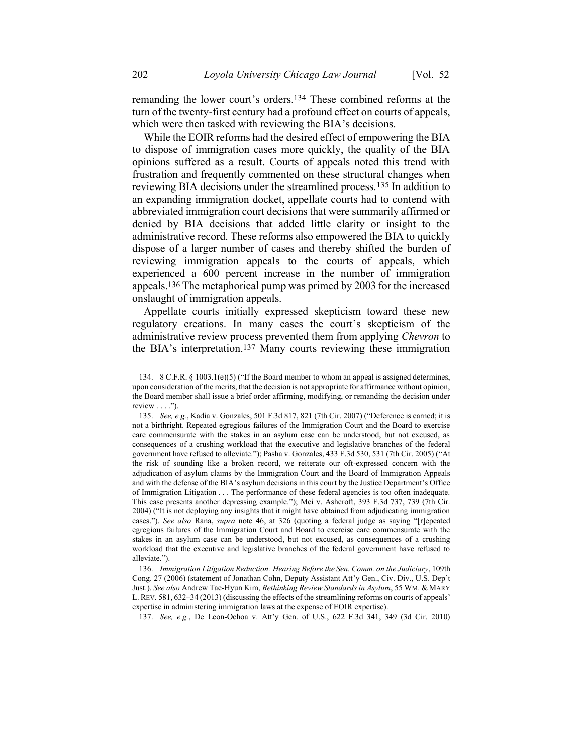remanding the lower court's orders.[134] These combined reforms at the turn of the twenty-first century had a profound effect on courts of appeals, which were then tasked with reviewing the BIA's decisions.

While the EOIR reforms had the desired effect of empowering the BIA to dispose of immigration cases more quickly, the quality of the BIA opinions suffered as a result. Courts of appeals noted this trend with frustration and frequently commented on these structural changes when reviewing BIA decisions under the streamlined process.[135] In addition to an expanding immigration docket, appellate courts had to contend with abbreviated immigration court decisions that were summarily affirmed or denied by BIA decisions that added little clarity or insight to the administrative record. These reforms also empowered the BIA to quickly dispose of a larger number of cases and thereby shifted the burden of reviewing immigration appeals to the courts of appeals, which experienced a 600 percent increase in the number of immigration appeals.[136] The metaphorical pump was primed by 2003 for the increased onslaught of immigration appeals.

Appellate courts initially expressed skepticism toward these new regulatory creations. In many cases the court's skepticism of the administrative review process prevented them from applying *Chevron* to the BIA's interpretation.[137] Many courts reviewing these immigration

---

134. 8 C.F.R. § 1003.1(e)(5) ("If the Board member to whom an appeal is assigned determines, upon consideration of the merits, that the decision is not appropriate for affirmance without opinion, the Board member shall issue a brief order affirming, modifying, or remanding the decision under review . . . .").

135. *See, e.g.*, Kadia v. Gonzales, 501 F.3d 817, 821 (7th Cir. 2007) ("Deference is earned; it is not a birthright. Repeated egregious failures of the Immigration Court and the Board to exercise care commensurate with the stakes in an asylum case can be understood, but not excused, as consequences of a crushing workload that the executive and legislative branches of the federal government have refused to alleviate."); Pasha v. Gonzales, 433 F.3d 530, 531 (7th Cir. 2005) ("At the risk of sounding like a broken record, we reiterate our oft-expressed concern with the adjudication of asylum claims by the Immigration Court and the Board of Immigration Appeals and with the defense of the BIA's asylum decisions in this court by the Justice Department's Office of Immigration Litigation . . . The performance of these federal agencies is too often inadequate. This case presents another depressing example."); Mei v. Ashcroft, 393 F.3d 737, 739 (7th Cir. 2004) ("It is not deploying any insights that it might have obtained from adjudicating immigration cases."). *See also* Rana, *supra* note 46, at 326 (quoting a federal judge as saying "[r]epeated egregious failures of the Immigration Court and Board to exercise care commensurate with the stakes in an asylum case can be understood, but not excused, as consequences of a crushing workload that the executive and legislative branches of the federal government have refused to alleviate.").

136. *Immigration Litigation Reduction: Hearing Before the Sen. Comm. on the Judiciary*, 109th Cong. 27 (2006) (statement of Jonathan Cohn, Deputy Assistant Att'y Gen., Civ. Div., U.S. Dep't Just.). *See also* Andrew Tae-Hyun Kim, *Rethinking Review Standards in Asylum*, 55 WM. & MARY L. REV. 581, 632–34 (2013) (discussing the effects of the streamlining reforms on courts of appeals' expertise in administering immigration laws at the expense of EOIR expertise).

137. *See, e.g.*, De Leon-Ochoa v. Att'y Gen. of U.S., 622 F.3d 341, 349 (3d Cir. 2010)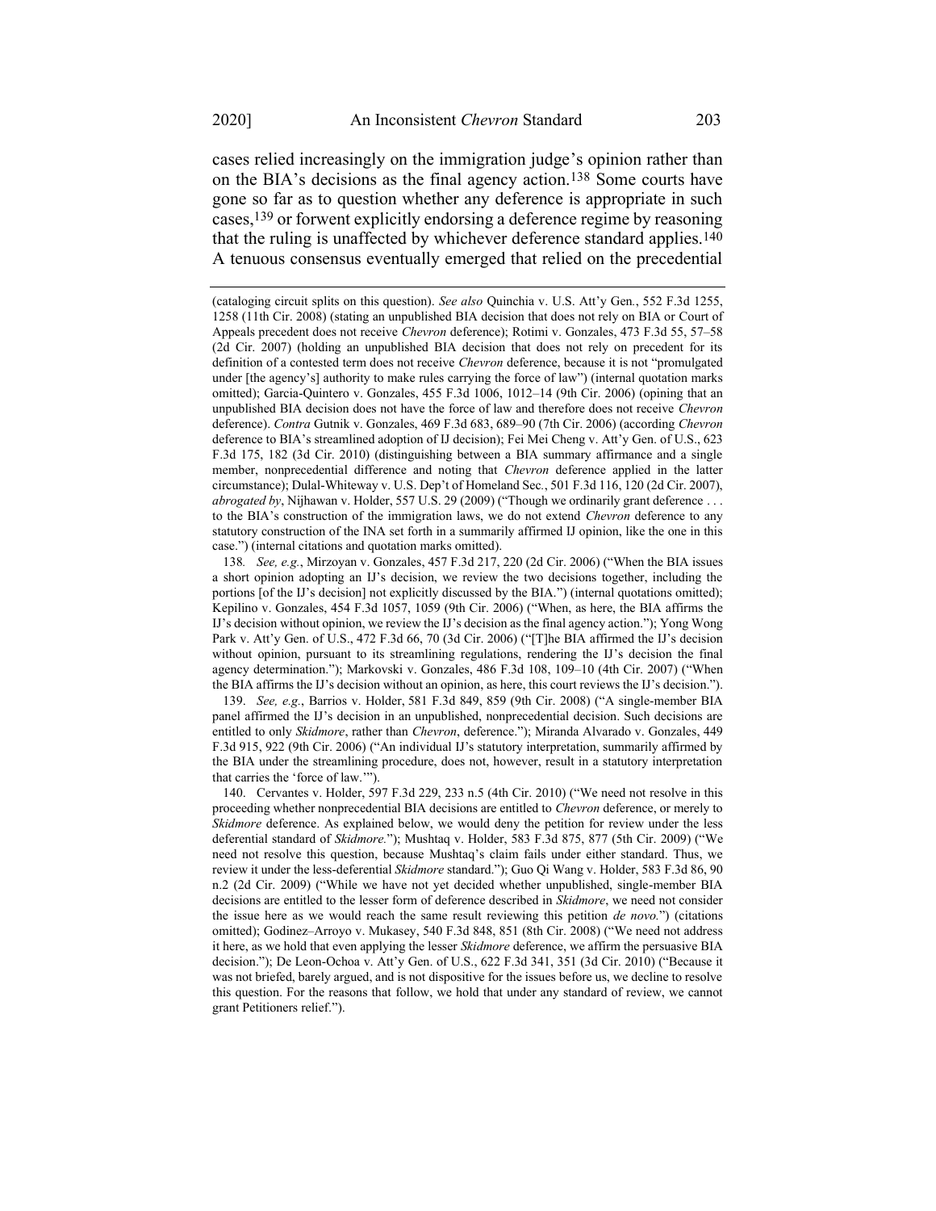cases relied increasingly on the immigration judge's opinion rather than on the BIA's decisions as the final agency action.[138] Some courts have gone so far as to question whether any deference is appropriate in such cases,[139] or forwent explicitly endorsing a deference regime by reasoning that the ruling is unaffected by whichever deference standard applies.[140] A tenuous consensus eventually emerged that relied on the precedential

---

(cataloging circuit splits on this question). *See also* Quinchia v. U.S. Att'y Gen., 552 F.3d 1255, 1258 (11th Cir. 2008) (stating an unpublished BIA decision that does not rely on BIA or Court of Appeals precedent does not receive *Chevron* deference); Rotimi v. Gonzales, 473 F.3d 55, 57–58 (2d Cir. 2007) (holding an unpublished BIA decision that does not rely on precedent for its definition of a contested term does not receive *Chevron* deference, because it is not "promulgated under [the agency's] authority to make rules carrying the force of law") (internal quotation marks omitted); Garcia-Quintero v. Gonzales, 455 F.3d 1006, 1012–14 (9th Cir. 2006) (opining that an unpublished BIA decision does not have the force of law and therefore does not receive *Chevron* deference). *Contra* Gutnik v. Gonzales, 469 F.3d 683, 689–90 (7th Cir. 2006) (according *Chevron* deference to BIA's streamlined adoption of IJ decision); Fei Mei Cheng v. Att'y Gen. of U.S., 623 F.3d 175, 182 (3d Cir. 2010) (distinguishing between a BIA summary affirmance and a single member, nonprecedential difference and noting that *Chevron* deference applied in the latter circumstance); Dulal-Whiteway v. U.S. Dep't of Homeland Sec., 501 F.3d 116, 120 (2d Cir. 2007), *abrogated by*, Nijhawan v. Holder, 557 U.S. 29 (2009) ("Though we ordinarily grant deference . . . to the BIA's construction of the immigration laws, we do not extend *Chevron* deference to any statutory construction of the INA set forth in a summarily affirmed IJ opinion, like the one in this case.") (internal citations and quotation marks omitted).

138. *See, e.g.*, Mirzoyan v. Gonzales, 457 F.3d 217, 220 (2d Cir. 2006) ("When the BIA issues a short opinion adopting an IJ's decision, we review the two decisions together, including the portions [of the IJ's decision] not explicitly discussed by the BIA.") (internal quotations omitted); Kepilino v. Gonzales, 454 F.3d 1057, 1059 (9th Cir. 2006) ("When, as here, the BIA affirms the IJ's decision without opinion, we review the IJ's decision as the final agency action."); Yong Wong Park v. Att'y Gen. of U.S., 472 F.3d 66, 70 (3d Cir. 2006) ("[T]he BIA affirmed the IJ's decision without opinion, pursuant to its streamlining regulations, rendering the IJ's decision the final agency determination."); Markovski v. Gonzales, 486 F.3d 108, 109–10 (4th Cir. 2007) ("When the BIA affirms the IJ's decision without an opinion, as here, this court reviews the IJ's decision.").

139. *See, e.g.*, Barrios v. Holder, 581 F.3d 849, 859 (9th Cir. 2008) ("A single-member BIA panel affirmed the IJ's decision in an unpublished, nonprecedential decision. Such decisions are entitled to only *Skidmore*, rather than *Chevron*, deference."); Miranda Alvarado v. Gonzales, 449 F.3d 915, 922 (9th Cir. 2006) ("An individual IJ's statutory interpretation, summarily affirmed by the BIA under the streamlining procedure, does not, however, result in a statutory interpretation that carries the 'force of law.'").

140. Cervantes v. Holder, 597 F.3d 229, 233 n.5 (4th Cir. 2010) ("We need not resolve in this proceeding whether nonprecedential BIA decisions are entitled to *Chevron* deference, or merely to *Skidmore* deference. As explained below, we would deny the petition for review under the less deferential standard of *Skidmore*."); Mushtaq v. Holder, 583 F.3d 875, 877 (5th Cir. 2009) ("We need not resolve this question, because Mushtaq's claim fails under either standard. Thus, we review it under the less-deferential *Skidmore* standard."); Guo Qi Wang v. Holder, 583 F.3d 86, 90 n.2 (2d Cir. 2009) ("While we have not yet decided whether unpublished, single-member BIA decisions are entitled to the lesser form of deference described in *Skidmore*, we need not consider the issue here as we would reach the same result reviewing this petition *de novo*.") (citations omitted); Godinez–Arroyo v. Mukasey, 540 F.3d 848, 851 (8th Cir. 2008) ("We need not address it here, as we hold that even applying the lesser *Skidmore* deference, we affirm the persuasive BIA decision."); De Leon-Ochoa v. Att'y Gen. of U.S., 622 F.3d 341, 351 (3d Cir. 2010) ("Because it was not briefed, barely argued, and is not dispositive for the issues before us, we decline to resolve this question. For the reasons that follow, we hold that under any standard of review, we cannot grant Petitioners relief.").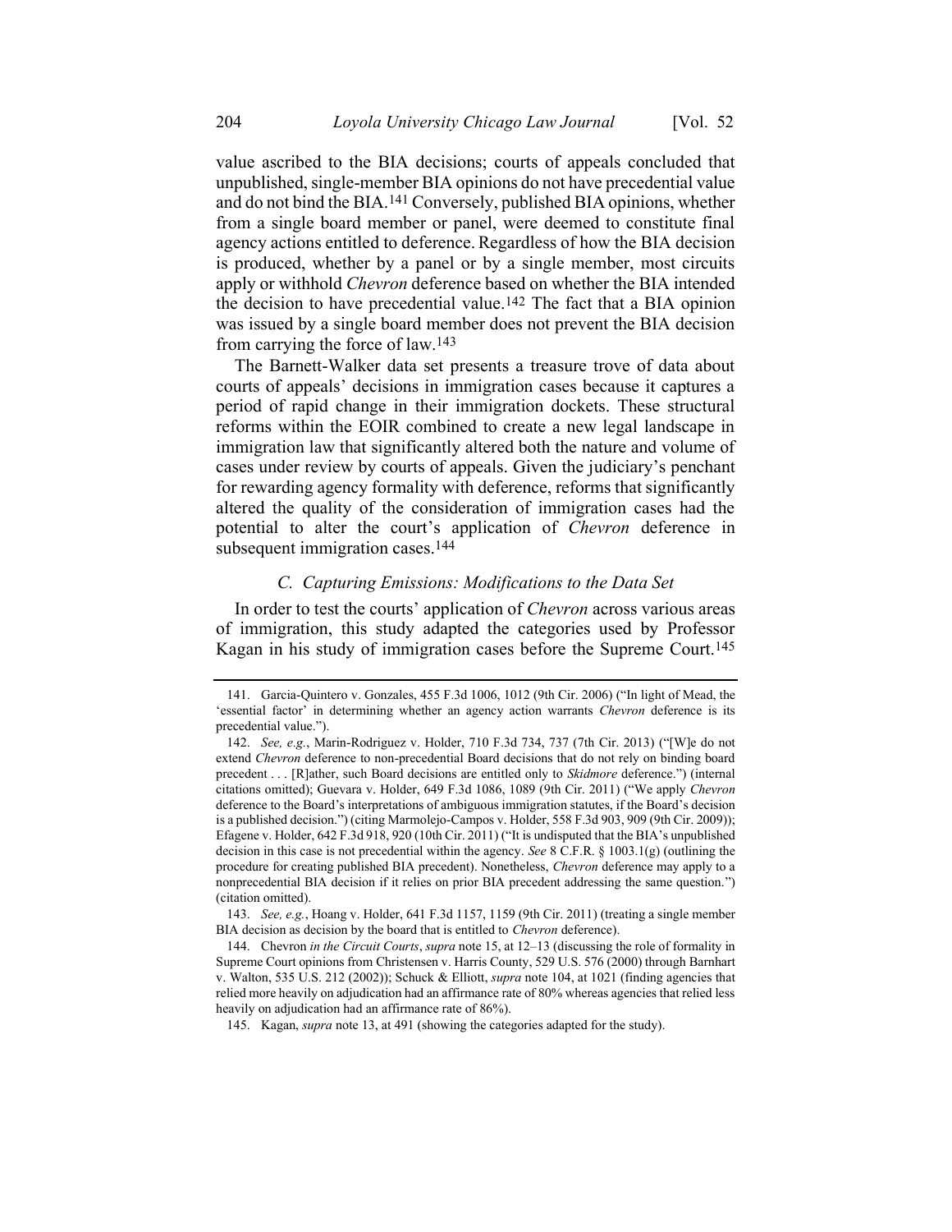value ascribed to the BIA decisions; courts of appeals concluded that unpublished, single-member BIA opinions do not have precedential value and do not bind the BIA.[141] Conversely, published BIA opinions, whether from a single board member or panel, were deemed to constitute final agency actions entitled to deference. Regardless of how the BIA decision is produced, whether by a panel or by a single member, most circuits apply or withhold *Chevron* deference based on whether the BIA intended the decision to have precedential value.[142] The fact that a BIA opinion was issued by a single board member does not prevent the BIA decision from carrying the force of law.[143]

The Barnett-Walker data set presents a treasure trove of data about courts of appeals' decisions in immigration cases because it captures a period of rapid change in their immigration dockets. These structural reforms within the EOIR combined to create a new legal landscape in immigration law that significantly altered both the nature and volume of cases under review by courts of appeals. Given the judiciary's penchant for rewarding agency formality with deference, reforms that significantly altered the quality of the consideration of immigration cases had the potential to alter the court's application of *Chevron* deference in subsequent immigration cases.[144]

### *C. Capturing Emissions: Modifications to the Data Set*

In order to test the courts' application of *Chevron* across various areas of immigration, this study adapted the categories used by Professor Kagan in his study of immigration cases before the Supreme Court.[145]

---

141. Garcia-Quintero v. Gonzales, 455 F.3d 1006, 1012 (9th Cir. 2006) ("In light of Mead, the 'essential factor' in determining whether an agency action warrants *Chevron* deference is its precedential value.").

142. *See, e.g.*, Marin-Rodriguez v. Holder, 710 F.3d 734, 737 (7th Cir. 2013) ("[W]e do not extend *Chevron* deference to non-precedential Board decisions that do not rely on binding board precedent . . . [R]ather, such Board decisions are entitled only to *Skidmore* deference.") (internal citations omitted); Guevara v. Holder, 649 F.3d 1086, 1089 (9th Cir. 2011) ("We apply *Chevron* deference to the Board's interpretations of ambiguous immigration statutes, if the Board's decision is a published decision.") (citing Marmolejo-Campos v. Holder, 558 F.3d 903, 909 (9th Cir. 2009)); Efagene v. Holder, 642 F.3d 918, 920 (10th Cir. 2011) ("It is undisputed that the BIA's unpublished decision in this case is not precedential within the agency. *See* 8 C.F.R. § 1003.1(g) (outlining the procedure for creating published BIA precedent). Nonetheless, *Chevron* deference may apply to a nonprecedential BIA decision if it relies on prior BIA precedent addressing the same question.") (citation omitted).

143. *See, e.g.*, Hoang v. Holder, 641 F.3d 1157, 1159 (9th Cir. 2011) (treating a single member BIA decision as decision by the board that is entitled to *Chevron* deference).

144. Chevron *in the Circuit Courts*, *supra* note 15, at 12–13 (discussing the role of formality in Supreme Court opinions from Christensen v. Harris County, 529 U.S. 576 (2000) through Barnhart v. Walton, 535 U.S. 212 (2002)); Schuck & Elliott, *supra* note 104, at 1021 (finding agencies that relied more heavily on adjudication had an affirmance rate of 80% whereas agencies that relied less heavily on adjudication had an affirmance rate of 86%).

145. Kagan, *supra* note 13, at 491 (showing the categories adapted for the study).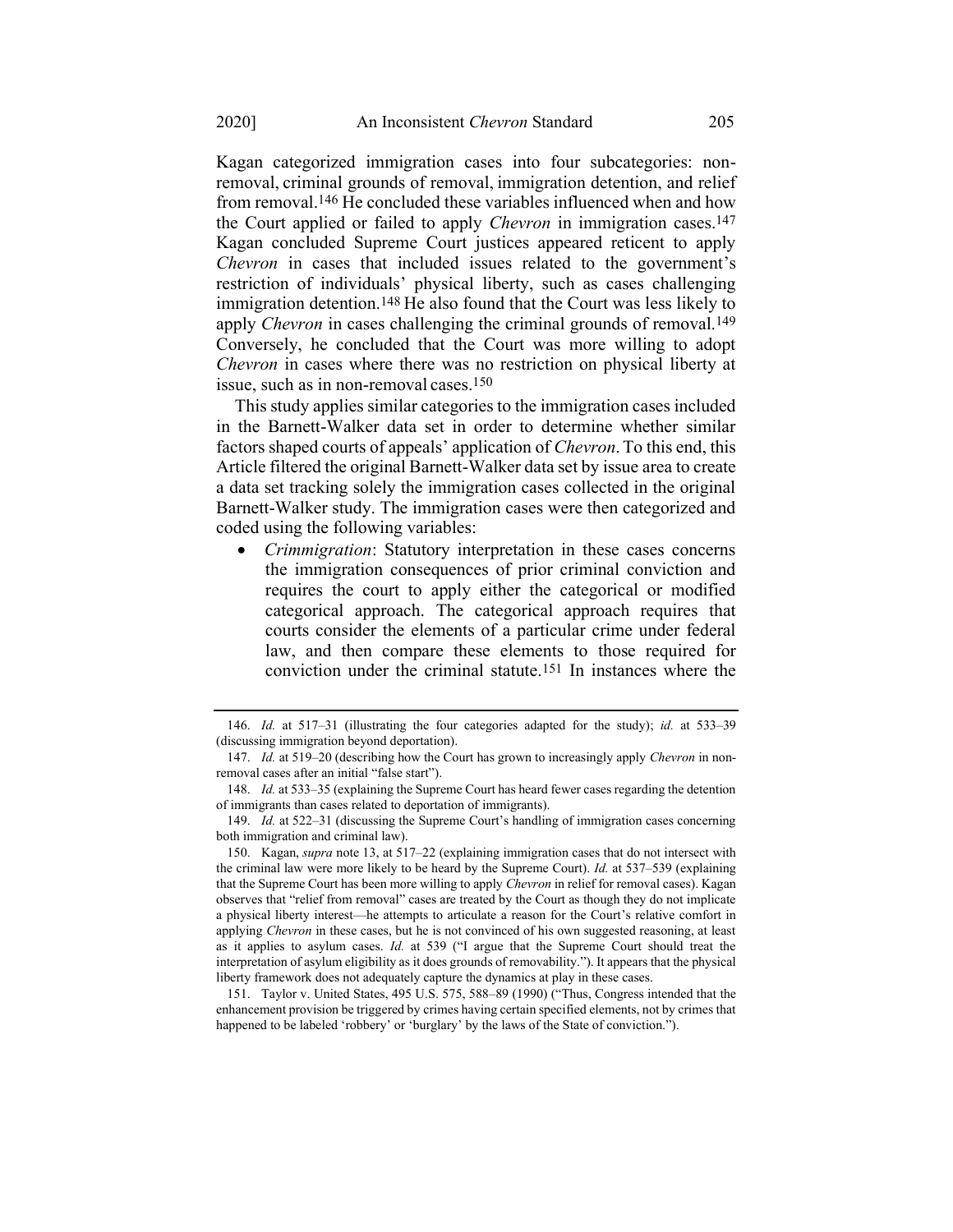Kagan categorized immigration cases into four subcategories: non-removal, criminal grounds of removal, immigration detention, and relief from removal.[146] He concluded these variables influenced when and how the Court applied or failed to apply *Chevron* in immigration cases.[147] Kagan concluded Supreme Court justices appeared reticent to apply *Chevron* in cases that included issues related to the government's restriction of individuals' physical liberty, such as cases challenging immigration detention.[148] He also found that the Court was less likely to apply *Chevron* in cases challenging the criminal grounds of removal.[149] Conversely, he concluded that the Court was more willing to adopt *Chevron* in cases where there was no restriction on physical liberty at issue, such as in non-removal cases.[150]

This study applies similar categories to the immigration cases included in the Barnett-Walker data set in order to determine whether similar factors shaped courts of appeals' application of *Chevron*. To this end, this Article filtered the original Barnett-Walker data set by issue area to create a data set tracking solely the immigration cases collected in the original Barnett-Walker study. The immigration cases were then categorized and coded using the following variables:

- *Crimmigration*: Statutory interpretation in these cases concerns the immigration consequences of prior criminal conviction and requires the court to apply either the categorical or modified categorical approach. The categorical approach requires that courts consider the elements of a particular crime under federal law, and then compare these elements to those required for conviction under the criminal statute.[151] In instances where the

---

146. *Id.* at 517–31 (illustrating the four categories adapted for the study); *id.* at 533–39 (discussing immigration beyond deportation).

147. *Id.* at 519–20 (describing how the Court has grown to increasingly apply *Chevron* in non-removal cases after an initial "false start").

148. *Id.* at 533–35 (explaining the Supreme Court has heard fewer cases regarding the detention of immigrants than cases related to deportation of immigrants).

149. *Id.* at 522–31 (discussing the Supreme Court's handling of immigration cases concerning both immigration and criminal law).

150. Kagan, *supra* note 13, at 517–22 (explaining immigration cases that do not intersect with the criminal law were more likely to be heard by the Supreme Court). *Id.* at 537–539 (explaining that the Supreme Court has been more willing to apply *Chevron* in relief for removal cases). Kagan observes that "relief from removal" cases are treated by the Court as though they do not implicate a physical liberty interest—he attempts to articulate a reason for the Court's relative comfort in applying *Chevron* in these cases, but he is not convinced of his own suggested reasoning, at least as it applies to asylum cases. *Id.* at 539 ("I argue that the Supreme Court should treat the interpretation of asylum eligibility as it does grounds of removability."). It appears that the physical liberty framework does not adequately capture the dynamics at play in these cases.

151. Taylor v. United States, 495 U.S. 575, 588–89 (1990) ("Thus, Congress intended that the enhancement provision be triggered by crimes having certain specified elements, not by crimes that happened to be labeled 'robbery' or 'burglary' by the laws of the State of conviction.").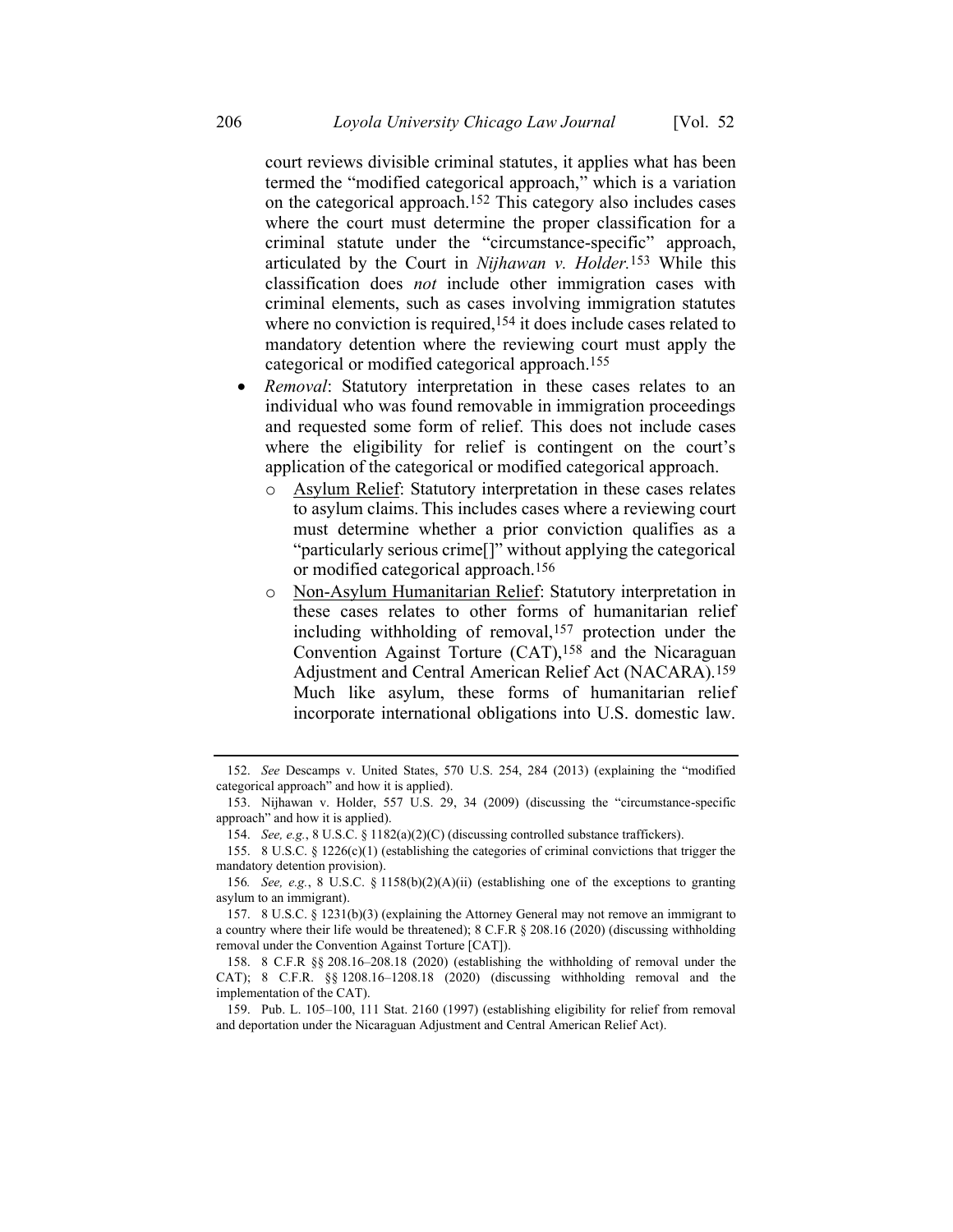court reviews divisible criminal statutes, it applies what has been termed the "modified categorical approach," which is a variation on the categorical approach.[152] This category also includes cases where the court must determine the proper classification for a criminal statute under the "circumstance-specific" approach, articulated by the Court in *Nijhawan v. Holder.*[153] While this classification does *not* include other immigration cases with criminal elements, such as cases involving immigration statutes where no conviction is required,[154] it does include cases related to mandatory detention where the reviewing court must apply the categorical or modified categorical approach.[155]

- *Removal*: Statutory interpretation in these cases relates to an individual who was found removable in immigration proceedings and requested some form of relief. This does not include cases where the eligibility for relief is contingent on the court's application of the categorical or modified categorical approach.
  - Asylum Relief: Statutory interpretation in these cases relates to asylum claims. This includes cases where a reviewing court must determine whether a prior conviction qualifies as a "particularly serious crime[]" without applying the categorical or modified categorical approach.[156]
  - Non-Asylum Humanitarian Relief: Statutory interpretation in these cases relates to other forms of humanitarian relief including withholding of removal,[157] protection under the Convention Against Torture (CAT),[158] and the Nicaraguan Adjustment and Central American Relief Act (NACARA).[159] Much like asylum, these forms of humanitarian relief incorporate international obligations into U.S. domestic law.

---

152. *See* Descamps v. United States, 570 U.S. 254, 284 (2013) (explaining the "modified categorical approach" and how it is applied).

153. Nijhawan v. Holder, 557 U.S. 29, 34 (2009) (discussing the "circumstance-specific approach" and how it is applied).

154. *See, e.g.*, 8 U.S.C. § 1182(a)(2)(C) (discussing controlled substance traffickers).

155. 8 U.S.C. § 1226(c)(1) (establishing the categories of criminal convictions that trigger the mandatory detention provision).

156. *See, e.g.*, 8 U.S.C. § 1158(b)(2)(A)(ii) (establishing one of the exceptions to granting asylum to an immigrant).

157. 8 U.S.C. § 1231(b)(3) (explaining the Attorney General may not remove an immigrant to a country where their life would be threatened); 8 C.F.R § 208.16 (2020) (discussing withholding removal under the Convention Against Torture [CAT]).

158. 8 C.F.R §§ 208.16–208.18 (2020) (establishing the withholding of removal under the CAT); 8 C.F.R. §§ 1208.16–1208.18 (2020) (discussing withholding removal and the implementation of the CAT).

159. Pub. L. 105–100, 111 Stat. 2160 (1997) (establishing eligibility for relief from removal and deportation under the Nicaraguan Adjustment and Central American Relief Act).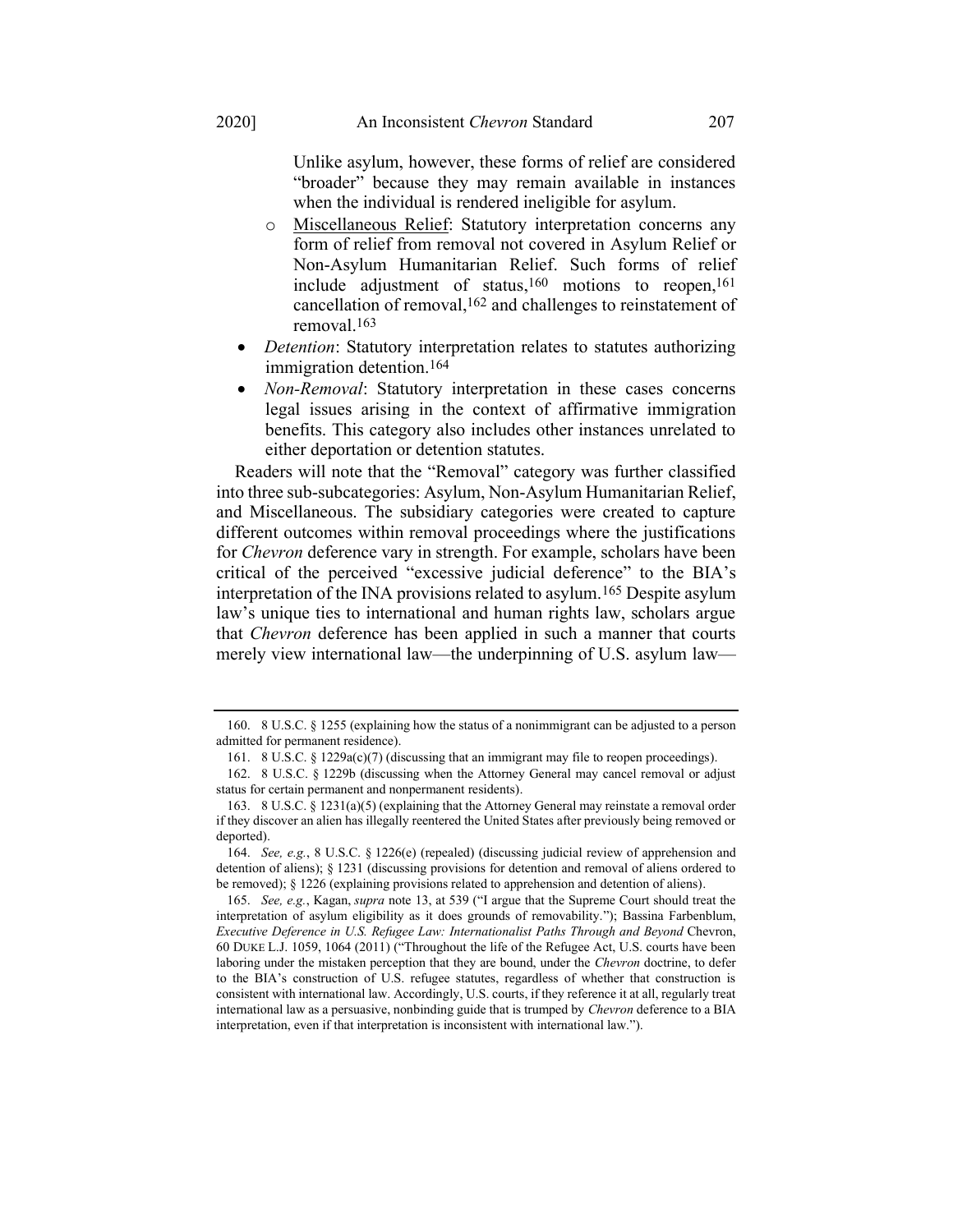Unlike asylum, however, these forms of relief are considered "broader" because they may remain available in instances when the individual is rendered ineligible for asylum.

  - Miscellaneous Relief: Statutory interpretation concerns any form of relief from removal not covered in Asylum Relief or Non-Asylum Humanitarian Relief. Such forms of relief include adjustment of status,[160] motions to reopen,[161] cancellation of removal,[162] and challenges to reinstatement of removal.[163]

- *Detention*: Statutory interpretation relates to statutes authorizing immigration detention.[164]
- *Non-Removal*: Statutory interpretation in these cases concerns legal issues arising in the context of affirmative immigration benefits. This category also includes other instances unrelated to either deportation or detention statutes.

Readers will note that the "Removal" category was further classified into three sub-subcategories: Asylum, Non-Asylum Humanitarian Relief, and Miscellaneous. The subsidiary categories were created to capture different outcomes within removal proceedings where the justifications for *Chevron* deference vary in strength. For example, scholars have been critical of the perceived "excessive judicial deference" to the BIA's interpretation of the INA provisions related to asylum.[165] Despite asylum law's unique ties to international and human rights law, scholars argue that *Chevron* deference has been applied in such a manner that courts merely view international law—the underpinning of U.S. asylum law—

---

160. 8 U.S.C. § 1255 (explaining how the status of a nonimmigrant can be adjusted to a person admitted for permanent residence).

161. 8 U.S.C. § 1229a(c)(7) (discussing that an immigrant may file to reopen proceedings).

162. 8 U.S.C. § 1229b (discussing when the Attorney General may cancel removal or adjust status for certain permanent and nonpermanent residents).

163. 8 U.S.C. § 1231(a)(5) (explaining that the Attorney General may reinstate a removal order if they discover an alien has illegally reentered the United States after previously being removed or deported).

164. *See, e.g.*, 8 U.S.C. § 1226(e) (repealed) (discussing judicial review of apprehension and detention of aliens); § 1231 (discussing provisions for detention and removal of aliens ordered to be removed); § 1226 (explaining provisions related to apprehension and detention of aliens).

165. *See, e.g.*, Kagan, *supra* note 13, at 539 ("I argue that the Supreme Court should treat the interpretation of asylum eligibility as it does grounds of removability."); Bassina Farbenblum, *Executive Deference in U.S. Refugee Law: Internationalist Paths Through and Beyond* Chevron, 60 DUKE L.J. 1059, 1064 (2011) ("Throughout the life of the Refugee Act, U.S. courts have been laboring under the mistaken perception that they are bound, under the *Chevron* doctrine, to defer to the BIA's construction of U.S. refugee statutes, regardless of whether that construction is consistent with international law. Accordingly, U.S. courts, if they reference it at all, regularly treat international law as a persuasive, nonbinding guide that is trumped by *Chevron* deference to a BIA interpretation, even if that interpretation is inconsistent with international law.").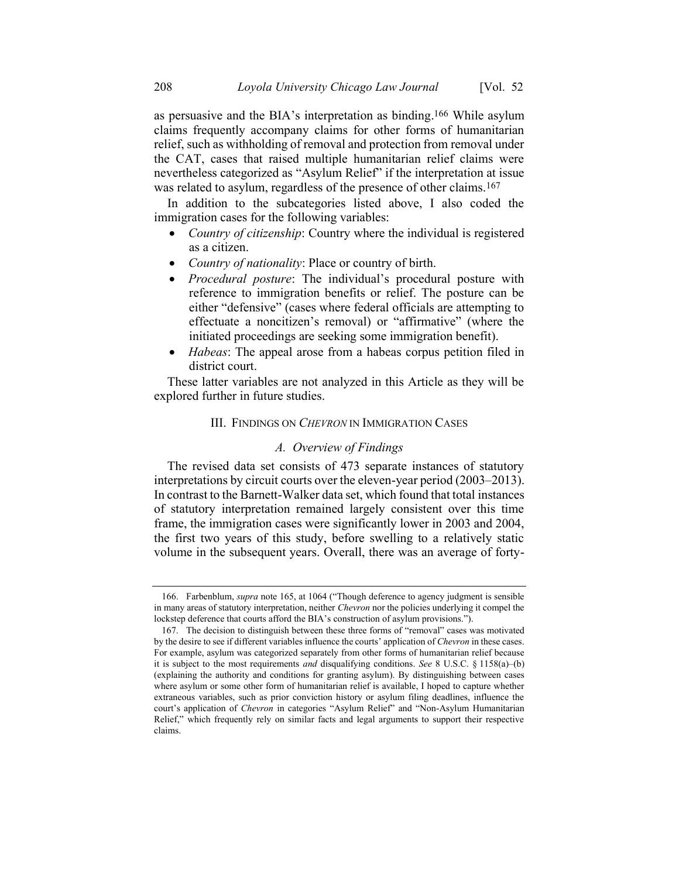as persuasive and the BIA's interpretation as binding.[166] While asylum claims frequently accompany claims for other forms of humanitarian relief, such as withholding of removal and protection from removal under the CAT, cases that raised multiple humanitarian relief claims were nevertheless categorized as "Asylum Relief" if the interpretation at issue was related to asylum, regardless of the presence of other claims.[167]

In addition to the subcategories listed above, I also coded the immigration cases for the following variables:

- *Country of citizenship*: Country where the individual is registered as a citizen.
- *Country of nationality*: Place or country of birth.
- *Procedural posture*: The individual's procedural posture with reference to immigration benefits or relief. The posture can be either "defensive" (cases where federal officials are attempting to effectuate a noncitizen's removal) or "affirmative" (where the initiated proceedings are seeking some immigration benefit).
- *Habeas*: The appeal arose from a habeas corpus petition filed in district court.

These latter variables are not analyzed in this Article as they will be explored further in future studies.

## III. Findings on *Chevron* in Immigration Cases

### *A. Overview of Findings*

The revised data set consists of 473 separate instances of statutory interpretations by circuit courts over the eleven-year period (2003–2013). In contrast to the Barnett-Walker data set, which found that total instances of statutory interpretation remained largely consistent over this time frame, the immigration cases were significantly lower in 2003 and 2004, the first two years of this study, before swelling to a relatively static volume in the subsequent years. Overall, there was an average of forty-

---

166. Farbenblum, *supra* note 165, at 1064 ("Though deference to agency judgment is sensible in many areas of statutory interpretation, neither *Chevron* nor the policies underlying it compel the lockstep deference that courts afford the BIA's construction of asylum provisions.").

167. The decision to distinguish between these three forms of "removal" cases was motivated by the desire to see if different variables influence the courts' application of *Chevron* in these cases. For example, asylum was categorized separately from other forms of humanitarian relief because it is subject to the most requirements *and* disqualifying conditions. *See* 8 U.S.C. § 1158(a)–(b) (explaining the authority and conditions for granting asylum). By distinguishing between cases where asylum or some other form of humanitarian relief is available, I hoped to capture whether extraneous variables, such as prior conviction history or asylum filing deadlines, influence the court's application of *Chevron* in categories "Asylum Relief" and "Non-Asylum Humanitarian Relief," which frequently rely on similar facts and legal arguments to support their respective claims.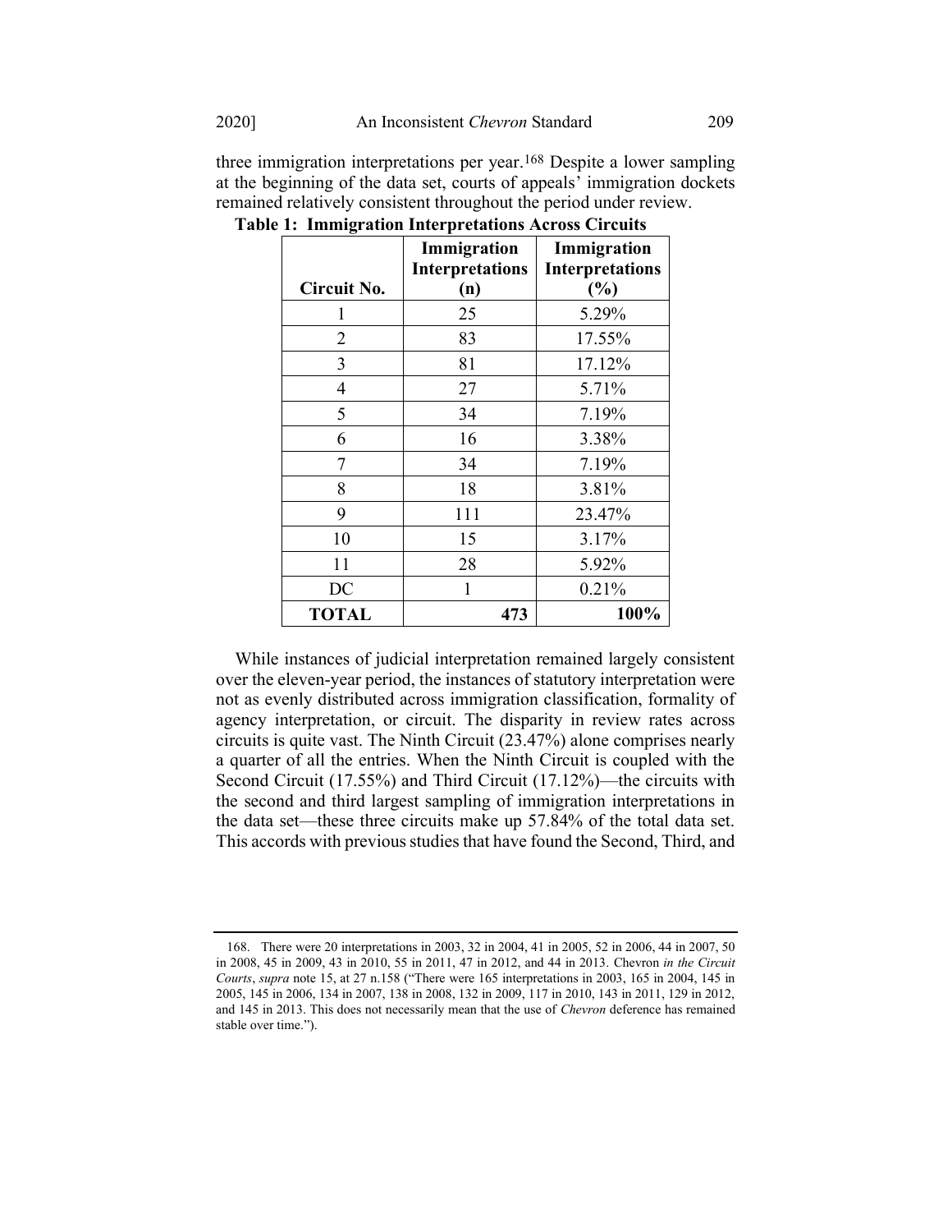three immigration interpretations per year.[168] Despite a lower sampling at the beginning of the data set, courts of appeals' immigration dockets remained relatively consistent throughout the period under review.

**Table 1: Immigration Interpretations Across Circuits**

| Circuit No. | Immigration Interpretations (n) | Immigration Interpretations (%) |
|---|---|---|
| 1 | 25 | 5.29% |
| 2 | 83 | 17.55% |
| 3 | 81 | 17.12% |
| 4 | 27 | 5.71% |
| 5 | 34 | 7.19% |
| 6 | 16 | 3.38% |
| 7 | 34 | 7.19% |
| 8 | 18 | 3.81% |
| 9 | 111 | 23.47% |
| 10 | 15 | 3.17% |
| 11 | 28 | 5.92% |
| DC | 1 | 0.21% |
| **TOTAL** | **473** | **100%** |

While instances of judicial interpretation remained largely consistent over the eleven-year period, the instances of statutory interpretation were not as evenly distributed across immigration classification, formality of agency interpretation, or circuit. The disparity in review rates across circuits is quite vast. The Ninth Circuit (23.47%) alone comprises nearly a quarter of all the entries. When the Ninth Circuit is coupled with the Second Circuit (17.55%) and Third Circuit (17.12%)—the circuits with the second and third largest sampling of immigration interpretations in the data set—these three circuits make up 57.84% of the total data set. This accords with previous studies that have found the Second, Third, and

---

168. There were 20 interpretations in 2003, 32 in 2004, 41 in 2005, 52 in 2006, 44 in 2007, 50 in 2008, 45 in 2009, 43 in 2010, 55 in 2011, 47 in 2012, and 44 in 2013. *Chevron in the Circuit Courts*, *supra* note 15, at 27 n.158 ("There were 165 interpretations in 2003, 165 in 2004, 145 in 2005, 145 in 2006, 134 in 2007, 138 in 2008, 132 in 2009, 117 in 2010, 143 in 2011, 129 in 2012, and 145 in 2013. This does not necessarily mean that the use of *Chevron* deference has remained stable over time.").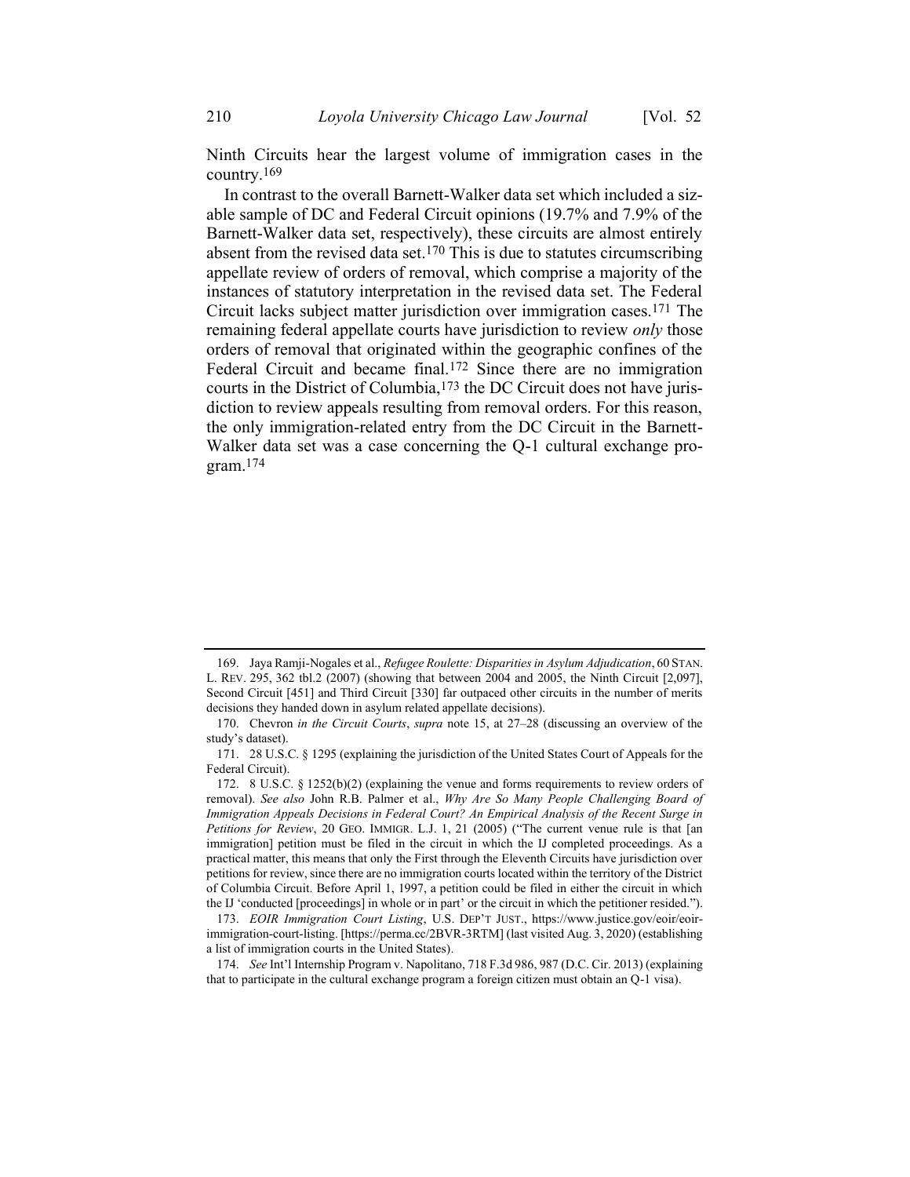Ninth Circuits hear the largest volume of immigration cases in the country.[169]

In contrast to the overall Barnett-Walker data set which included a sizable sample of DC and Federal Circuit opinions (19.7% and 7.9% of the Barnett-Walker data set, respectively), these circuits are almost entirely absent from the revised data set.[170] This is due to statutes circumscribing appellate review of orders of removal, which comprise a majority of the instances of statutory interpretation in the revised data set. The Federal Circuit lacks subject matter jurisdiction over immigration cases.[171] The remaining federal appellate courts have jurisdiction to review *only* those orders of removal that originated within the geographic confines of the Federal Circuit and became final.[172] Since there are no immigration courts in the District of Columbia,[173] the DC Circuit does not have jurisdiction to review appeals resulting from removal orders. For this reason, the only immigration-related entry from the DC Circuit in the Barnett-Walker data set was a case concerning the Q-1 cultural exchange program.[174]

---

169. Jaya Ramji-Nogales et al., *Refugee Roulette: Disparities in Asylum Adjudication*, 60 STAN. L. REV. 295, 362 tbl.2 (2007) (showing that between 2004 and 2005, the Ninth Circuit [2,097], Second Circuit [451] and Third Circuit [330] far outpaced other circuits in the number of merits decisions they handed down in asylum related appellate decisions).

170. Chevron *in the Circuit Courts*, *supra* note 15, at 27–28 (discussing an overview of the study's dataset).

171. 28 U.S.C. § 1295 (explaining the jurisdiction of the United States Court of Appeals for the Federal Circuit).

172. 8 U.S.C. § 1252(b)(2) (explaining the venue and forms requirements to review orders of removal). *See also* John R.B. Palmer et al., *Why Are So Many People Challenging Board of Immigration Appeals Decisions in Federal Court? An Empirical Analysis of the Recent Surge in Petitions for Review*, 20 GEO. IMMIGR. L.J. 1, 21 (2005) ("The current venue rule is that [an immigration] petition must be filed in the circuit in which the IJ completed proceedings. As a practical matter, this means that only the First through the Eleventh Circuits have jurisdiction over petitions for review, since there are no immigration courts located within the territory of the District of Columbia Circuit. Before April 1, 1997, a petition could be filed in either the circuit in which the IJ 'conducted [proceedings] in whole or in part' or the circuit in which the petitioner resided.").

173. *EOIR Immigration Court Listing*, U.S. DEP'T JUST., https://www.justice.gov/eoir/eoir-immigration-court-listing. [https://perma.cc/2BVR-3RTM] (last visited Aug. 3, 2020) (establishing a list of immigration courts in the United States).

174. *See* Int'l Internship Program v. Napolitano, 718 F.3d 986, 987 (D.C. Cir. 2013) (explaining that to participate in the cultural exchange program a foreign citizen must obtain an Q-1 visa).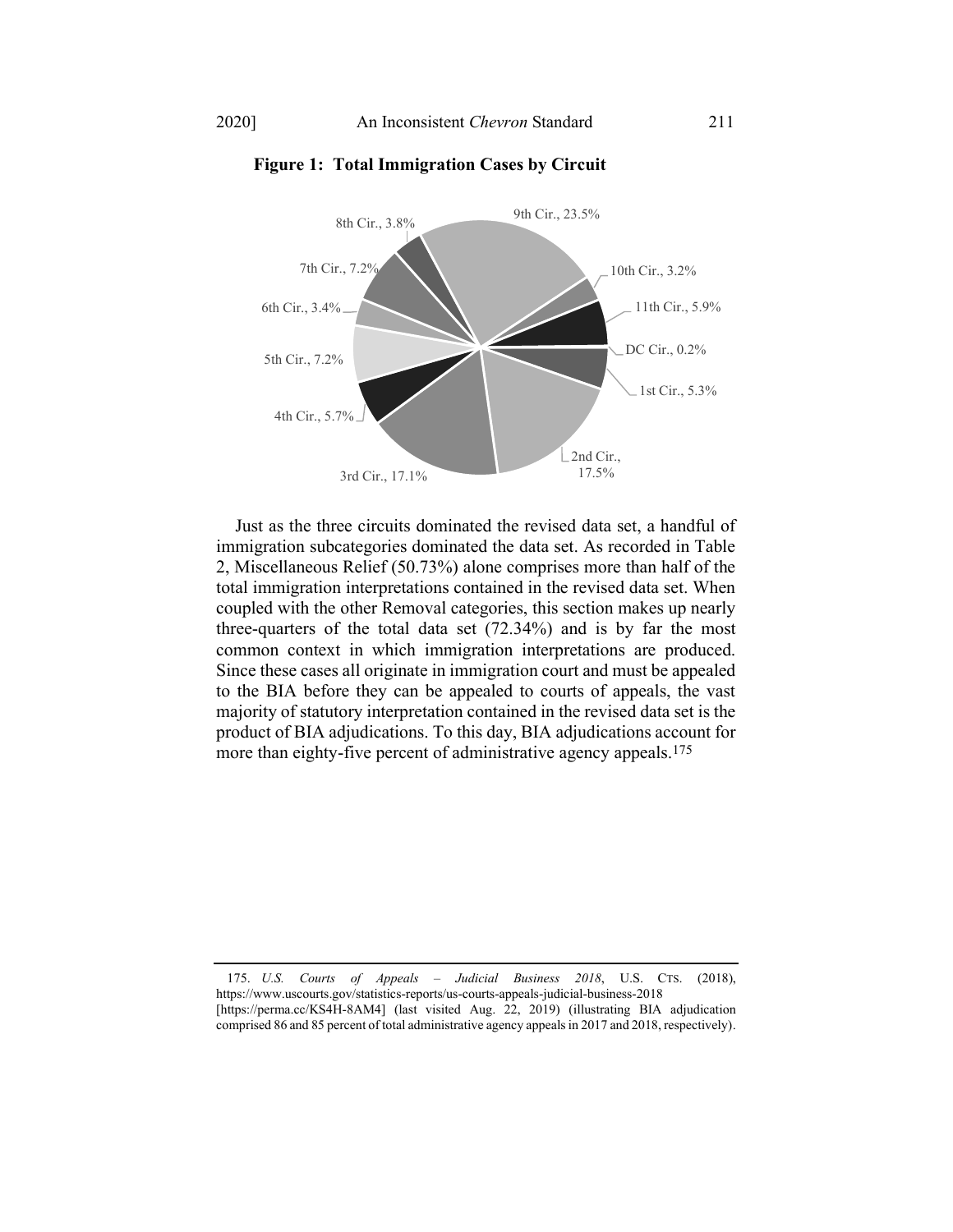**Figure 1: Total Immigration Cases by Circuit**

Just as the three circuits dominated the revised data set, a handful of immigration subcategories dominated the data set. As recorded in Table 2, Miscellaneous Relief (50.73%) alone comprises more than half of the total immigration interpretations contained in the revised data set. When coupled with the other Removal categories, this section makes up nearly three-quarters of the total data set (72.34%) and is by far the most common context in which immigration interpretations are produced. Since these cases all originate in immigration court and must be appealed to the BIA before they can be appealed to courts of appeals, the vast majority of statutory interpretation contained in the revised data set is the product of BIA adjudications. To this day, BIA adjudications account for more than eighty-five percent of administrative agency appeals.[175]

---

175. *U.S. Courts of Appeals – Judicial Business 2018*, U.S. CTS. (2018), https://www.uscourts.gov/statistics-reports/us-courts-appeals-judicial-business-2018 [https://perma.cc/KS4H-8AM4] (last visited Aug. 22, 2019) (illustrating BIA adjudication comprised 86 and 85 percent of total administrative agency appeals in 2017 and 2018, respectively).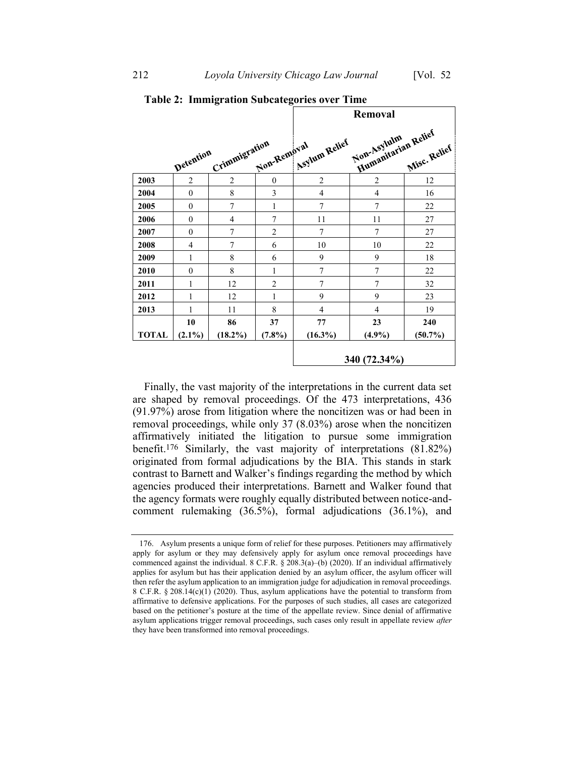**Table 2: Immigration Subcategories over Time**

| | Detention | Crimmigration | Non-Removal | Removal: Asylum Relief | Removal: Non-Asylum Humanitarian Relief | Removal: Misc. Relief |
|---|---|---|---|---|---|---|
| **2003** | 2 | 2 | 0 | 2 | 2 | 12 |
| **2004** | 0 | 8 | 3 | 4 | 4 | 16 |
| **2005** | 0 | 7 | 1 | 7 | 7 | 22 |
| **2006** | 0 | 4 | 7 | 11 | 11 | 27 |
| **2007** | 0 | 7 | 2 | 7 | 7 | 27 |
| **2008** | 4 | 7 | 6 | 10 | 10 | 22 |
| **2009** | 1 | 8 | 6 | 9 | 9 | 18 |
| **2010** | 0 | 8 | 1 | 7 | 7 | 22 |
| **2011** | 1 | 12 | 2 | 7 | 7 | 32 |
| **2012** | 1 | 12 | 1 | 9 | 9 | 23 |
| **2013** | 1 | 11 | 8 | 4 | 4 | 19 |
| **TOTAL** | **10 (2.1%)** | **86 (18.2%)** | **37 (7.8%)** | **77 (16.3%)** | **23 (4.9%)** | **240 (50.7%)** |
| | | | | **340 (72.34%)** | | |

Finally, the vast majority of the interpretations in the current data set are shaped by removal proceedings. Of the 473 interpretations, 436 (91.97%) arose from litigation where the noncitizen was or had been in removal proceedings, while only 37 (8.03%) arose when the noncitizen affirmatively initiated the litigation to pursue some immigration benefit.[176] Similarly, the vast majority of interpretations (81.82%) originated from formal adjudications by the BIA. This stands in stark contrast to Barnett and Walker's findings regarding the method by which agencies produced their interpretations. Barnett and Walker found that the agency formats were roughly equally distributed between notice-and-comment rulemaking (36.5%), formal adjudications (36.1%), and

---

176. Asylum presents a unique form of relief for these purposes. Petitioners may affirmatively apply for asylum or they may defensively apply for asylum once removal proceedings have commenced against the individual. 8 C.F.R. § 208.3(a)–(b) (2020). If an individual affirmatively applies for asylum but has their application denied by an asylum officer, the asylum officer will then refer the asylum application to an immigration judge for adjudication in removal proceedings. 8 C.F.R. § 208.14(c)(1) (2020). Thus, asylum applications have the potential to transform from affirmative to defensive applications. For the purposes of such studies, all cases are categorized based on the petitioner's posture at the time of the appellate review. Since denial of affirmative asylum applications trigger removal proceedings, such cases only result in appellate review *after* they have been transformed into removal proceedings.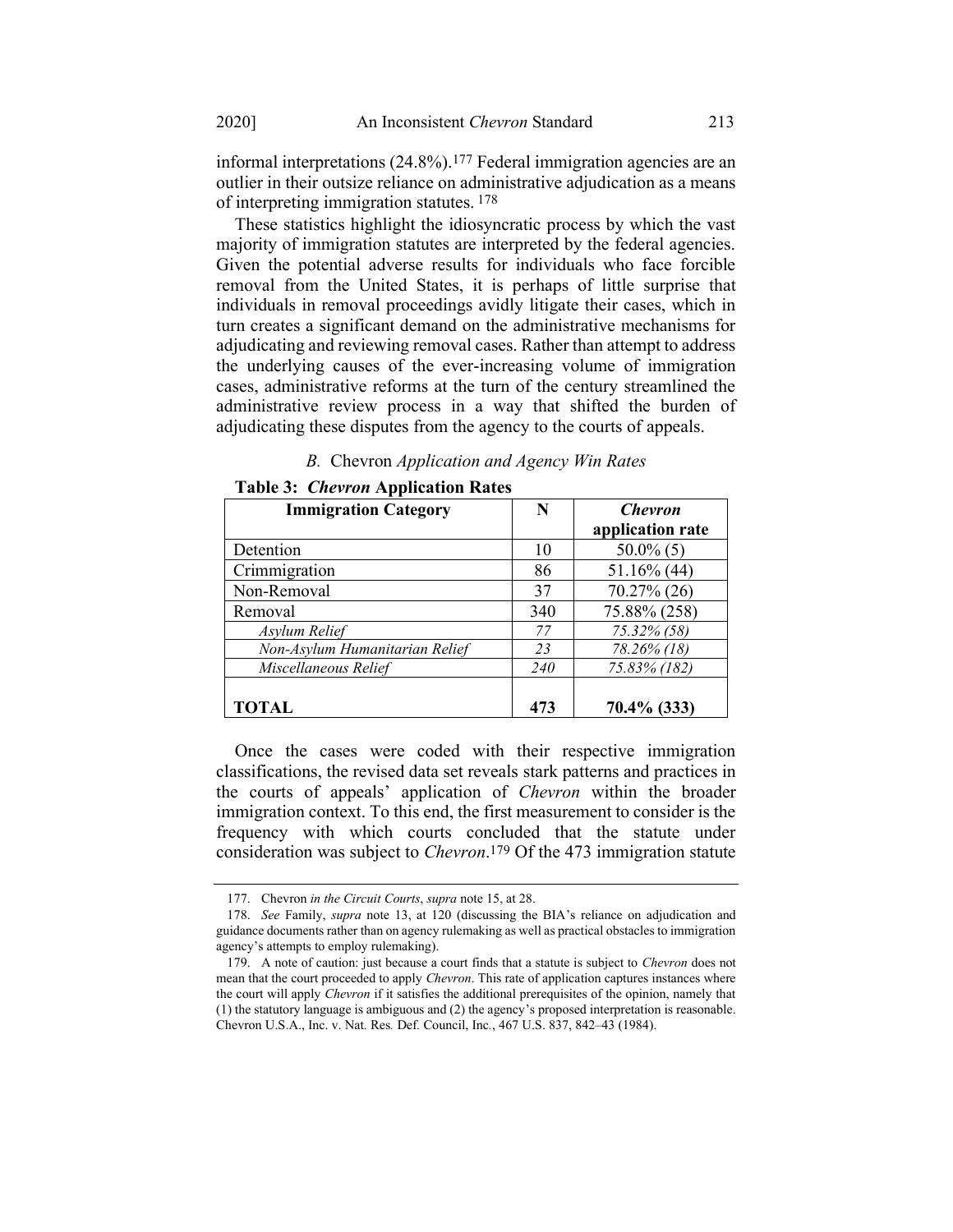informal interpretations (24.8%).[177] Federal immigration agencies are an outlier in their outsize reliance on administrative adjudication as a means of interpreting immigration statutes. [178]

These statistics highlight the idiosyncratic process by which the vast majority of immigration statutes are interpreted by the federal agencies. Given the potential adverse results for individuals who face forcible removal from the United States, it is perhaps of little surprise that individuals in removal proceedings avidly litigate their cases, which in turn creates a significant demand on the administrative mechanisms for adjudicating and reviewing removal cases. Rather than attempt to address the underlying causes of the ever-increasing volume of immigration cases, administrative reforms at the turn of the century streamlined the administrative review process in a way that shifted the burden of adjudicating these disputes from the agency to the courts of appeals.

### *B.* Chevron *Application and Agency Win Rates*

**Table 3: *Chevron* Application Rates**

| Immigration Category | N | *Chevron* application rate |
|---|---|---|
| Detention | 10 | 50.0% (5) |
| Crimmigration | 86 | 51.16% (44) |
| Non-Removal | 37 | 70.27% (26) |
| Removal | 340 | 75.88% (258) |
| *Asylum Relief* | *77* | *75.32% (58)* |
| *Non-Asylum Humanitarian Relief* | *23* | *78.26% (18)* |
| *Miscellaneous Relief* | *240* | *75.83% (182)* |
| **TOTAL** | **473** | **70.4% (333)** |

Once the cases were coded with their respective immigration classifications, the revised data set reveals stark patterns and practices in the courts of appeals' application of *Chevron* within the broader immigration context. To this end, the first measurement to consider is the frequency with which courts concluded that the statute under consideration was subject to *Chevron*.[179] Of the 473 immigration statute

---

177. Chevron *in the Circuit Courts*, *supra* note 15, at 28.

178. *See* Family, *supra* note 13, at 120 (discussing the BIA's reliance on adjudication and guidance documents rather than on agency rulemaking as well as practical obstacles to immigration agency's attempts to employ rulemaking).

179. A note of caution: just because a court finds that a statute is subject to *Chevron* does not mean that the court proceeded to apply *Chevron*. This rate of application captures instances where the court will apply *Chevron* if it satisfies the additional prerequisites of the opinion, namely that (1) the statutory language is ambiguous and (2) the agency's proposed interpretation is reasonable. Chevron U.S.A., Inc. v. Nat. Res. Def. Council, Inc., 467 U.S. 837, 842–43 (1984).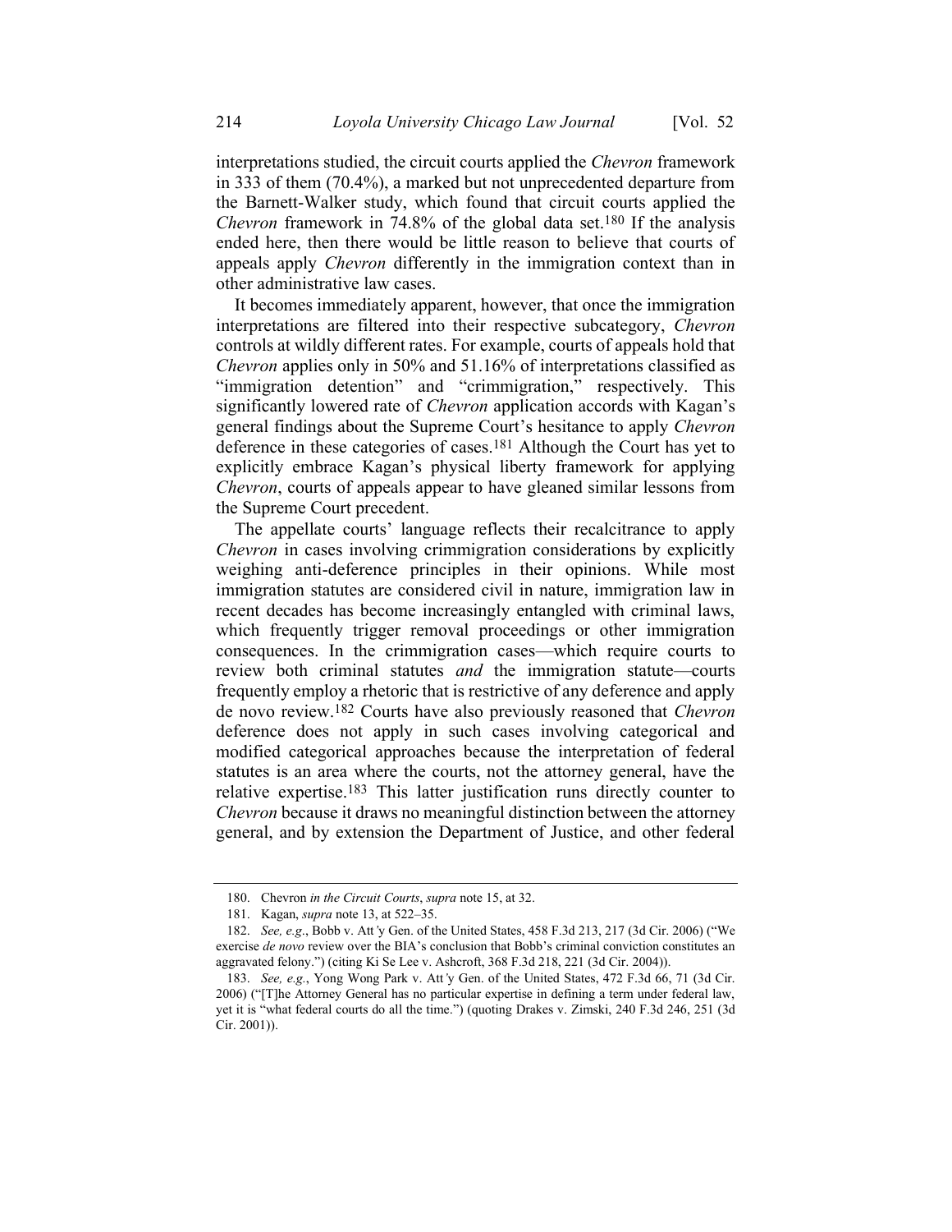interpretations studied, the circuit courts applied the *Chevron* framework in 333 of them (70.4%), a marked but not unprecedented departure from the Barnett-Walker study, which found that circuit courts applied the *Chevron* framework in 74.8% of the global data set.[180] If the analysis ended here, then there would be little reason to believe that courts of appeals apply *Chevron* differently in the immigration context than in other administrative law cases.

It becomes immediately apparent, however, that once the immigration interpretations are filtered into their respective subcategory, *Chevron* controls at wildly different rates. For example, courts of appeals hold that *Chevron* applies only in 50% and 51.16% of interpretations classified as "immigration detention" and "crimmigration," respectively. This significantly lowered rate of *Chevron* application accords with Kagan's general findings about the Supreme Court's hesitance to apply *Chevron* deference in these categories of cases.[181] Although the Court has yet to explicitly embrace Kagan's physical liberty framework for applying *Chevron*, courts of appeals appear to have gleaned similar lessons from the Supreme Court precedent.

The appellate courts' language reflects their recalcitrance to apply *Chevron* in cases involving crimmigration considerations by explicitly weighing anti-deference principles in their opinions. While most immigration statutes are considered civil in nature, immigration law in recent decades has become increasingly entangled with criminal laws, which frequently trigger removal proceedings or other immigration consequences. In the crimmigration cases—which require courts to review both criminal statutes *and* the immigration statute—courts frequently employ a rhetoric that is restrictive of any deference and apply de novo review.[182] Courts have also previously reasoned that *Chevron* deference does not apply in such cases involving categorical and modified categorical approaches because the interpretation of federal statutes is an area where the courts, not the attorney general, have the relative expertise.[183] This latter justification runs directly counter to *Chevron* because it draws no meaningful distinction between the attorney general, and by extension the Department of Justice, and other federal

180. Chevron *in the Circuit Courts*, *supra* note 15, at 32.

181. Kagan, *supra* note 13, at 522–35.

182. *See, e.g.*, Bobb v. Att'y Gen. of the United States, 458 F.3d 213, 217 (3d Cir. 2006) ("We exercise *de novo* review over the BIA's conclusion that Bobb's criminal conviction constitutes an aggravated felony.") (citing Ki Se Lee v. Ashcroft, 368 F.3d 218, 221 (3d Cir. 2004)).

183. *See, e.g.*, Yong Wong Park v. Att'y Gen. of the United States, 472 F.3d 66, 71 (3d Cir. 2006) ("[T]he Attorney General has no particular expertise in defining a term under federal law, yet it is "what federal courts do all the time.") (quoting Drakes v. Zimski, 240 F.3d 246, 251 (3d Cir. 2001)).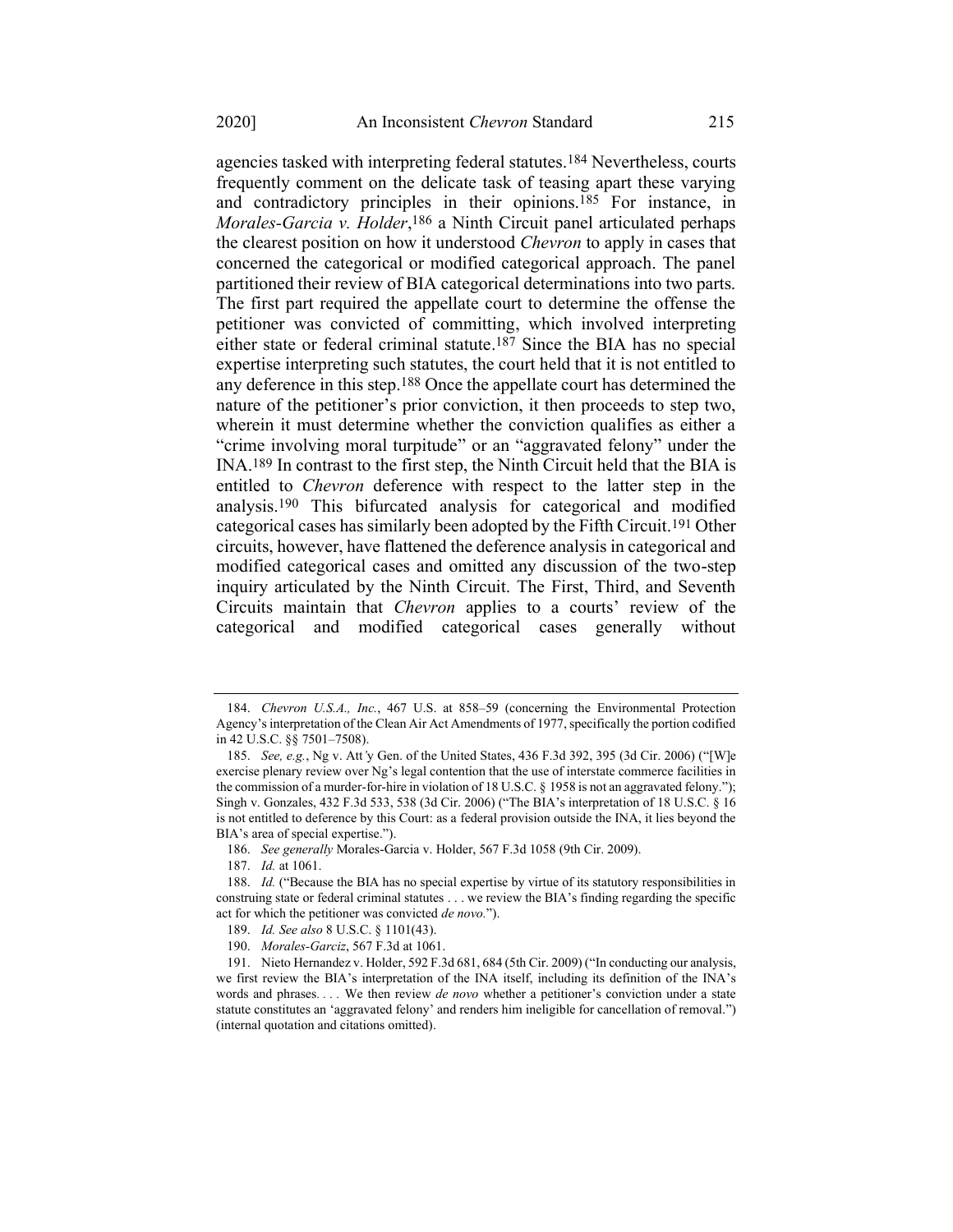agencies tasked with interpreting federal statutes.[184] Nevertheless, courts frequently comment on the delicate task of teasing apart these varying and contradictory principles in their opinions.[185] For instance, in *Morales-Garcia v. Holder*,[186] a Ninth Circuit panel articulated perhaps the clearest position on how it understood *Chevron* to apply in cases that concerned the categorical or modified categorical approach. The panel partitioned their review of BIA categorical determinations into two parts. The first part required the appellate court to determine the offense the petitioner was convicted of committing, which involved interpreting either state or federal criminal statute.[187] Since the BIA has no special expertise interpreting such statutes, the court held that it is not entitled to any deference in this step.[188] Once the appellate court has determined the nature of the petitioner's prior conviction, it then proceeds to step two, wherein it must determine whether the conviction qualifies as either a "crime involving moral turpitude" or an "aggravated felony" under the INA.[189] In contrast to the first step, the Ninth Circuit held that the BIA is entitled to *Chevron* deference with respect to the latter step in the analysis.[190] This bifurcated analysis for categorical and modified categorical cases has similarly been adopted by the Fifth Circuit.[191] Other circuits, however, have flattened the deference analysis in categorical and modified categorical cases and omitted any discussion of the two-step inquiry articulated by the Ninth Circuit. The First, Third, and Seventh Circuits maintain that *Chevron* applies to a courts' review of the categorical and modified categorical cases generally without

---

184. *Chevron U.S.A., Inc.*, 467 U.S. at 858–59 (concerning the Environmental Protection Agency's interpretation of the Clean Air Act Amendments of 1977, specifically the portion codified in 42 U.S.C. §§ 7501–7508).

185. *See, e.g.*, Ng v. Att*'*y Gen. of the United States, 436 F.3d 392, 395 (3d Cir. 2006) ("[W]e exercise plenary review over Ng's legal contention that the use of interstate commerce facilities in the commission of a murder-for-hire in violation of 18 U.S.C. § 1958 is not an aggravated felony."); Singh v. Gonzales, 432 F.3d 533, 538 (3d Cir. 2006) ("The BIA's interpretation of 18 U.S.C. § 16 is not entitled to deference by this Court: as a federal provision outside the INA, it lies beyond the BIA's area of special expertise.").

186. *See generally* Morales-Garcia v. Holder, 567 F.3d 1058 (9th Cir. 2009).

187. *Id.* at 1061.

188. *Id.* ("Because the BIA has no special expertise by virtue of its statutory responsibilities in construing state or federal criminal statutes . . . we review the BIA's finding regarding the specific act for which the petitioner was convicted *de novo*.").

189. *Id. See also* 8 U.S.C. § 1101(43).

190. *Morales-Garciz*, 567 F.3d at 1061.

191. Nieto Hernandez v. Holder, 592 F.3d 681, 684 (5th Cir. 2009) ("In conducting our analysis, we first review the BIA's interpretation of the INA itself, including its definition of the INA's words and phrases. . . . We then review *de novo* whether a petitioner's conviction under a state statute constitutes an 'aggravated felony' and renders him ineligible for cancellation of removal.") (internal quotation and citations omitted).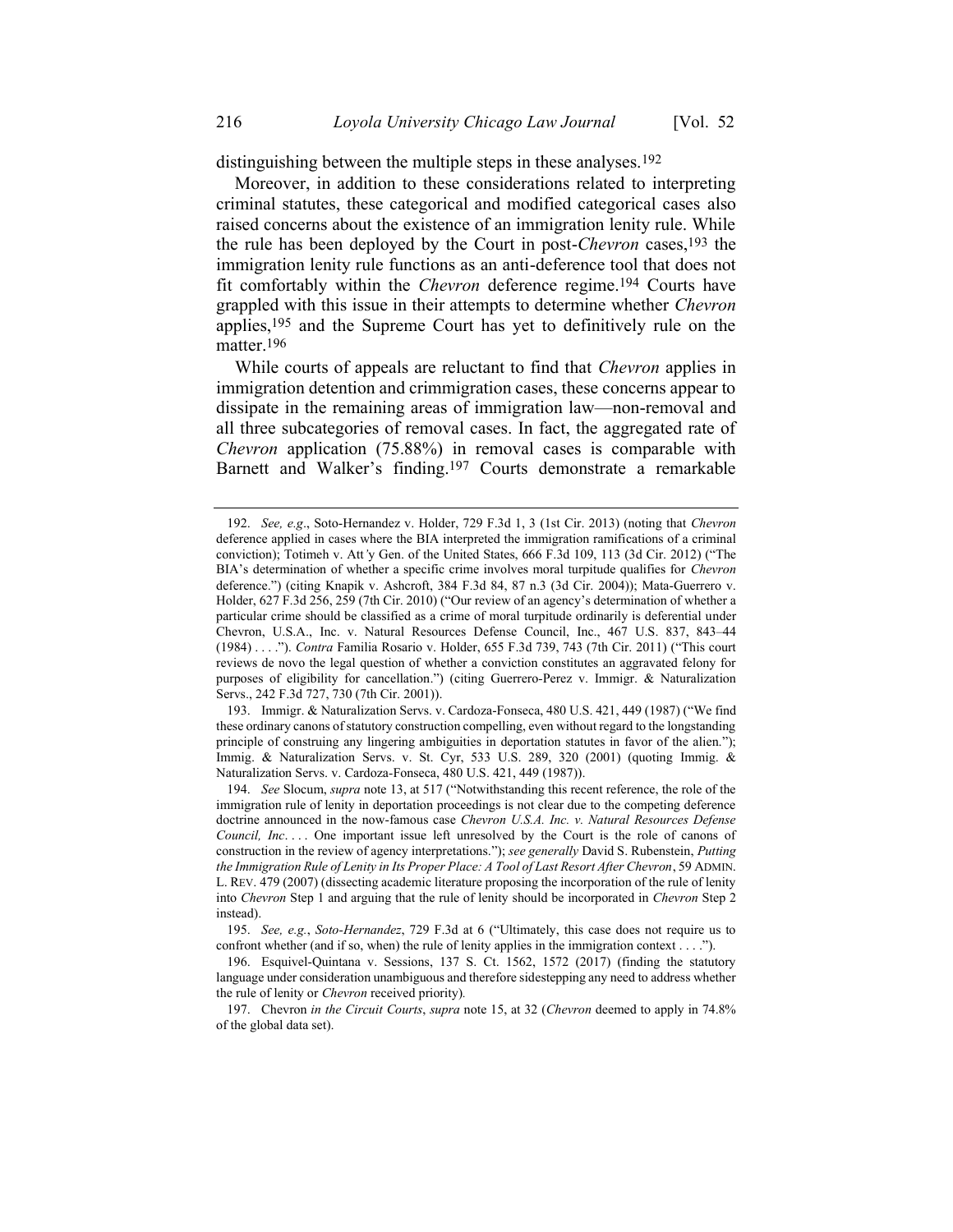distinguishing between the multiple steps in these analyses.[192]

Moreover, in addition to these considerations related to interpreting criminal statutes, these categorical and modified categorical cases also raised concerns about the existence of an immigration lenity rule. While the rule has been deployed by the Court in post-*Chevron* cases,[193] the immigration lenity rule functions as an anti-deference tool that does not fit comfortably within the *Chevron* deference regime.[194] Courts have grappled with this issue in their attempts to determine whether *Chevron* applies,[195] and the Supreme Court has yet to definitively rule on the matter.[196]

While courts of appeals are reluctant to find that *Chevron* applies in immigration detention and crimmigration cases, these concerns appear to dissipate in the remaining areas of immigration law—non-removal and all three subcategories of removal cases. In fact, the aggregated rate of *Chevron* application (75.88%) in removal cases is comparable with Barnett and Walker's finding.[197] Courts demonstrate a remarkable

---

192. *See, e.g.*, Soto-Hernandez v. Holder, 729 F.3d 1, 3 (1st Cir. 2013) (noting that *Chevron* deference applied in cases where the BIA interpreted the immigration ramifications of a criminal conviction); Totimeh v. Att'y Gen. of the United States, 666 F.3d 109, 113 (3d Cir. 2012) ("The BIA's determination of whether a specific crime involves moral turpitude qualifies for *Chevron* deference.") (citing Knapik v. Ashcroft, 384 F.3d 84, 87 n.3 (3d Cir. 2004)); Mata-Guerrero v. Holder, 627 F.3d 256, 259 (7th Cir. 2010) ("Our review of an agency's determination of whether a particular crime should be classified as a crime of moral turpitude ordinarily is deferential under Chevron, U.S.A., Inc. v. Natural Resources Defense Council, Inc., 467 U.S. 837, 843–44 (1984) . . . ."). *Contra* Familia Rosario v. Holder, 655 F.3d 739, 743 (7th Cir. 2011) ("This court reviews de novo the legal question of whether a conviction constitutes an aggravated felony for purposes of eligibility for cancellation.") (citing Guerrero-Perez v. Immigr. & Naturalization Servs., 242 F.3d 727, 730 (7th Cir. 2001)).

193. Immigr. & Naturalization Servs. v. Cardoza-Fonseca, 480 U.S. 421, 449 (1987) ("We find these ordinary canons of statutory construction compelling, even without regard to the longstanding principle of construing any lingering ambiguities in deportation statutes in favor of the alien."); Immig. & Naturalization Servs. v. St. Cyr, 533 U.S. 289, 320 (2001) (quoting Immig. & Naturalization Servs. v. Cardoza-Fonseca, 480 U.S. 421, 449 (1987)).

194. *See* Slocum, *supra* note 13, at 517 ("Notwithstanding this recent reference, the role of the immigration rule of lenity in deportation proceedings is not clear due to the competing deference doctrine announced in the now-famous case *Chevron U.S.A. Inc. v. Natural Resources Defense Council, Inc.* . . . . One important issue left unresolved by the Court is the role of canons of construction in the review of agency interpretations."); *see generally* David S. Rubenstein, *Putting the Immigration Rule of Lenity in Its Proper Place: A Tool of Last Resort After Chevron*, 59 ADMIN. L. REV. 479 (2007) (dissecting academic literature proposing the incorporation of the rule of lenity into *Chevron* Step 1 and arguing that the rule of lenity should be incorporated in *Chevron* Step 2 instead).

195. *See, e.g.*, *Soto-Hernandez*, 729 F.3d at 6 ("Ultimately, this case does not require us to confront whether (and if so, when) the rule of lenity applies in the immigration context . . . .").

196. Esquivel-Quintana v. Sessions, 137 S. Ct. 1562, 1572 (2017) (finding the statutory language under consideration unambiguous and therefore sidestepping any need to address whether the rule of lenity or *Chevron* received priority).

197. Chevron *in the Circuit Courts*, *supra* note 15, at 32 (*Chevron* deemed to apply in 74.8% of the global data set).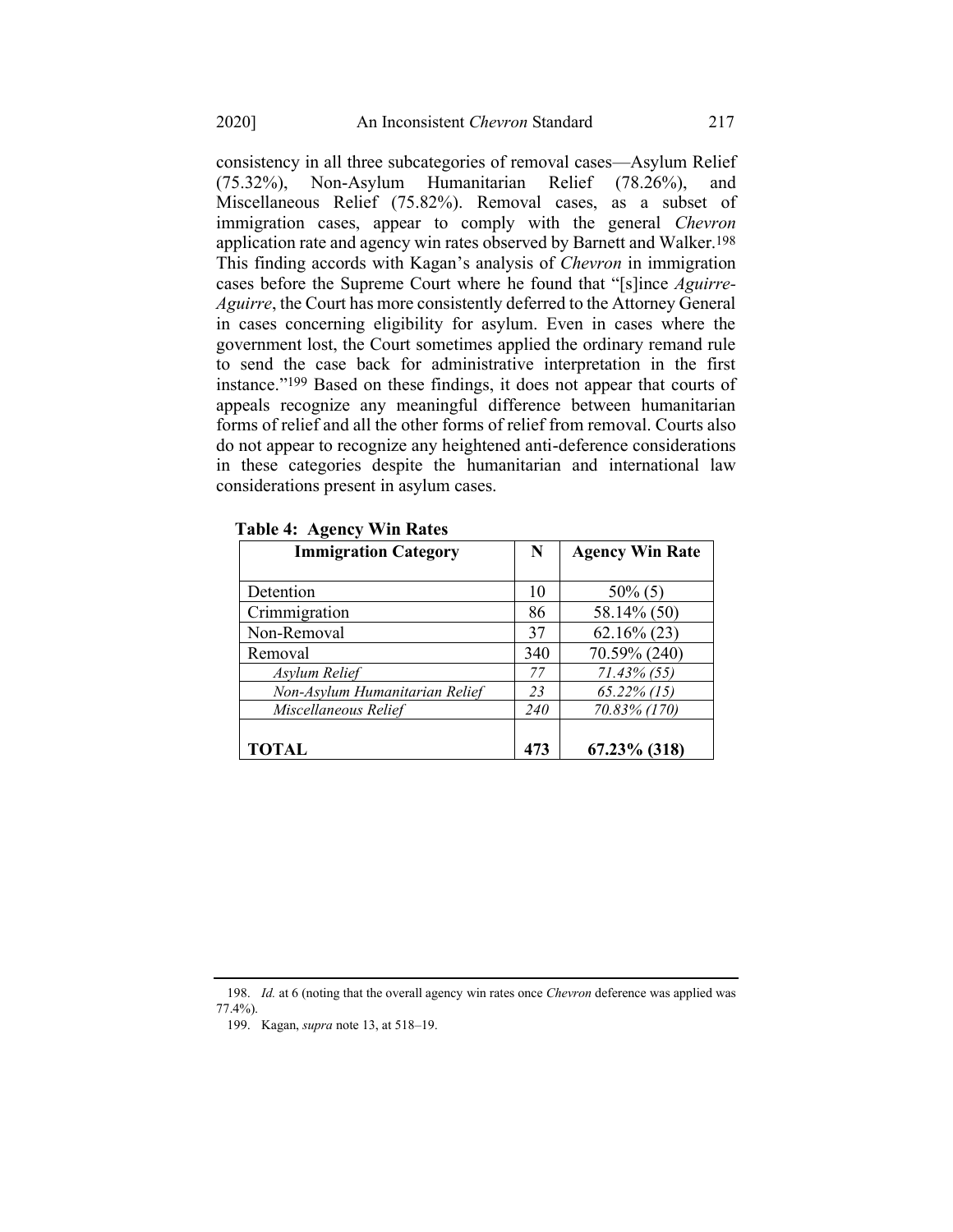consistency in all three subcategories of removal cases—Asylum Relief (75.32%), Non-Asylum Humanitarian Relief (78.26%), and Miscellaneous Relief (75.82%). Removal cases, as a subset of immigration cases, appear to comply with the general *Chevron* application rate and agency win rates observed by Barnett and Walker.[198] This finding accords with Kagan's analysis of *Chevron* in immigration cases before the Supreme Court where he found that "[s]ince *Aguirre-Aguirre*, the Court has more consistently deferred to the Attorney General in cases concerning eligibility for asylum. Even in cases where the government lost, the Court sometimes applied the ordinary remand rule to send the case back for administrative interpretation in the first instance."[199] Based on these findings, it does not appear that courts of appeals recognize any meaningful difference between humanitarian forms of relief and all the other forms of relief from removal. Courts also do not appear to recognize any heightened anti-deference considerations in these categories despite the humanitarian and international law considerations present in asylum cases.

**Table 4: Agency Win Rates**

| Immigration Category | N | Agency Win Rate |
|---|---|---|
| Detention | 10 | 50% (5) |
| Crimmigration | 86 | 58.14% (50) |
| Non-Removal | 37 | 62.16% (23) |
| Removal | 340 | 70.59% (240) |
| *Asylum Relief* | *77* | *71.43% (55)* |
| *Non-Asylum Humanitarian Relief* | *23* | *65.22% (15)* |
| *Miscellaneous Relief* | *240* | *70.83% (170)* |
| **TOTAL** | **473** | **67.23% (318)** |

198. *Id.* at 6 (noting that the overall agency win rates once *Chevron* deference was applied was 77.4%).

199. Kagan, *supra* note 13, at 518–19.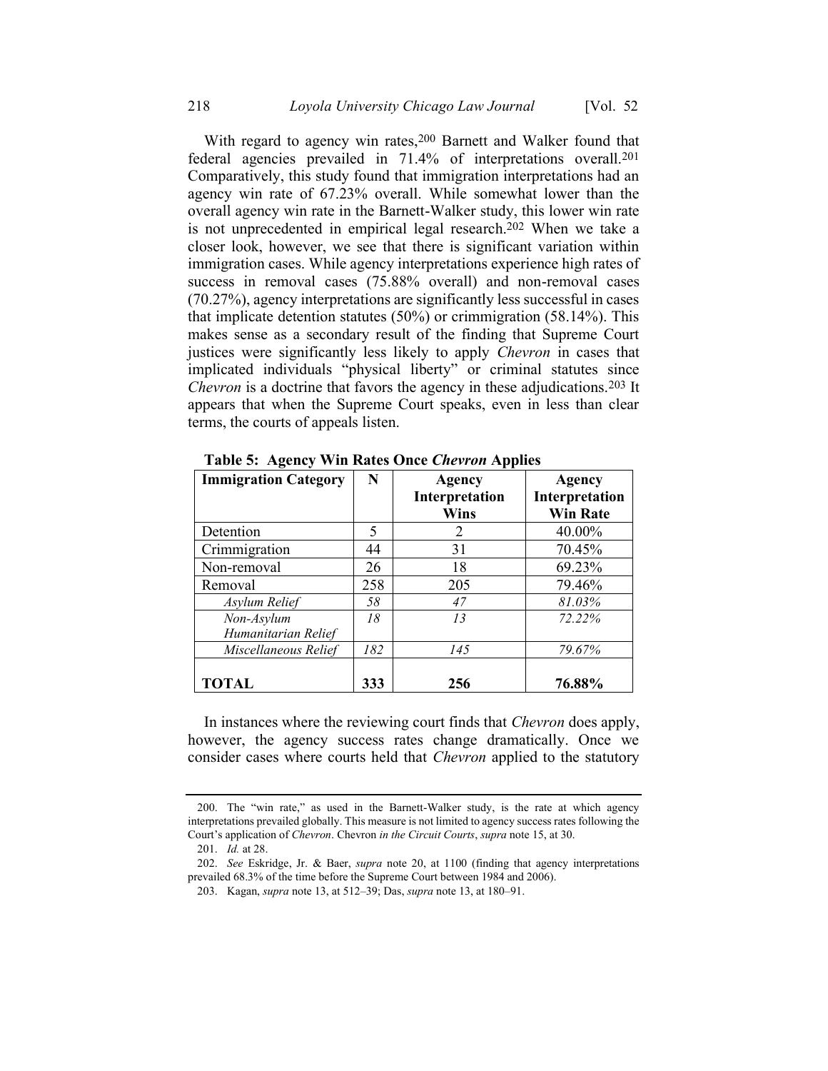With regard to agency win rates,[200] Barnett and Walker found that federal agencies prevailed in 71.4% of interpretations overall.[201] Comparatively, this study found that immigration interpretations had an agency win rate of 67.23% overall. While somewhat lower than the overall agency win rate in the Barnett-Walker study, this lower win rate is not unprecedented in empirical legal research.[202] When we take a closer look, however, we see that there is significant variation within immigration cases. While agency interpretations experience high rates of success in removal cases (75.88% overall) and non-removal cases (70.27%), agency interpretations are significantly less successful in cases that implicate detention statutes (50%) or crimmigration (58.14%). This makes sense as a secondary result of the finding that Supreme Court justices were significantly less likely to apply *Chevron* in cases that implicated individuals "physical liberty" or criminal statutes since *Chevron* is a doctrine that favors the agency in these adjudications.[203] It appears that when the Supreme Court speaks, even in less than clear terms, the courts of appeals listen.

**Table 5: Agency Win Rates Once *Chevron* Applies**

| **Immigration Category** | **N** | **Agency Interpretation Wins** | **Agency Interpretation Win Rate** |
|---|---|---|---|
| Detention | 5 | 2 | 40.00% |
| Crimmigration | 44 | 31 | 70.45% |
| Non-removal | 26 | 18 | 69.23% |
| Removal | 258 | 205 | 79.46% |
| *Asylum Relief* | *58* | *47* | *81.03%* |
| *Non-Asylum Humanitarian Relief* | *18* | *13* | *72.22%* |
| *Miscellaneous Relief* | *182* | *145* | *79.67%* |
| **TOTAL** | **333** | **256** | **76.88%** |

In instances where the reviewing court finds that *Chevron* does apply, however, the agency success rates change dramatically. Once we consider cases where courts held that *Chevron* applied to the statutory

---

200. The "win rate," as used in the Barnett-Walker study, is the rate at which agency interpretations prevailed globally. This measure is not limited to agency success rates following the Court's application of *Chevron*. Chevron *in the Circuit Courts*, *supra* note 15, at 30.

201. *Id.* at 28.

202. *See* Eskridge, Jr. & Baer, *supra* note 20, at 1100 (finding that agency interpretations prevailed 68.3% of the time before the Supreme Court between 1984 and 2006).

203. Kagan, *supra* note 13, at 512–39; Das, *supra* note 13, at 180–91.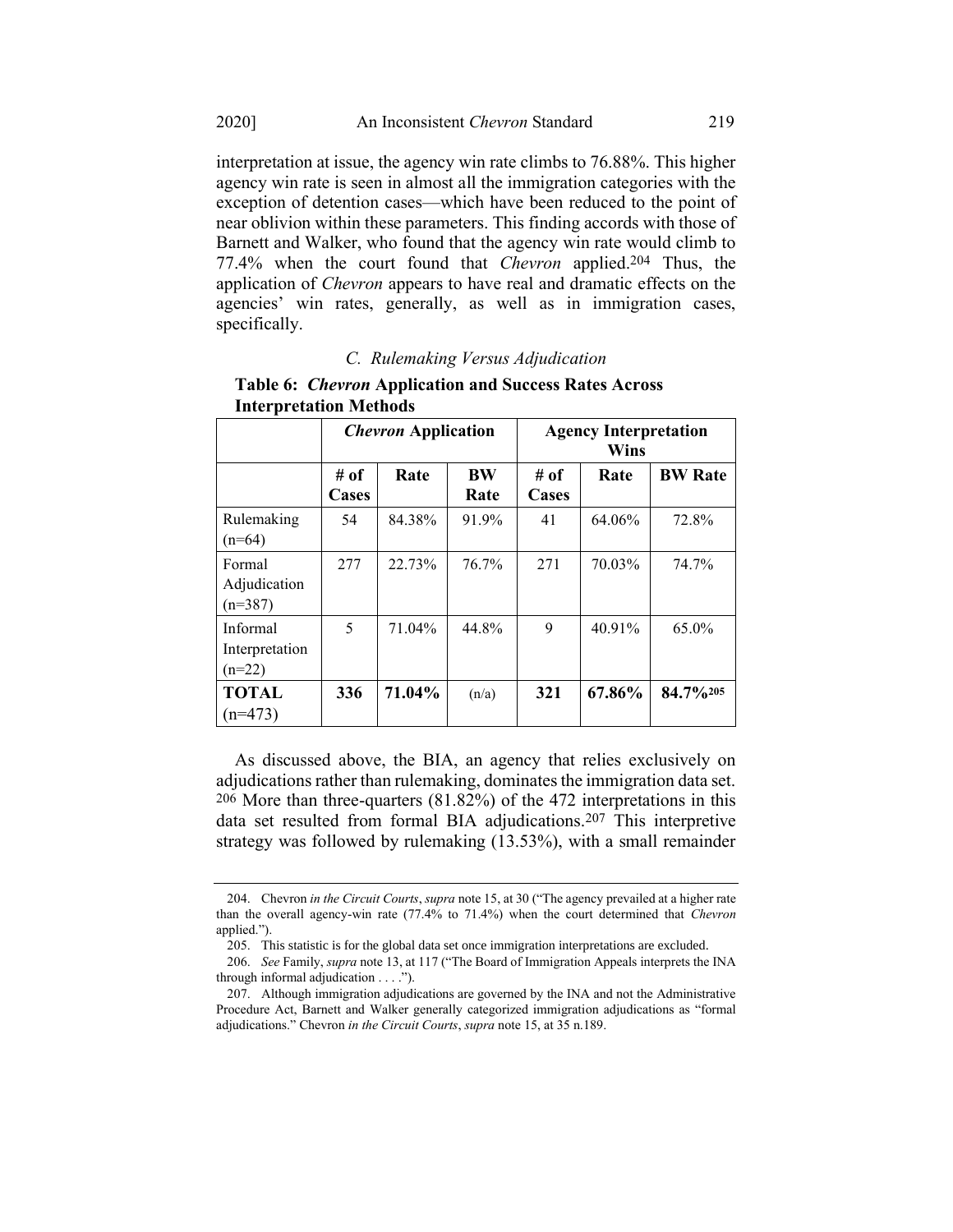interpretation at issue, the agency win rate climbs to 76.88%. This higher agency win rate is seen in almost all the immigration categories with the exception of detention cases—which have been reduced to the point of near oblivion within these parameters. This finding accords with those of Barnett and Walker, who found that the agency win rate would climb to 77.4% when the court found that *Chevron* applied.[204] Thus, the application of *Chevron* appears to have real and dramatic effects on the agencies' win rates, generally, as well as in immigration cases, specifically.

### *C. Rulemaking Versus Adjudication*

**Table 6: *Chevron* Application and Success Rates Across Interpretation Methods**

| | ***Chevron* Application** | | | **Agency Interpretation Wins** | | |
|---|---|---|---|---|---|---|
| | **# of Cases** | **Rate** | **BW Rate** | **# of Cases** | **Rate** | **BW Rate** |
| Rulemaking (n=64) | 54 | 84.38% | 91.9% | 41 | 64.06% | 72.8% |
| Formal Adjudication (n=387) | 277 | 22.73% | 76.7% | 271 | 70.03% | 74.7% |
| Informal Interpretation (n=22) | 5 | 71.04% | 44.8% | 9 | 40.91% | 65.0% |
| **TOTAL** (n=473) | **336** | **71.04%** | (n/a) | **321** | **67.86%** | **84.7%**[205] |

As discussed above, the BIA, an agency that relies exclusively on adjudications rather than rulemaking, dominates the immigration data set.[206] More than three-quarters (81.82%) of the 472 interpretations in this data set resulted from formal BIA adjudications.[207] This interpretive strategy was followed by rulemaking (13.53%), with a small remainder

---

204. Chevron *in the Circuit Courts*, *supra* note 15, at 30 ("The agency prevailed at a higher rate than the overall agency-win rate (77.4% to 71.4%) when the court determined that *Chevron* applied.").

205. This statistic is for the global data set once immigration interpretations are excluded.

206. *See* Family, *supra* note 13, at 117 ("The Board of Immigration Appeals interprets the INA through informal adjudication . . . .").

207. Although immigration adjudications are governed by the INA and not the Administrative Procedure Act, Barnett and Walker generally categorized immigration adjudications as "formal adjudications." Chevron *in the Circuit Courts*, *supra* note 15, at 35 n.189.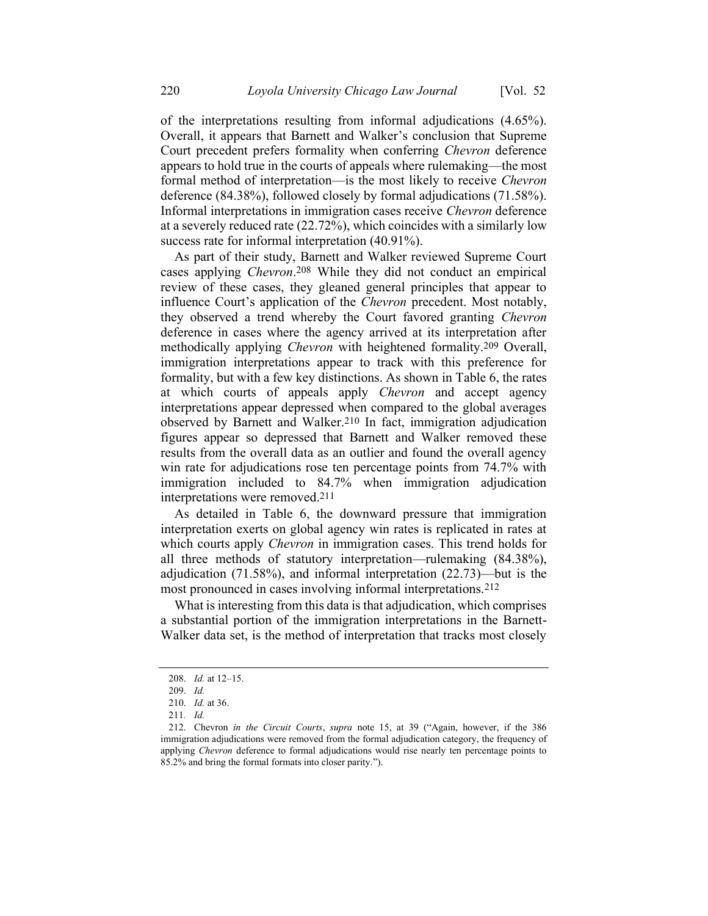of the interpretations resulting from informal adjudications (4.65%). Overall, it appears that Barnett and Walker's conclusion that Supreme Court precedent prefers formality when conferring *Chevron* deference appears to hold true in the courts of appeals where rulemaking—the most formal method of interpretation—is the most likely to receive *Chevron* deference (84.38%), followed closely by formal adjudications (71.58%). Informal interpretations in immigration cases receive *Chevron* deference at a severely reduced rate (22.72%), which coincides with a similarly low success rate for informal interpretation (40.91%).

As part of their study, Barnett and Walker reviewed Supreme Court cases applying *Chevron*.[208] While they did not conduct an empirical review of these cases, they gleaned general principles that appear to influence Court's application of the *Chevron* precedent. Most notably, they observed a trend whereby the Court favored granting *Chevron* deference in cases where the agency arrived at its interpretation after methodically applying *Chevron* with heightened formality.[209] Overall, immigration interpretations appear to track with this preference for formality, but with a few key distinctions. As shown in Table 6, the rates at which courts of appeals apply *Chevron* and accept agency interpretations appear depressed when compared to the global averages observed by Barnett and Walker.[210] In fact, immigration adjudication figures appear so depressed that Barnett and Walker removed these results from the overall data as an outlier and found the overall agency win rate for adjudications rose ten percentage points from 74.7% with immigration included to 84.7% when immigration adjudication interpretations were removed.[211]

As detailed in Table 6, the downward pressure that immigration interpretation exerts on global agency win rates is replicated in rates at which courts apply *Chevron* in immigration cases. This trend holds for all three methods of statutory interpretation—rulemaking (84.38%), adjudication (71.58%), and informal interpretation (22.73)—but is the most pronounced in cases involving informal interpretations.[212]

What is interesting from this data is that adjudication, which comprises a substantial portion of the immigration interpretations in the Barnett-Walker data set, is the method of interpretation that tracks most closely

---

208. *Id.* at 12–15.

209. *Id.*

210. *Id.* at 36.

211. *Id.*

212. Chevron *in the Circuit Courts*, *supra* note 15, at 39 ("Again, however, if the 386 immigration adjudications were removed from the formal adjudication category, the frequency of applying *Chevron* deference to formal adjudications would rise nearly ten percentage points to 85.2% and bring the formal formats into closer parity.").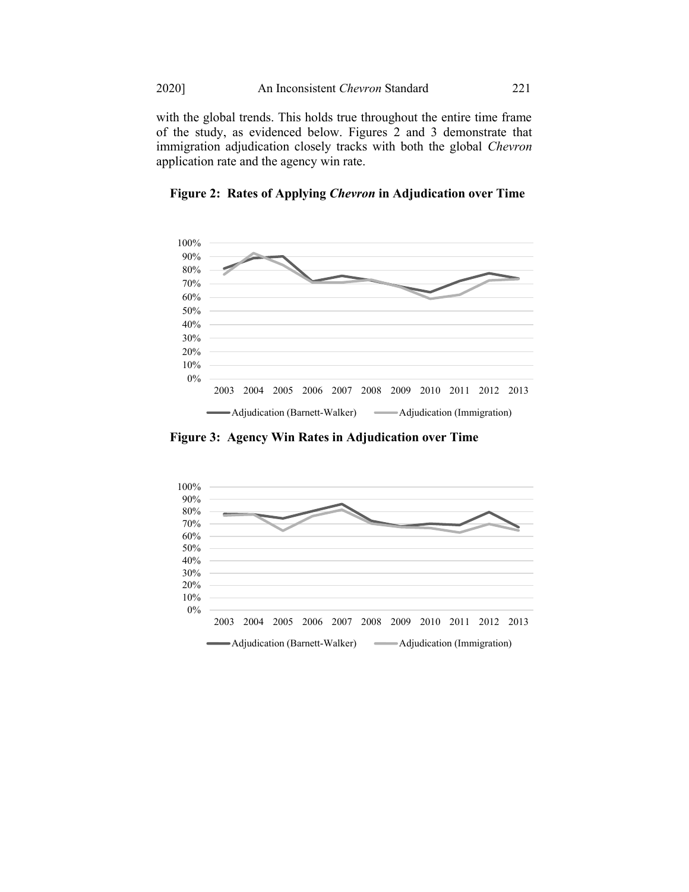with the global trends. This holds true throughout the entire time frame of the study, as evidenced below. Figures 2 and 3 demonstrate that immigration adjudication closely tracks with both the global *Chevron* application rate and the agency win rate.

**Figure 2: Rates of Applying *Chevron* in Adjudication over Time**

**Figure 3: Agency Win Rates in Adjudication over Time**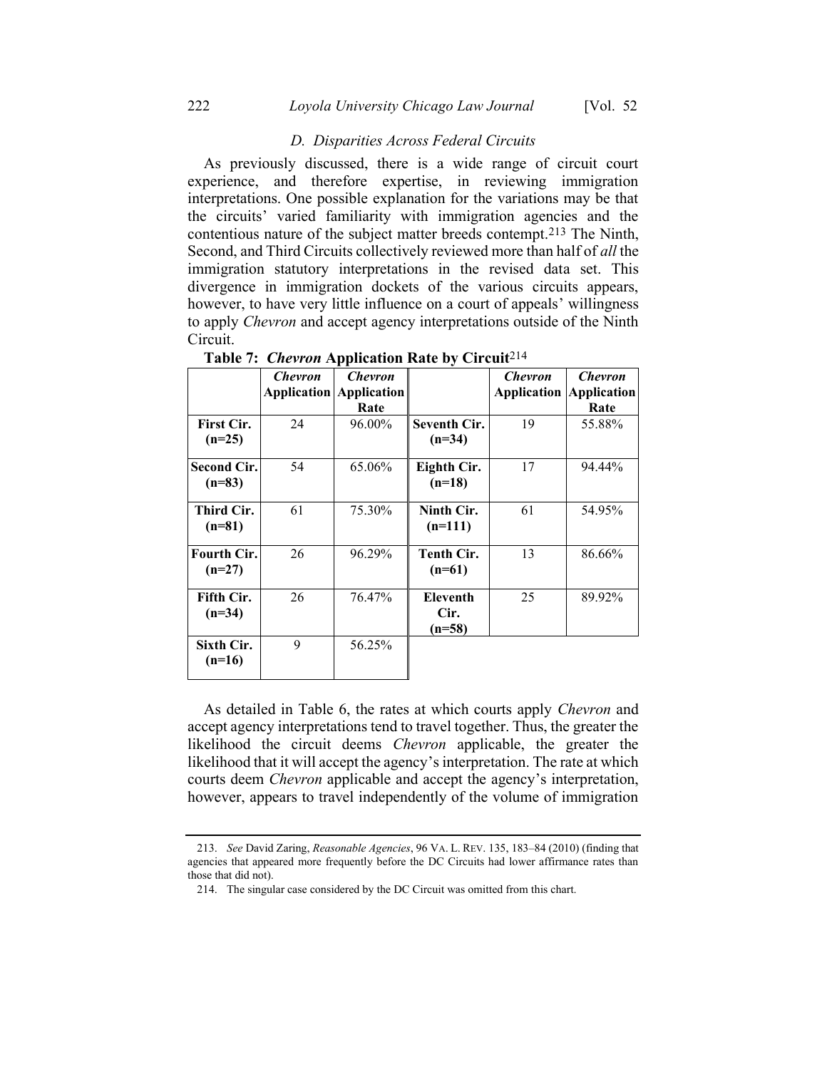### *D. Disparities Across Federal Circuits*

As previously discussed, there is a wide range of circuit court experience, and therefore expertise, in reviewing immigration interpretations. One possible explanation for the variations may be that the circuits' varied familiarity with immigration agencies and the contentious nature of the subject matter breeds contempt.[213] The Ninth, Second, and Third Circuits collectively reviewed more than half of *all* the immigration statutory interpretations in the revised data set. This divergence in immigration dockets of the various circuits appears, however, to have very little influence on a court of appeals' willingness to apply *Chevron* and accept agency interpretations outside of the Ninth Circuit.

**Table 7: *Chevron* Application Rate by Circuit**[214]

| | ***Chevron* Application** | ***Chevron* Application Rate** | | ***Chevron* Application** | ***Chevron* Application Rate** |
|---|---|---|---|---|---|
| **First Cir. (n=25)** | 24 | 96.00% | **Seventh Cir. (n=34)** | 19 | 55.88% |
| **Second Cir. (n=83)** | 54 | 65.06% | **Eighth Cir. (n=18)** | 17 | 94.44% |
| **Third Cir. (n=81)** | 61 | 75.30% | **Ninth Cir. (n=111)** | 61 | 54.95% |
| **Fourth Cir. (n=27)** | 26 | 96.29% | **Tenth Cir. (n=61)** | 13 | 86.66% |
| **Fifth Cir. (n=34)** | 26 | 76.47% | **Eleventh Cir. (n=58)** | 25 | 89.92% |
| **Sixth Cir. (n=16)** | 9 | 56.25% | | | |

As detailed in Table 6, the rates at which courts apply *Chevron* and accept agency interpretations tend to travel together. Thus, the greater the likelihood the circuit deems *Chevron* applicable, the greater the likelihood that it will accept the agency's interpretation. The rate at which courts deem *Chevron* applicable and accept the agency's interpretation, however, appears to travel independently of the volume of immigration

---

213. *See* David Zaring, *Reasonable Agencies*, 96 VA. L. REV. 135, 183–84 (2010) (finding that agencies that appeared more frequently before the DC Circuits had lower affirmance rates than those that did not).

214. The singular case considered by the DC Circuit was omitted from this chart.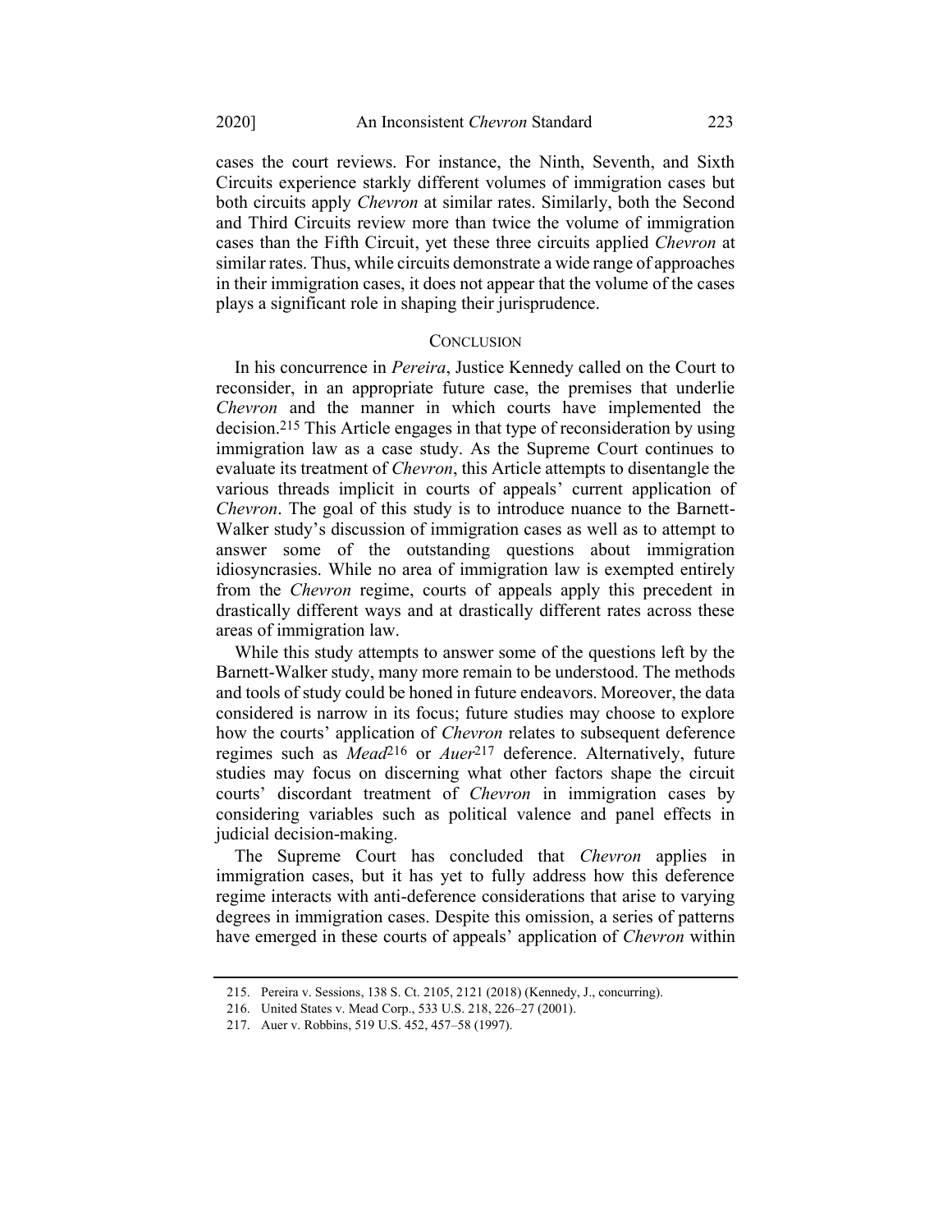cases the court reviews. For instance, the Ninth, Seventh, and Sixth Circuits experience starkly different volumes of immigration cases but both circuits apply *Chevron* at similar rates. Similarly, both the Second and Third Circuits review more than twice the volume of immigration cases than the Fifth Circuit, yet these three circuits applied *Chevron* at similar rates. Thus, while circuits demonstrate a wide range of approaches in their immigration cases, it does not appear that the volume of the cases plays a significant role in shaping their jurisprudence.

## CONCLUSION

In his concurrence in *Pereira*, Justice Kennedy called on the Court to reconsider, in an appropriate future case, the premises that underlie *Chevron* and the manner in which courts have implemented the decision.[215] This Article engages in that type of reconsideration by using immigration law as a case study. As the Supreme Court continues to evaluate its treatment of *Chevron*, this Article attempts to disentangle the various threads implicit in courts of appeals' current application of *Chevron*. The goal of this study is to introduce nuance to the Barnett-Walker study's discussion of immigration cases as well as to attempt to answer some of the outstanding questions about immigration idiosyncrasies. While no area of immigration law is exempted entirely from the *Chevron* regime, courts of appeals apply this precedent in drastically different ways and at drastically different rates across these areas of immigration law.

While this study attempts to answer some of the questions left by the Barnett-Walker study, many more remain to be understood. The methods and tools of study could be honed in future endeavors. Moreover, the data considered is narrow in its focus; future studies may choose to explore how the courts' application of *Chevron* relates to subsequent deference regimes such as *Mead*[216] or *Auer*[217] deference. Alternatively, future studies may focus on discerning what other factors shape the circuit courts' discordant treatment of *Chevron* in immigration cases by considering variables such as political valence and panel effects in judicial decision-making.

The Supreme Court has concluded that *Chevron* applies in immigration cases, but it has yet to fully address how this deference regime interacts with anti-deference considerations that arise to varying degrees in immigration cases. Despite this omission, a series of patterns have emerged in these courts of appeals' application of *Chevron* within

---

215. Pereira v. Sessions, 138 S. Ct. 2105, 2121 (2018) (Kennedy, J., concurring).

216. United States v. Mead Corp., 533 U.S. 218, 226–27 (2001).

217. Auer v. Robbins, 519 U.S. 452, 457–58 (1997).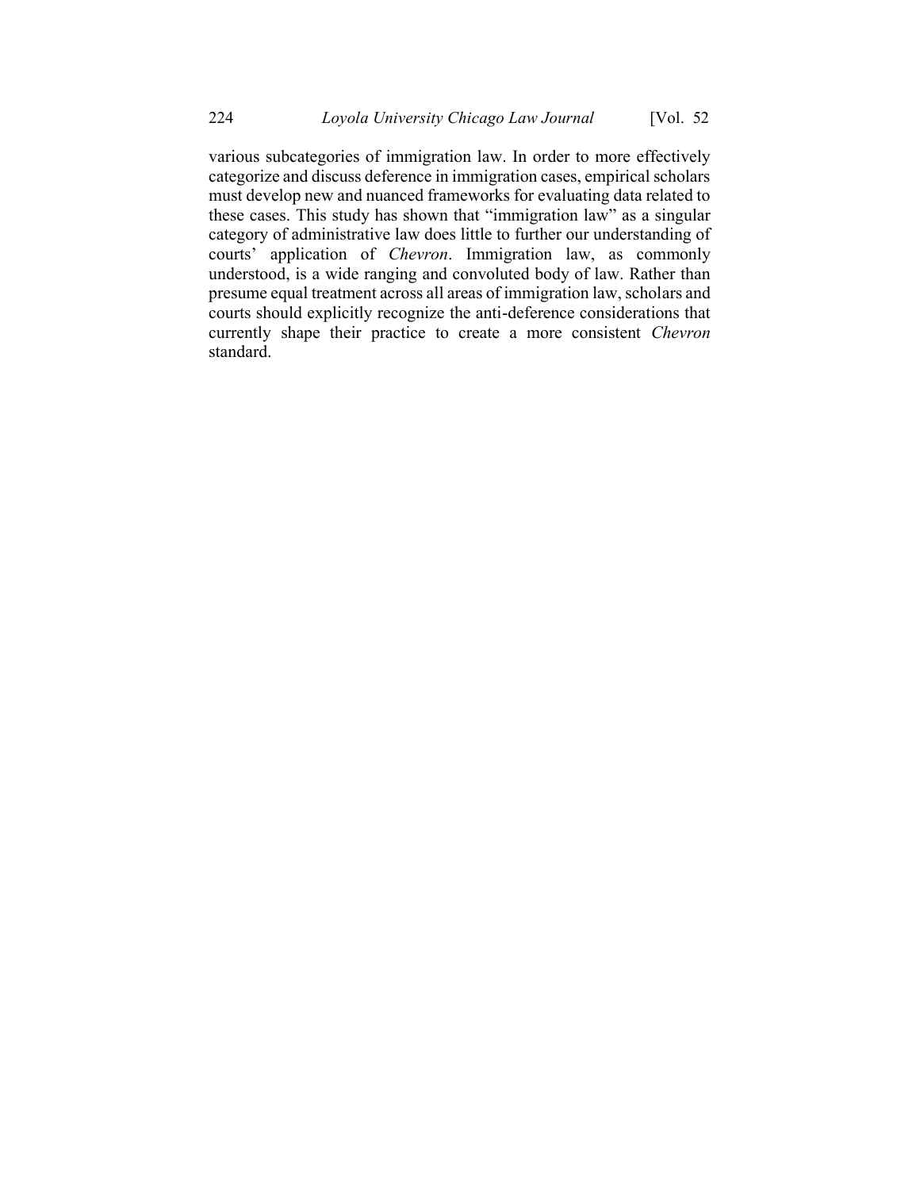various subcategories of immigration law. In order to more effectively categorize and discuss deference in immigration cases, empirical scholars must develop new and nuanced frameworks for evaluating data related to these cases. This study has shown that "immigration law" as a singular category of administrative law does little to further our understanding of courts' application of *Chevron*. Immigration law, as commonly understood, is a wide ranging and convoluted body of law. Rather than presume equal treatment across all areas of immigration law, scholars and courts should explicitly recognize the anti-deference considerations that currently shape their practice to create a more consistent *Chevron* standard.